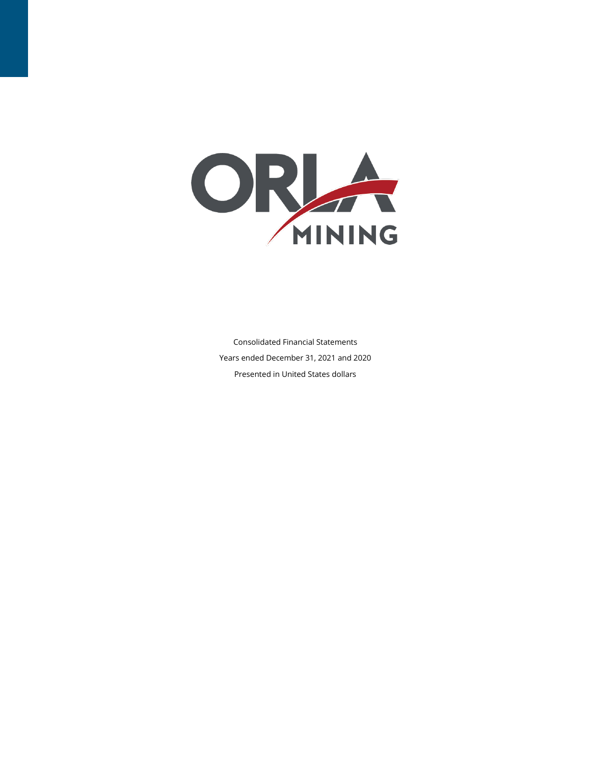ORLA MINING

Consolidated Financial Statements

Years ended December 31, 2021 and 2020

Presented in United States dollars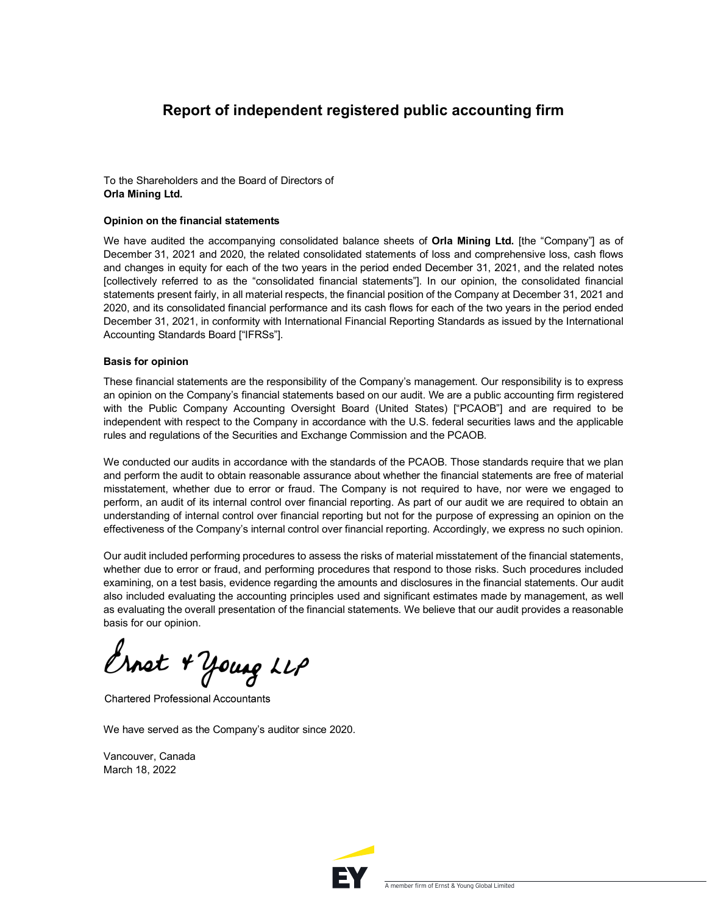# Report of independent registered public accounting firm

To the Shareholders and the Board of Directors of
**Orla Mining Ltd.**

### Opinion on the financial statements

We have audited the accompanying consolidated balance sheets of **Orla Mining Ltd.** [the "Company"] as of December 31, 2021 and 2020, the related consolidated statements of loss and comprehensive loss, cash flows and changes in equity for each of the two years in the period ended December 31, 2021, and the related notes [collectively referred to as the "consolidated financial statements"]. In our opinion, the consolidated financial statements present fairly, in all material respects, the financial position of the Company at December 31, 2021 and 2020, and its consolidated financial performance and its cash flows for each of the two years in the period ended December 31, 2021, in conformity with International Financial Reporting Standards as issued by the International Accounting Standards Board ["IFRSs"].

### Basis for opinion

These financial statements are the responsibility of the Company's management. Our responsibility is to express an opinion on the Company's financial statements based on our audit. We are a public accounting firm registered with the Public Company Accounting Oversight Board (United States) ["PCAOB"] and are required to be independent with respect to the Company in accordance with the U.S. federal securities laws and the applicable rules and regulations of the Securities and Exchange Commission and the PCAOB.

We conducted our audits in accordance with the standards of the PCAOB. Those standards require that we plan and perform the audit to obtain reasonable assurance about whether the financial statements are free of material misstatement, whether due to error or fraud. The Company is not required to have, nor were we engaged to perform, an audit of its internal control over financial reporting. As part of our audit we are required to obtain an understanding of internal control over financial reporting but not for the purpose of expressing an opinion on the effectiveness of the Company's internal control over financial reporting. Accordingly, we express no such opinion.

Our audit included performing procedures to assess the risks of material misstatement of the financial statements, whether due to error or fraud, and performing procedures that respond to those risks. Such procedures included examining, on a test basis, evidence regarding the amounts and disclosures in the financial statements. Our audit also included evaluating the accounting principles used and significant estimates made by management, as well as evaluating the overall presentation of the financial statements. We believe that our audit provides a reasonable basis for our opinion.

Ernst & Young LLP

Chartered Professional Accountants

We have served as the Company's auditor since 2020.

Vancouver, Canada
March 18, 2022

A member firm of Ernst & Young Global Limited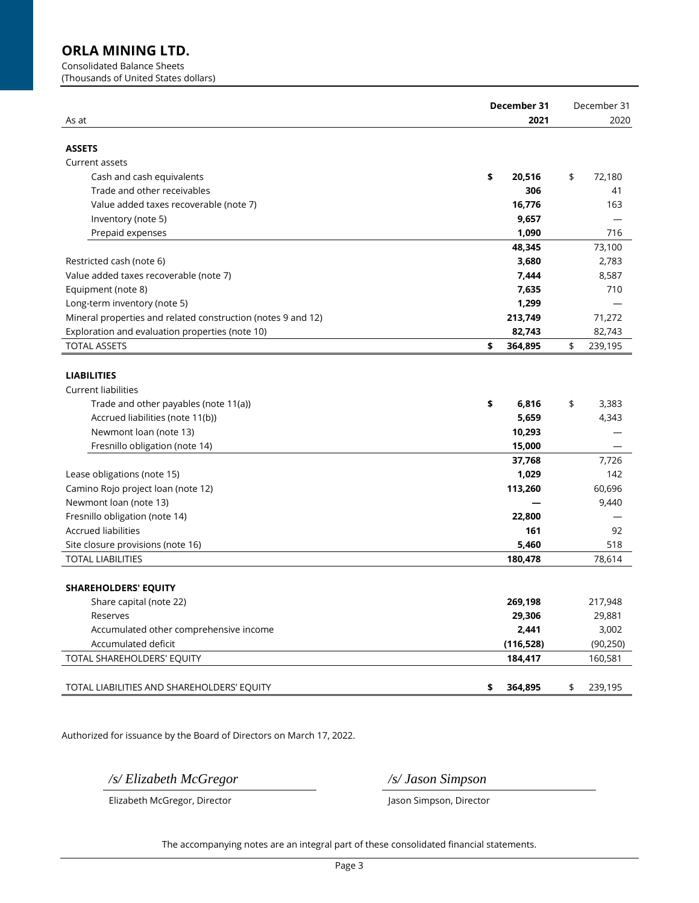# ORLA MINING LTD.

Consolidated Balance Sheets
(Thousands of United States dollars)

| As at | December 31 2021 | December 31 2020 |
|---|---|---|
| **ASSETS** | | |
| Current assets | | |
| Cash and cash equivalents | **$ 20,516** | $ 72,180 |
| Trade and other receivables | **306** | 41 |
| Value added taxes recoverable (note 7) | **16,776** | 163 |
| Inventory (note 5) | **9,657** | — |
| Prepaid expenses | **1,090** | 716 |
| | **48,345** | 73,100 |
| Restricted cash (note 6) | **3,680** | 2,783 |
| Value added taxes recoverable (note 7) | **7,444** | 8,587 |
| Equipment (note 8) | **7,635** | 710 |
| Long-term inventory (note 5) | **1,299** | — |
| Mineral properties and related construction (notes 9 and 12) | **213,749** | 71,272 |
| Exploration and evaluation properties (note 10) | **82,743** | 82,743 |
| TOTAL ASSETS | **$ 364,895** | $ 239,195 |
| **LIABILITIES** | | |
| Current liabilities | | |
| Trade and other payables (note 11(a)) | **$ 6,816** | $ 3,383 |
| Accrued liabilities (note 11(b)) | **5,659** | 4,343 |
| Newmont loan (note 13) | **10,293** | — |
| Fresnillo obligation (note 14) | **15,000** | — |
| | **37,768** | 7,726 |
| Lease obligations (note 15) | **1,029** | 142 |
| Camino Rojo project loan (note 12) | **113,260** | 60,696 |
| Newmont loan (note 13) | **—** | 9,440 |
| Fresnillo obligation (note 14) | **22,800** | — |
| Accrued liabilities | **161** | 92 |
| Site closure provisions (note 16) | **5,460** | 518 |
| TOTAL LIABILITIES | **180,478** | 78,614 |
| **SHAREHOLDERS' EQUITY** | | |
| Share capital (note 22) | **269,198** | 217,948 |
| Reserves | **29,306** | 29,881 |
| Accumulated other comprehensive income | **2,441** | 3,002 |
| Accumulated deficit | **(116,528)** | (90,250) |
| TOTAL SHAREHOLDERS' EQUITY | **184,417** | 160,581 |
| TOTAL LIABILITIES AND SHAREHOLDERS' EQUITY | **$ 364,895** | $ 239,195 |

Authorized for issuance by the Board of Directors on March 17, 2022.

*/s/ Elizabeth McGregor*
Elizabeth McGregor, Director

*/s/ Jason Simpson*
Jason Simpson, Director

The accompanying notes are an integral part of these consolidated financial statements.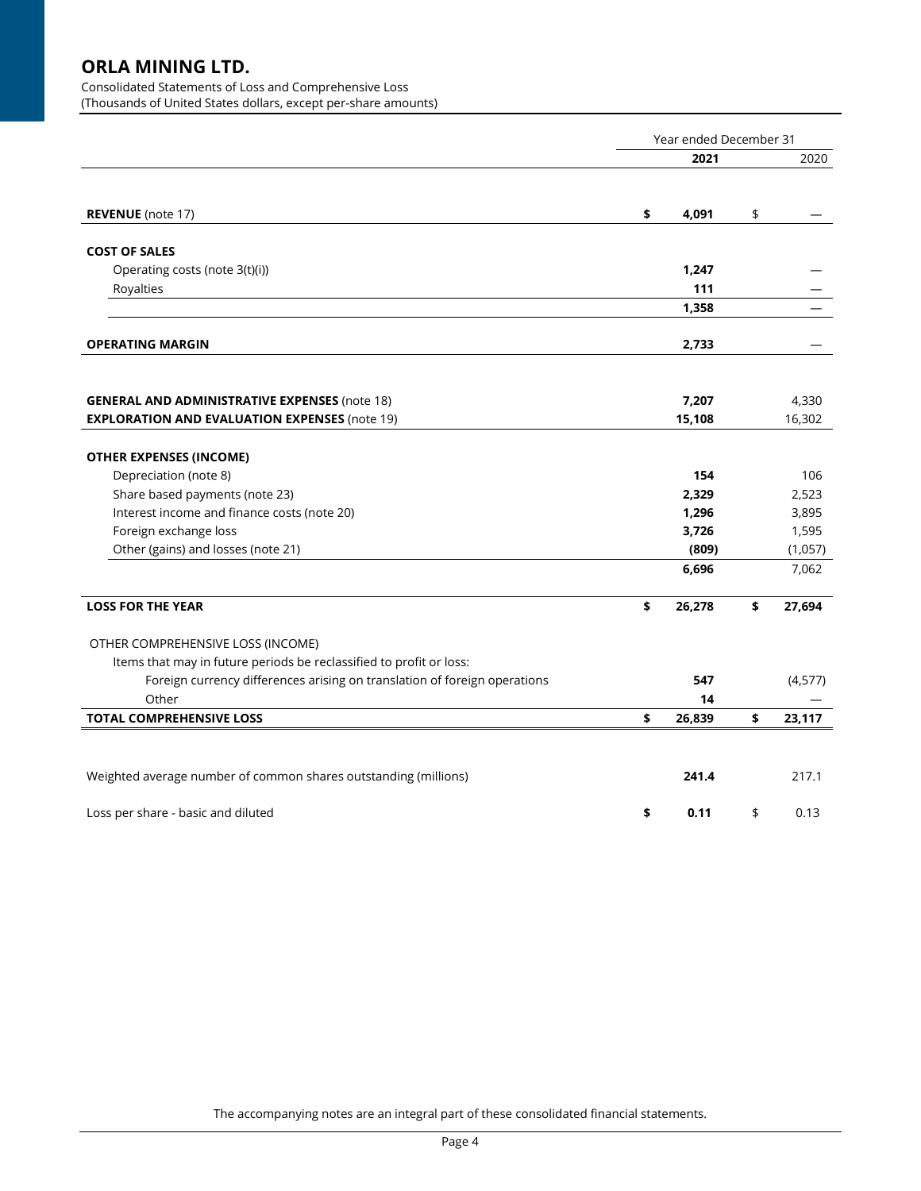# ORLA MINING LTD.

Consolidated Statements of Loss and Comprehensive Loss
(Thousands of United States dollars, except per-share amounts)

| | Year ended December 31 | |
|---|---|---|
| | **2021** | 2020 |
| **REVENUE** (note 17) | **$ 4,091** | $ — |
| **COST OF SALES** | | |
| Operating costs (note 3(t)(i)) | **1,247** | — |
| Royalties | **111** | — |
| | **1,358** | — |
| **OPERATING MARGIN** | **2,733** | — |
| **GENERAL AND ADMINISTRATIVE EXPENSES** (note 18) | **7,207** | 4,330 |
| **EXPLORATION AND EVALUATION EXPENSES** (note 19) | **15,108** | 16,302 |
| **OTHER EXPENSES (INCOME)** | | |
| Depreciation (note 8) | **154** | 106 |
| Share based payments (note 23) | **2,329** | 2,523 |
| Interest income and finance costs (note 20) | **1,296** | 3,895 |
| Foreign exchange loss | **3,726** | 1,595 |
| Other (gains) and losses (note 21) | **(809)** | (1,057) |
| | **6,696** | 7,062 |
| **LOSS FOR THE YEAR** | **$ 26,278** | **$ 27,694** |
| OTHER COMPREHENSIVE LOSS (INCOME) | | |
| Items that may in future periods be reclassified to profit or loss: | | |
| Foreign currency differences arising on translation of foreign operations | **547** | (4,577) |
| Other | **14** | — |
| **TOTAL COMPREHENSIVE LOSS** | **$ 26,839** | **$ 23,117** |
| Weighted average number of common shares outstanding (millions) | **241.4** | 217.1 |
| Loss per share - basic and diluted | **$ 0.11** | $ 0.13 |

The accompanying notes are an integral part of these consolidated financial statements.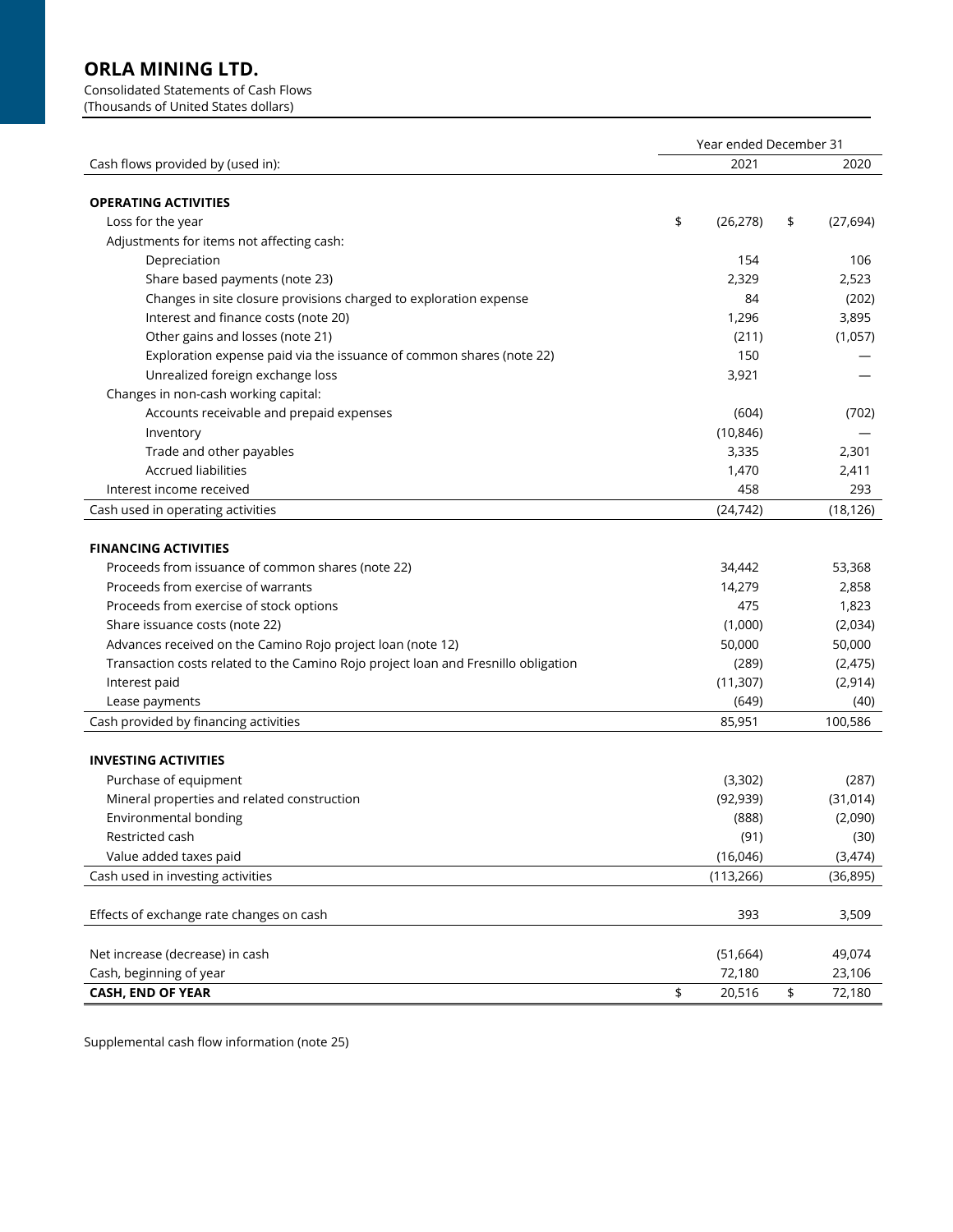# ORLA MINING LTD.

Consolidated Statements of Cash Flows
(Thousands of United States dollars)

| | Year ended December 31 | |
|---|---|---|
| Cash flows provided by (used in): | 2021 | 2020 |
| **OPERATING ACTIVITIES** | | |
| Loss for the year | $ (26,278) | $ (27,694) |
| Adjustments for items not affecting cash: | | |
| Depreciation | 154 | 106 |
| Share based payments (note 23) | 2,329 | 2,523 |
| Changes in site closure provisions charged to exploration expense | 84 | (202) |
| Interest and finance costs (note 20) | 1,296 | 3,895 |
| Other gains and losses (note 21) | (211) | (1,057) |
| Exploration expense paid via the issuance of common shares (note 22) | 150 | — |
| Unrealized foreign exchange loss | 3,921 | — |
| Changes in non-cash working capital: | | |
| Accounts receivable and prepaid expenses | (604) | (702) |
| Inventory | (10,846) | — |
| Trade and other payables | 3,335 | 2,301 |
| Accrued liabilities | 1,470 | 2,411 |
| Interest income received | 458 | 293 |
| Cash used in operating activities | (24,742) | (18,126) |
| **FINANCING ACTIVITIES** | | |
| Proceeds from issuance of common shares (note 22) | 34,442 | 53,368 |
| Proceeds from exercise of warrants | 14,279 | 2,858 |
| Proceeds from exercise of stock options | 475 | 1,823 |
| Share issuance costs (note 22) | (1,000) | (2,034) |
| Advances received on the Camino Rojo project loan (note 12) | 50,000 | 50,000 |
| Transaction costs related to the Camino Rojo project loan and Fresnillo obligation | (289) | (2,475) |
| Interest paid | (11,307) | (2,914) |
| Lease payments | (649) | (40) |
| Cash provided by financing activities | 85,951 | 100,586 |
| **INVESTING ACTIVITIES** | | |
| Purchase of equipment | (3,302) | (287) |
| Mineral properties and related construction | (92,939) | (31,014) |
| Environmental bonding | (888) | (2,090) |
| Restricted cash | (91) | (30) |
| Value added taxes paid | (16,046) | (3,474) |
| Cash used in investing activities | (113,266) | (36,895) |
| Effects of exchange rate changes on cash | 393 | 3,509 |
| Net increase (decrease) in cash | (51,664) | 49,074 |
| Cash, beginning of year | 72,180 | 23,106 |
| **CASH, END OF YEAR** | $ 20,516 | $ 72,180 |

Supplemental cash flow information (note 25)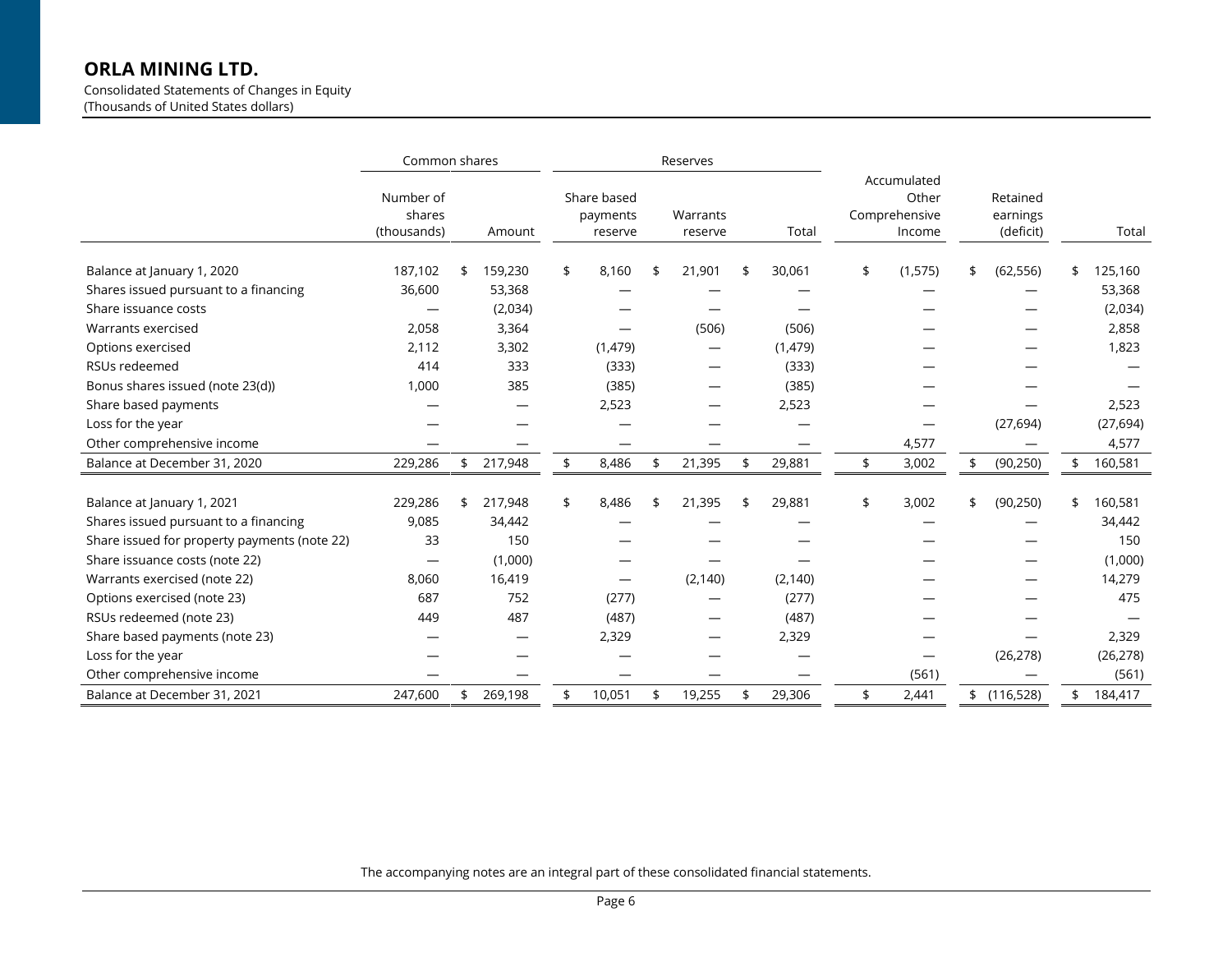## ORLA MINING LTD.

Consolidated Statements of Changes in Equity
(Thousands of United States dollars)

| | Common shares | | Reserves | | | | | |
|---|---|---|---|---|---|---|---|---|
| | Number of shares (thousands) | Amount | Share based payments reserve | Warrants reserve | Total | Accumulated Other Comprehensive Income | Retained earnings (deficit) | Total |
| Balance at January 1, 2020 | 187,102 | $ 159,230 | $ 8,160 | $ 21,901 | $ 30,061 | $ (1,575) | $ (62,556) | $ 125,160 |
| Shares issued pursuant to a financing | 36,600 | 53,368 | — | — | — | — | — | 53,368 |
| Share issuance costs | — | (2,034) | — | — | — | — | — | (2,034) |
| Warrants exercised | 2,058 | 3,364 | — | (506) | (506) | — | — | 2,858 |
| Options exercised | 2,112 | 3,302 | (1,479) | — | (1,479) | — | — | 1,823 |
| RSUs redeemed | 414 | 333 | (333) | — | (333) | — | — | — |
| Bonus shares issued (note 23(d)) | 1,000 | 385 | (385) | — | (385) | — | — | — |
| Share based payments | — | — | 2,523 | — | 2,523 | — | — | 2,523 |
| Loss for the year | — | — | — | — | — | — | (27,694) | (27,694) |
| Other comprehensive income | — | — | — | — | — | 4,577 | — | 4,577 |
| Balance at December 31, 2020 | 229,286 | $ 217,948 | $ 8,486 | $ 21,395 | $ 29,881 | $ 3,002 | $ (90,250) | $ 160,581 |
| | | | | | | | | |
| Balance at January 1, 2021 | 229,286 | $ 217,948 | $ 8,486 | $ 21,395 | $ 29,881 | $ 3,002 | $ (90,250) | $ 160,581 |
| Shares issued pursuant to a financing | 9,085 | 34,442 | — | — | — | — | — | 34,442 |
| Share issued for property payments (note 22) | 33 | 150 | — | — | — | — | — | 150 |
| Share issuance costs (note 22) | — | (1,000) | — | — | — | — | — | (1,000) |
| Warrants exercised (note 22) | 8,060 | 16,419 | — | (2,140) | (2,140) | — | — | 14,279 |
| Options exercised (note 23) | 687 | 752 | (277) | — | (277) | — | — | 475 |
| RSUs redeemed (note 23) | 449 | 487 | (487) | — | (487) | — | — | — |
| Share based payments (note 23) | — | — | 2,329 | — | 2,329 | — | — | 2,329 |
| Loss for the year | — | — | — | — | — | — | (26,278) | (26,278) |
| Other comprehensive income | — | — | — | — | — | (561) | — | (561) |
| Balance at December 31, 2021 | 247,600 | $ 269,198 | $ 10,051 | $ 19,255 | $ 29,306 | $ 2,441 | $ (116,528) | $ 184,417 |

The accompanying notes are an integral part of these consolidated financial statements.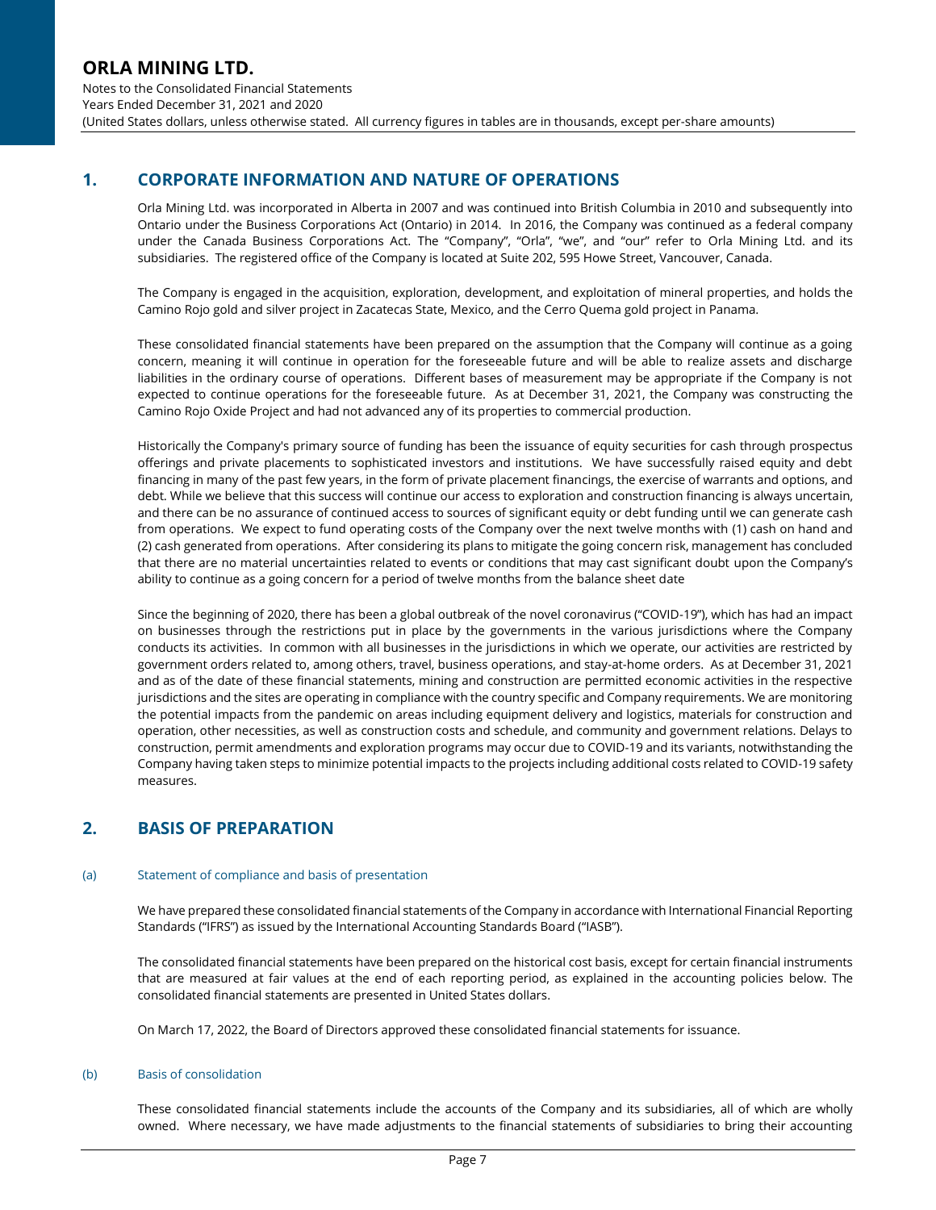## 1. CORPORATE INFORMATION AND NATURE OF OPERATIONS

Orla Mining Ltd. was incorporated in Alberta in 2007 and was continued into British Columbia in 2010 and subsequently into Ontario under the Business Corporations Act (Ontario) in 2014. In 2016, the Company was continued as a federal company under the Canada Business Corporations Act. The "Company", "Orla", "we", and "our" refer to Orla Mining Ltd. and its subsidiaries. The registered office of the Company is located at Suite 202, 595 Howe Street, Vancouver, Canada.

The Company is engaged in the acquisition, exploration, development, and exploitation of mineral properties, and holds the Camino Rojo gold and silver project in Zacatecas State, Mexico, and the Cerro Quema gold project in Panama.

These consolidated financial statements have been prepared on the assumption that the Company will continue as a going concern, meaning it will continue in operation for the foreseeable future and will be able to realize assets and discharge liabilities in the ordinary course of operations. Different bases of measurement may be appropriate if the Company is not expected to continue operations for the foreseeable future. As at December 31, 2021, the Company was constructing the Camino Rojo Oxide Project and had not advanced any of its properties to commercial production.

Historically the Company's primary source of funding has been the issuance of equity securities for cash through prospectus offerings and private placements to sophisticated investors and institutions. We have successfully raised equity and debt financing in many of the past few years, in the form of private placement financings, the exercise of warrants and options, and debt. While we believe that this success will continue our access to exploration and construction financing is always uncertain, and there can be no assurance of continued access to sources of significant equity or debt funding until we can generate cash from operations. We expect to fund operating costs of the Company over the next twelve months with (1) cash on hand and (2) cash generated from operations. After considering its plans to mitigate the going concern risk, management has concluded that there are no material uncertainties related to events or conditions that may cast significant doubt upon the Company's ability to continue as a going concern for a period of twelve months from the balance sheet date

Since the beginning of 2020, there has been a global outbreak of the novel coronavirus ("COVID-19"), which has had an impact on businesses through the restrictions put in place by the governments in the various jurisdictions where the Company conducts its activities. In common with all businesses in the jurisdictions in which we operate, our activities are restricted by government orders related to, among others, travel, business operations, and stay-at-home orders. As at December 31, 2021 and as of the date of these financial statements, mining and construction are permitted economic activities in the respective jurisdictions and the sites are operating in compliance with the country specific and Company requirements. We are monitoring the potential impacts from the pandemic on areas including equipment delivery and logistics, materials for construction and operation, other necessities, as well as construction costs and schedule, and community and government relations. Delays to construction, permit amendments and exploration programs may occur due to COVID-19 and its variants, notwithstanding the Company having taken steps to minimize potential impacts to the projects including additional costs related to COVID-19 safety measures.

## 2. BASIS OF PREPARATION

### (a) Statement of compliance and basis of presentation

We have prepared these consolidated financial statements of the Company in accordance with International Financial Reporting Standards ("IFRS") as issued by the International Accounting Standards Board ("IASB").

The consolidated financial statements have been prepared on the historical cost basis, except for certain financial instruments that are measured at fair values at the end of each reporting period, as explained in the accounting policies below. The consolidated financial statements are presented in United States dollars.

On March 17, 2022, the Board of Directors approved these consolidated financial statements for issuance.

### (b) Basis of consolidation

These consolidated financial statements include the accounts of the Company and its subsidiaries, all of which are wholly owned. Where necessary, we have made adjustments to the financial statements of subsidiaries to bring their accounting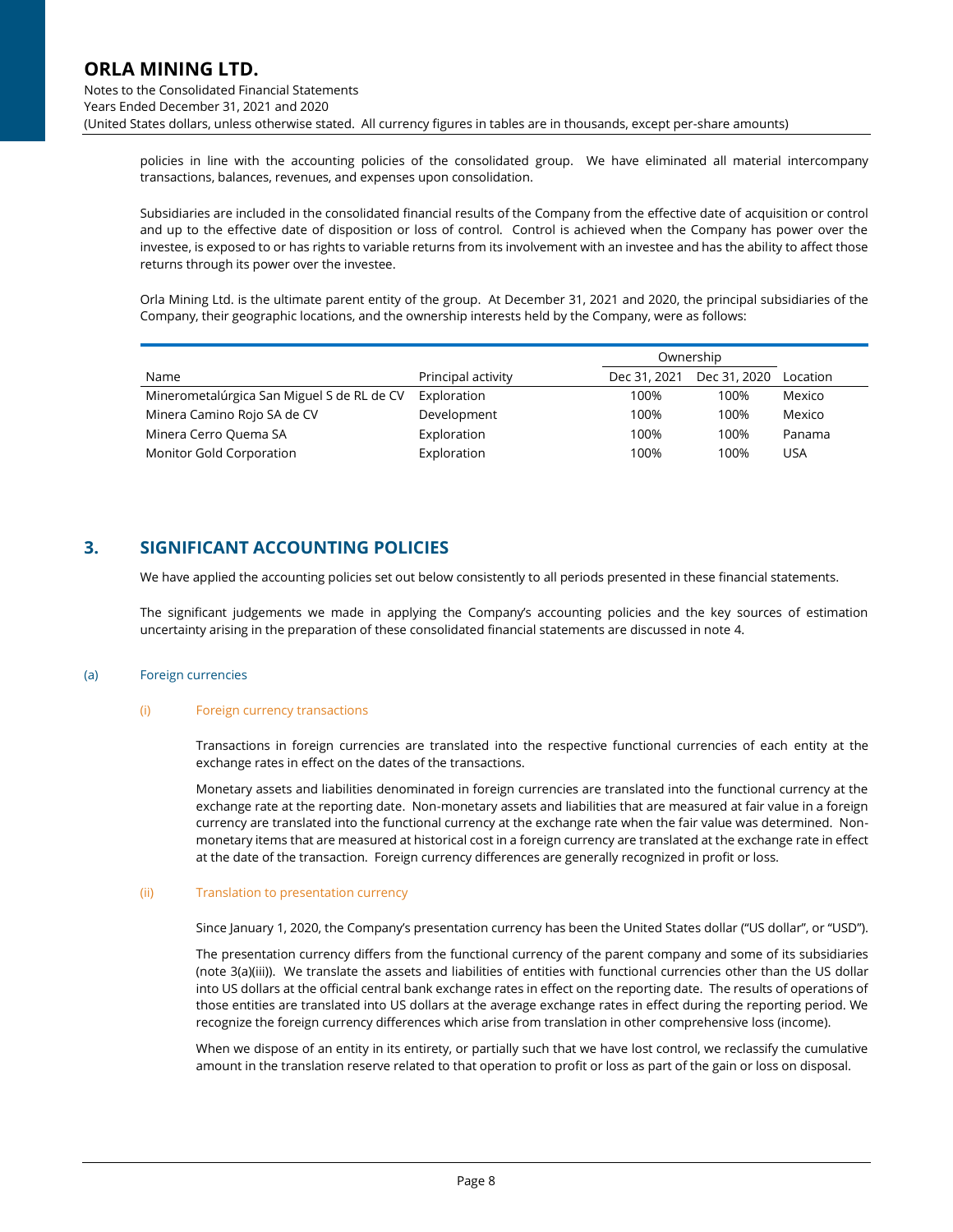policies in line with the accounting policies of the consolidated group. We have eliminated all material intercompany transactions, balances, revenues, and expenses upon consolidation.

Subsidiaries are included in the consolidated financial results of the Company from the effective date of acquisition or control and up to the effective date of disposition or loss of control. Control is achieved when the Company has power over the investee, is exposed to or has rights to variable returns from its involvement with an investee and has the ability to affect those returns through its power over the investee.

Orla Mining Ltd. is the ultimate parent entity of the group. At December 31, 2021 and 2020, the principal subsidiaries of the Company, their geographic locations, and the ownership interests held by the Company, were as follows:

| | | Ownership | | |
|---|---|---|---|---|
| Name | Principal activity | Dec 31, 2021 | Dec 31, 2020 | Location |
| Minerometalúrgica San Miguel S de RL de CV | Exploration | 100% | 100% | Mexico |
| Minera Camino Rojo SA de CV | Development | 100% | 100% | Mexico |
| Minera Cerro Quema SA | Exploration | 100% | 100% | Panama |
| Monitor Gold Corporation | Exploration | 100% | 100% | USA |

## 3. SIGNIFICANT ACCOUNTING POLICIES

We have applied the accounting policies set out below consistently to all periods presented in these financial statements.

The significant judgements we made in applying the Company's accounting policies and the key sources of estimation uncertainty arising in the preparation of these consolidated financial statements are discussed in note 4.

### (a) Foreign currencies

#### (i) Foreign currency transactions

Transactions in foreign currencies are translated into the respective functional currencies of each entity at the exchange rates in effect on the dates of the transactions.

Monetary assets and liabilities denominated in foreign currencies are translated into the functional currency at the exchange rate at the reporting date. Non-monetary assets and liabilities that are measured at fair value in a foreign currency are translated into the functional currency at the exchange rate when the fair value was determined. Non-monetary items that are measured at historical cost in a foreign currency are translated at the exchange rate in effect at the date of the transaction. Foreign currency differences are generally recognized in profit or loss.

#### (ii) Translation to presentation currency

Since January 1, 2020, the Company's presentation currency has been the United States dollar ("US dollar", or "USD").

The presentation currency differs from the functional currency of the parent company and some of its subsidiaries (note 3(a)(iii)). We translate the assets and liabilities of entities with functional currencies other than the US dollar into US dollars at the official central bank exchange rates in effect on the reporting date. The results of operations of those entities are translated into US dollars at the average exchange rates in effect during the reporting period. We recognize the foreign currency differences which arise from translation in other comprehensive loss (income).

When we dispose of an entity in its entirety, or partially such that we have lost control, we reclassify the cumulative amount in the translation reserve related to that operation to profit or loss as part of the gain or loss on disposal.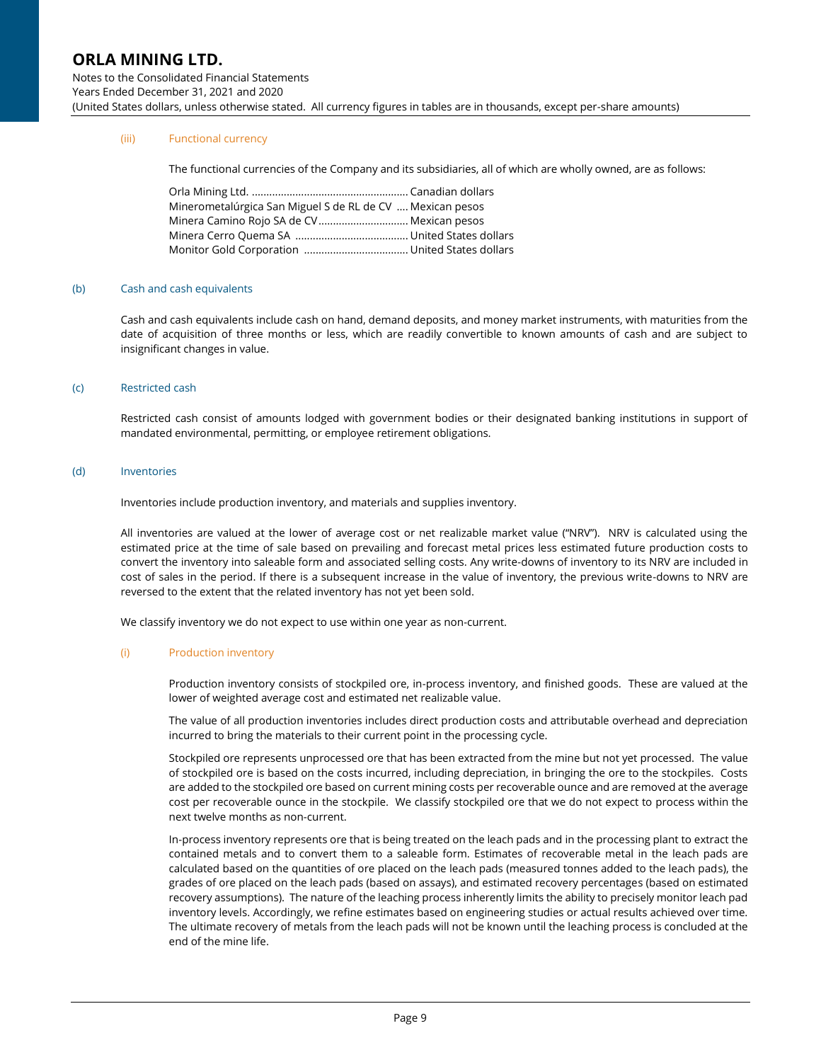#### (iii) Functional currency

The functional currencies of the Company and its subsidiaries, all of which are wholly owned, are as follows:

| | |
|---|---|
| Orla Mining Ltd. | Canadian dollars |
| Minerometalúrgica San Miguel S de RL de CV | Mexican pesos |
| Minera Camino Rojo SA de CV | Mexican pesos |
| Minera Cerro Quema SA | United States dollars |
| Monitor Gold Corporation | United States dollars |

### (b) Cash and cash equivalents

Cash and cash equivalents include cash on hand, demand deposits, and money market instruments, with maturities from the date of acquisition of three months or less, which are readily convertible to known amounts of cash and are subject to insignificant changes in value.

### (c) Restricted cash

Restricted cash consist of amounts lodged with government bodies or their designated banking institutions in support of mandated environmental, permitting, or employee retirement obligations.

### (d) Inventories

Inventories include production inventory, and materials and supplies inventory.

All inventories are valued at the lower of average cost or net realizable market value ("NRV"). NRV is calculated using the estimated price at the time of sale based on prevailing and forecast metal prices less estimated future production costs to convert the inventory into saleable form and associated selling costs. Any write-downs of inventory to its NRV are included in cost of sales in the period. If there is a subsequent increase in the value of inventory, the previous write-downs to NRV are reversed to the extent that the related inventory has not yet been sold.

We classify inventory we do not expect to use within one year as non-current.

#### (i) Production inventory

Production inventory consists of stockpiled ore, in-process inventory, and finished goods. These are valued at the lower of weighted average cost and estimated net realizable value.

The value of all production inventories includes direct production costs and attributable overhead and depreciation incurred to bring the materials to their current point in the processing cycle.

Stockpiled ore represents unprocessed ore that has been extracted from the mine but not yet processed. The value of stockpiled ore is based on the costs incurred, including depreciation, in bringing the ore to the stockpiles. Costs are added to the stockpiled ore based on current mining costs per recoverable ounce and are removed at the average cost per recoverable ounce in the stockpile. We classify stockpiled ore that we do not expect to process within the next twelve months as non-current.

In-process inventory represents ore that is being treated on the leach pads and in the processing plant to extract the contained metals and to convert them to a saleable form. Estimates of recoverable metal in the leach pads are calculated based on the quantities of ore placed on the leach pads (measured tonnes added to the leach pads), the grades of ore placed on the leach pads (based on assays), and estimated recovery percentages (based on estimated recovery assumptions). The nature of the leaching process inherently limits the ability to precisely monitor leach pad inventory levels. Accordingly, we refine estimates based on engineering studies or actual results achieved over time. The ultimate recovery of metals from the leach pads will not be known until the leaching process is concluded at the end of the mine life.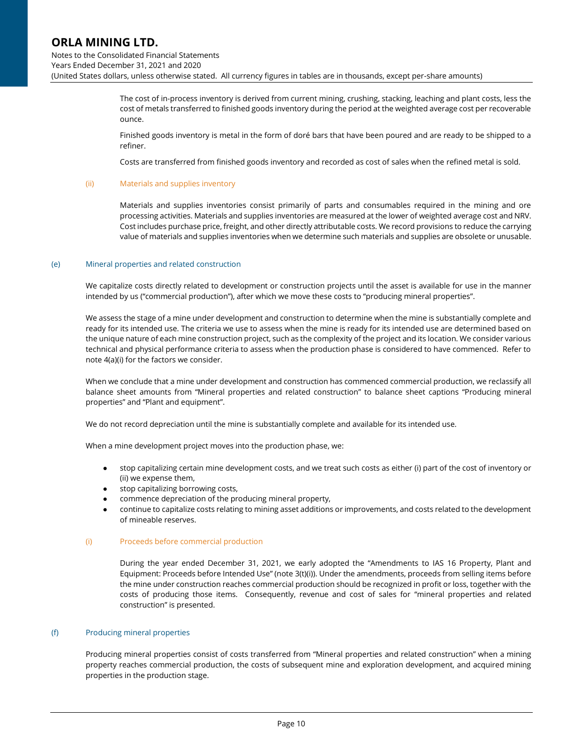The cost of in-process inventory is derived from current mining, crushing, stacking, leaching and plant costs, less the cost of metals transferred to finished goods inventory during the period at the weighted average cost per recoverable ounce.

Finished goods inventory is metal in the form of doré bars that have been poured and are ready to be shipped to a refiner.

Costs are transferred from finished goods inventory and recorded as cost of sales when the refined metal is sold.

#### (ii) Materials and supplies inventory

Materials and supplies inventories consist primarily of parts and consumables required in the mining and ore processing activities. Materials and supplies inventories are measured at the lower of weighted average cost and NRV. Cost includes purchase price, freight, and other directly attributable costs. We record provisions to reduce the carrying value of materials and supplies inventories when we determine such materials and supplies are obsolete or unusable.

### (e) Mineral properties and related construction

We capitalize costs directly related to development or construction projects until the asset is available for use in the manner intended by us ("commercial production"), after which we move these costs to "producing mineral properties".

We assess the stage of a mine under development and construction to determine when the mine is substantially complete and ready for its intended use. The criteria we use to assess when the mine is ready for its intended use are determined based on the unique nature of each mine construction project, such as the complexity of the project and its location. We consider various technical and physical performance criteria to assess when the production phase is considered to have commenced. Refer to note 4(a)(i) for the factors we consider.

When we conclude that a mine under development and construction has commenced commercial production, we reclassify all balance sheet amounts from "Mineral properties and related construction" to balance sheet captions "Producing mineral properties" and "Plant and equipment".

We do not record depreciation until the mine is substantially complete and available for its intended use.

When a mine development project moves into the production phase, we:

- stop capitalizing certain mine development costs, and we treat such costs as either (i) part of the cost of inventory or (ii) we expense them,
- stop capitalizing borrowing costs,
- commence depreciation of the producing mineral property,
- continue to capitalize costs relating to mining asset additions or improvements, and costs related to the development of mineable reserves.

#### (i) Proceeds before commercial production

During the year ended December 31, 2021, we early adopted the "Amendments to IAS 16 Property, Plant and Equipment: Proceeds before Intended Use" (note 3(t)(i)). Under the amendments, proceeds from selling items before the mine under construction reaches commercial production should be recognized in profit or loss, together with the costs of producing those items. Consequently, revenue and cost of sales for "mineral properties and related construction" is presented.

### (f) Producing mineral properties

Producing mineral properties consist of costs transferred from "Mineral properties and related construction" when a mining property reaches commercial production, the costs of subsequent mine and exploration development, and acquired mining properties in the production stage.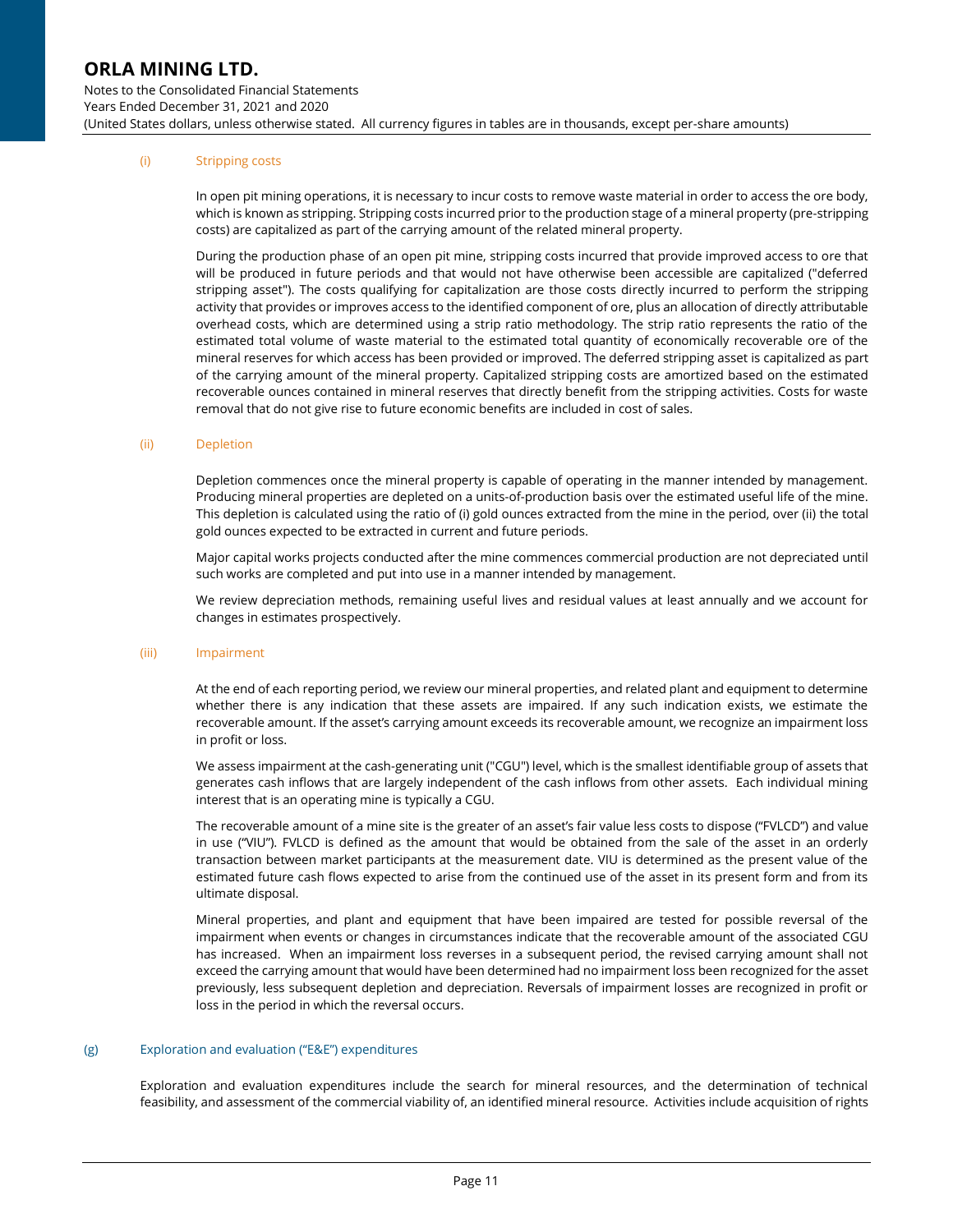#### (i) Stripping costs

In open pit mining operations, it is necessary to incur costs to remove waste material in order to access the ore body, which is known as stripping. Stripping costs incurred prior to the production stage of a mineral property (pre-stripping costs) are capitalized as part of the carrying amount of the related mineral property.

During the production phase of an open pit mine, stripping costs incurred that provide improved access to ore that will be produced in future periods and that would not have otherwise been accessible are capitalized ("deferred stripping asset"). The costs qualifying for capitalization are those costs directly incurred to perform the stripping activity that provides or improves access to the identified component of ore, plus an allocation of directly attributable overhead costs, which are determined using a strip ratio methodology. The strip ratio represents the ratio of the estimated total volume of waste material to the estimated total quantity of economically recoverable ore of the mineral reserves for which access has been provided or improved. The deferred stripping asset is capitalized as part of the carrying amount of the mineral property. Capitalized stripping costs are amortized based on the estimated recoverable ounces contained in mineral reserves that directly benefit from the stripping activities. Costs for waste removal that do not give rise to future economic benefits are included in cost of sales.

#### (ii) Depletion

Depletion commences once the mineral property is capable of operating in the manner intended by management. Producing mineral properties are depleted on a units-of-production basis over the estimated useful life of the mine. This depletion is calculated using the ratio of (i) gold ounces extracted from the mine in the period, over (ii) the total gold ounces expected to be extracted in current and future periods.

Major capital works projects conducted after the mine commences commercial production are not depreciated until such works are completed and put into use in a manner intended by management.

We review depreciation methods, remaining useful lives and residual values at least annually and we account for changes in estimates prospectively.

#### (iii) Impairment

At the end of each reporting period, we review our mineral properties, and related plant and equipment to determine whether there is any indication that these assets are impaired. If any such indication exists, we estimate the recoverable amount. If the asset's carrying amount exceeds its recoverable amount, we recognize an impairment loss in profit or loss.

We assess impairment at the cash-generating unit ("CGU") level, which is the smallest identifiable group of assets that generates cash inflows that are largely independent of the cash inflows from other assets. Each individual mining interest that is an operating mine is typically a CGU.

The recoverable amount of a mine site is the greater of an asset's fair value less costs to dispose ("FVLCD") and value in use ("VIU"). FVLCD is defined as the amount that would be obtained from the sale of the asset in an orderly transaction between market participants at the measurement date. VIU is determined as the present value of the estimated future cash flows expected to arise from the continued use of the asset in its present form and from its ultimate disposal.

Mineral properties, and plant and equipment that have been impaired are tested for possible reversal of the impairment when events or changes in circumstances indicate that the recoverable amount of the associated CGU has increased. When an impairment loss reverses in a subsequent period, the revised carrying amount shall not exceed the carrying amount that would have been determined had no impairment loss been recognized for the asset previously, less subsequent depletion and depreciation. Reversals of impairment losses are recognized in profit or loss in the period in which the reversal occurs.

### (g) Exploration and evaluation ("E&E") expenditures

Exploration and evaluation expenditures include the search for mineral resources, and the determination of technical feasibility, and assessment of the commercial viability of, an identified mineral resource. Activities include acquisition of rights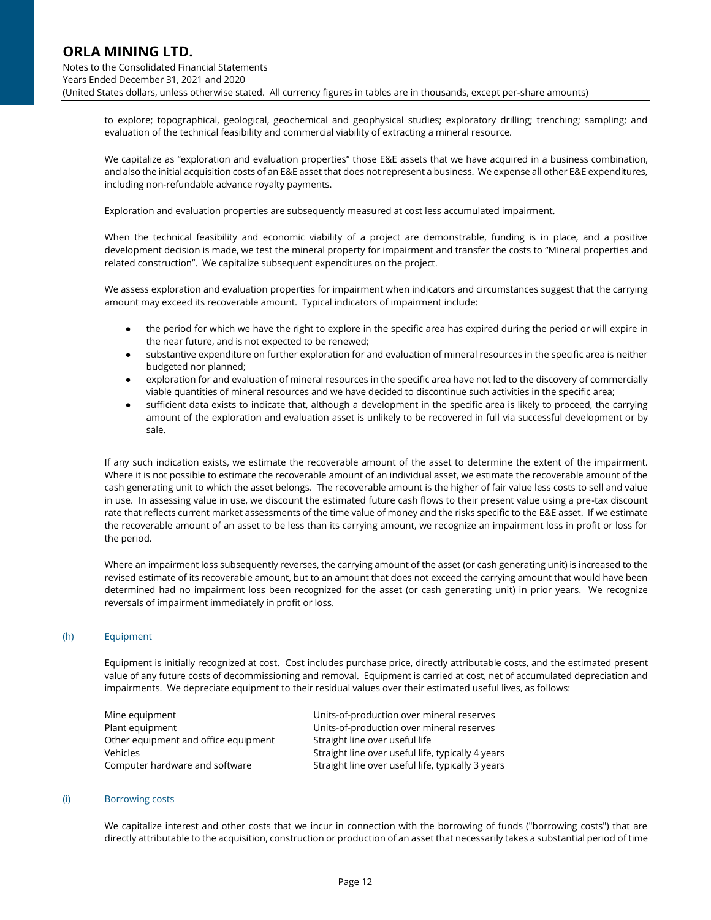to explore; topographical, geological, geochemical and geophysical studies; exploratory drilling; trenching; sampling; and evaluation of the technical feasibility and commercial viability of extracting a mineral resource.

We capitalize as "exploration and evaluation properties" those E&E assets that we have acquired in a business combination, and also the initial acquisition costs of an E&E asset that does not represent a business. We expense all other E&E expenditures, including non-refundable advance royalty payments.

Exploration and evaluation properties are subsequently measured at cost less accumulated impairment.

When the technical feasibility and economic viability of a project are demonstrable, funding is in place, and a positive development decision is made, we test the mineral property for impairment and transfer the costs to "Mineral properties and related construction". We capitalize subsequent expenditures on the project.

We assess exploration and evaluation properties for impairment when indicators and circumstances suggest that the carrying amount may exceed its recoverable amount. Typical indicators of impairment include:

- the period for which we have the right to explore in the specific area has expired during the period or will expire in the near future, and is not expected to be renewed;
- substantive expenditure on further exploration for and evaluation of mineral resources in the specific area is neither budgeted nor planned;
- exploration for and evaluation of mineral resources in the specific area have not led to the discovery of commercially viable quantities of mineral resources and we have decided to discontinue such activities in the specific area;
- sufficient data exists to indicate that, although a development in the specific area is likely to proceed, the carrying amount of the exploration and evaluation asset is unlikely to be recovered in full via successful development or by sale.

If any such indication exists, we estimate the recoverable amount of the asset to determine the extent of the impairment. Where it is not possible to estimate the recoverable amount of an individual asset, we estimate the recoverable amount of the cash generating unit to which the asset belongs. The recoverable amount is the higher of fair value less costs to sell and value in use. In assessing value in use, we discount the estimated future cash flows to their present value using a pre-tax discount rate that reflects current market assessments of the time value of money and the risks specific to the E&E asset. If we estimate the recoverable amount of an asset to be less than its carrying amount, we recognize an impairment loss in profit or loss for the period.

Where an impairment loss subsequently reverses, the carrying amount of the asset (or cash generating unit) is increased to the revised estimate of its recoverable amount, but to an amount that does not exceed the carrying amount that would have been determined had no impairment loss been recognized for the asset (or cash generating unit) in prior years. We recognize reversals of impairment immediately in profit or loss.

### (h) Equipment

Equipment is initially recognized at cost. Cost includes purchase price, directly attributable costs, and the estimated present value of any future costs of decommissioning and removal. Equipment is carried at cost, net of accumulated depreciation and impairments. We depreciate equipment to their residual values over their estimated useful lives, as follows:

| | |
|---|---|
| Mine equipment | Units-of-production over mineral reserves |
| Plant equipment | Units-of-production over mineral reserves |
| Other equipment and office equipment | Straight line over useful life |
| Vehicles | Straight line over useful life, typically 4 years |
| Computer hardware and software | Straight line over useful life, typically 3 years |

### (i) Borrowing costs

We capitalize interest and other costs that we incur in connection with the borrowing of funds ("borrowing costs") that are directly attributable to the acquisition, construction or production of an asset that necessarily takes a substantial period of time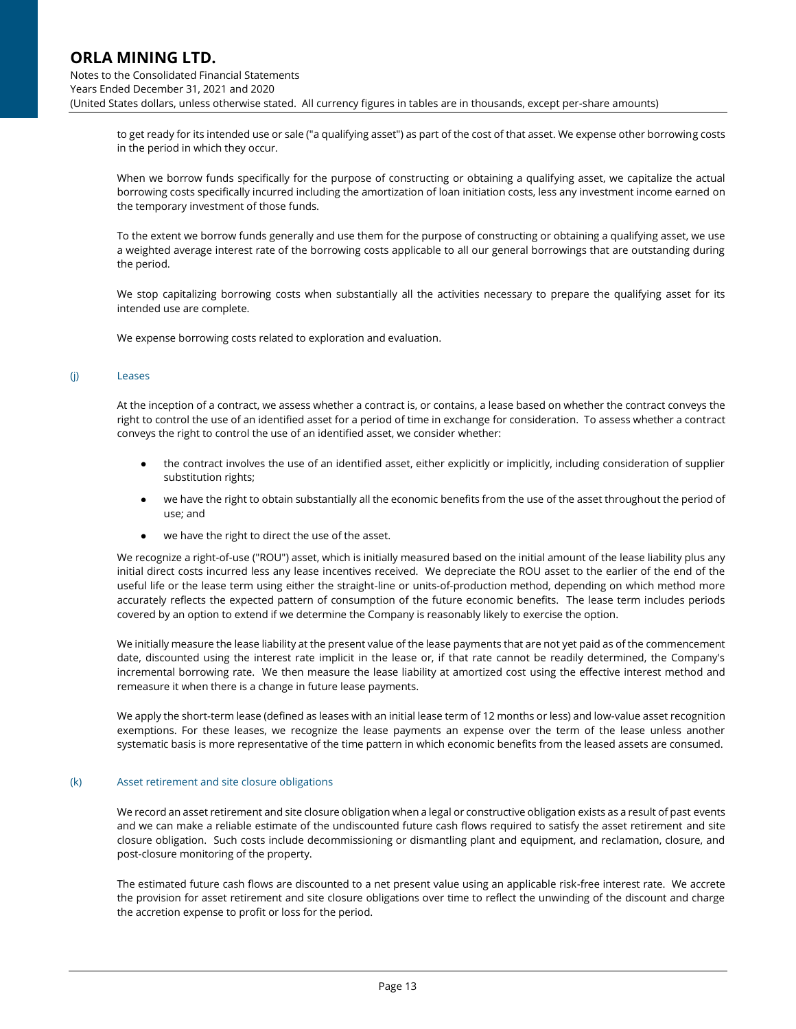to get ready for its intended use or sale ("a qualifying asset") as part of the cost of that asset. We expense other borrowing costs in the period in which they occur.

When we borrow funds specifically for the purpose of constructing or obtaining a qualifying asset, we capitalize the actual borrowing costs specifically incurred including the amortization of loan initiation costs, less any investment income earned on the temporary investment of those funds.

To the extent we borrow funds generally and use them for the purpose of constructing or obtaining a qualifying asset, we use a weighted average interest rate of the borrowing costs applicable to all our general borrowings that are outstanding during the period.

We stop capitalizing borrowing costs when substantially all the activities necessary to prepare the qualifying asset for its intended use are complete.

We expense borrowing costs related to exploration and evaluation.

### (j) Leases

At the inception of a contract, we assess whether a contract is, or contains, a lease based on whether the contract conveys the right to control the use of an identified asset for a period of time in exchange for consideration. To assess whether a contract conveys the right to control the use of an identified asset, we consider whether:

- the contract involves the use of an identified asset, either explicitly or implicitly, including consideration of supplier substitution rights;
- we have the right to obtain substantially all the economic benefits from the use of the asset throughout the period of use; and
- we have the right to direct the use of the asset.

We recognize a right-of-use ("ROU") asset, which is initially measured based on the initial amount of the lease liability plus any initial direct costs incurred less any lease incentives received. We depreciate the ROU asset to the earlier of the end of the useful life or the lease term using either the straight-line or units-of-production method, depending on which method more accurately reflects the expected pattern of consumption of the future economic benefits. The lease term includes periods covered by an option to extend if we determine the Company is reasonably likely to exercise the option.

We initially measure the lease liability at the present value of the lease payments that are not yet paid as of the commencement date, discounted using the interest rate implicit in the lease or, if that rate cannot be readily determined, the Company's incremental borrowing rate. We then measure the lease liability at amortized cost using the effective interest method and remeasure it when there is a change in future lease payments.

We apply the short-term lease (defined as leases with an initial lease term of 12 months or less) and low-value asset recognition exemptions. For these leases, we recognize the lease payments an expense over the term of the lease unless another systematic basis is more representative of the time pattern in which economic benefits from the leased assets are consumed.

### (k) Asset retirement and site closure obligations

We record an asset retirement and site closure obligation when a legal or constructive obligation exists as a result of past events and we can make a reliable estimate of the undiscounted future cash flows required to satisfy the asset retirement and site closure obligation. Such costs include decommissioning or dismantling plant and equipment, and reclamation, closure, and post-closure monitoring of the property.

The estimated future cash flows are discounted to a net present value using an applicable risk-free interest rate. We accrete the provision for asset retirement and site closure obligations over time to reflect the unwinding of the discount and charge the accretion expense to profit or loss for the period.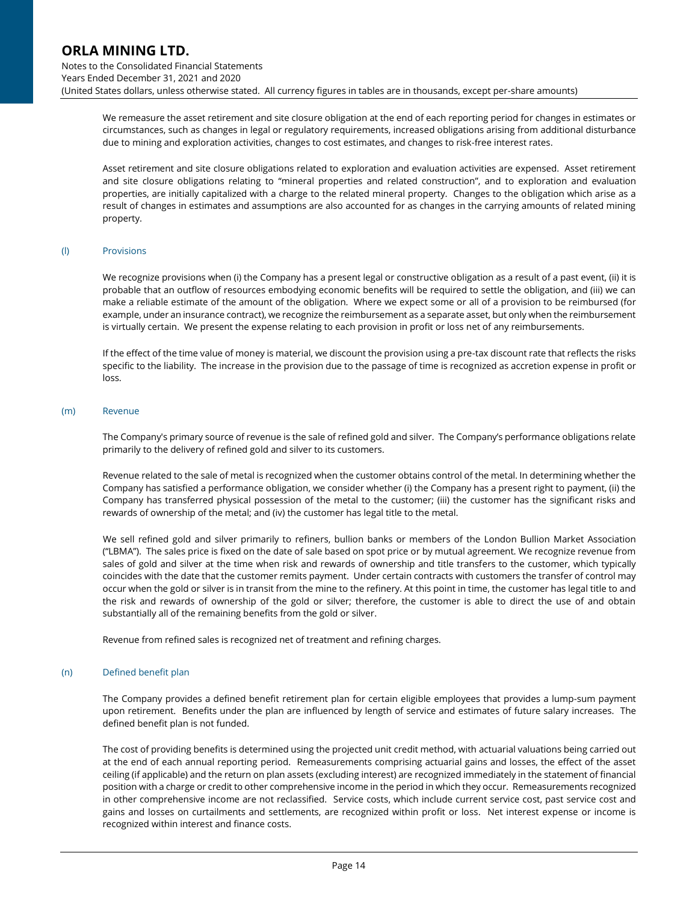We remeasure the asset retirement and site closure obligation at the end of each reporting period for changes in estimates or circumstances, such as changes in legal or regulatory requirements, increased obligations arising from additional disturbance due to mining and exploration activities, changes to cost estimates, and changes to risk-free interest rates.

Asset retirement and site closure obligations related to exploration and evaluation activities are expensed. Asset retirement and site closure obligations relating to "mineral properties and related construction", and to exploration and evaluation properties, are initially capitalized with a charge to the related mineral property. Changes to the obligation which arise as a result of changes in estimates and assumptions are also accounted for as changes in the carrying amounts of related mining property.

### (l) Provisions

We recognize provisions when (i) the Company has a present legal or constructive obligation as a result of a past event, (ii) it is probable that an outflow of resources embodying economic benefits will be required to settle the obligation, and (iii) we can make a reliable estimate of the amount of the obligation. Where we expect some or all of a provision to be reimbursed (for example, under an insurance contract), we recognize the reimbursement as a separate asset, but only when the reimbursement is virtually certain. We present the expense relating to each provision in profit or loss net of any reimbursements.

If the effect of the time value of money is material, we discount the provision using a pre-tax discount rate that reflects the risks specific to the liability. The increase in the provision due to the passage of time is recognized as accretion expense in profit or loss.

### (m) Revenue

The Company's primary source of revenue is the sale of refined gold and silver. The Company's performance obligations relate primarily to the delivery of refined gold and silver to its customers.

Revenue related to the sale of metal is recognized when the customer obtains control of the metal. In determining whether the Company has satisfied a performance obligation, we consider whether (i) the Company has a present right to payment, (ii) the Company has transferred physical possession of the metal to the customer; (iii) the customer has the significant risks and rewards of ownership of the metal; and (iv) the customer has legal title to the metal.

We sell refined gold and silver primarily to refiners, bullion banks or members of the London Bullion Market Association ("LBMA"). The sales price is fixed on the date of sale based on spot price or by mutual agreement. We recognize revenue from sales of gold and silver at the time when risk and rewards of ownership and title transfers to the customer, which typically coincides with the date that the customer remits payment. Under certain contracts with customers the transfer of control may occur when the gold or silver is in transit from the mine to the refinery. At this point in time, the customer has legal title to and the risk and rewards of ownership of the gold or silver; therefore, the customer is able to direct the use of and obtain substantially all of the remaining benefits from the gold or silver.

Revenue from refined sales is recognized net of treatment and refining charges.

### (n) Defined benefit plan

The Company provides a defined benefit retirement plan for certain eligible employees that provides a lump-sum payment upon retirement. Benefits under the plan are influenced by length of service and estimates of future salary increases. The defined benefit plan is not funded.

The cost of providing benefits is determined using the projected unit credit method, with actuarial valuations being carried out at the end of each annual reporting period. Remeasurements comprising actuarial gains and losses, the effect of the asset ceiling (if applicable) and the return on plan assets (excluding interest) are recognized immediately in the statement of financial position with a charge or credit to other comprehensive income in the period in which they occur. Remeasurements recognized in other comprehensive income are not reclassified. Service costs, which include current service cost, past service cost and gains and losses on curtailments and settlements, are recognized within profit or loss. Net interest expense or income is recognized within interest and finance costs.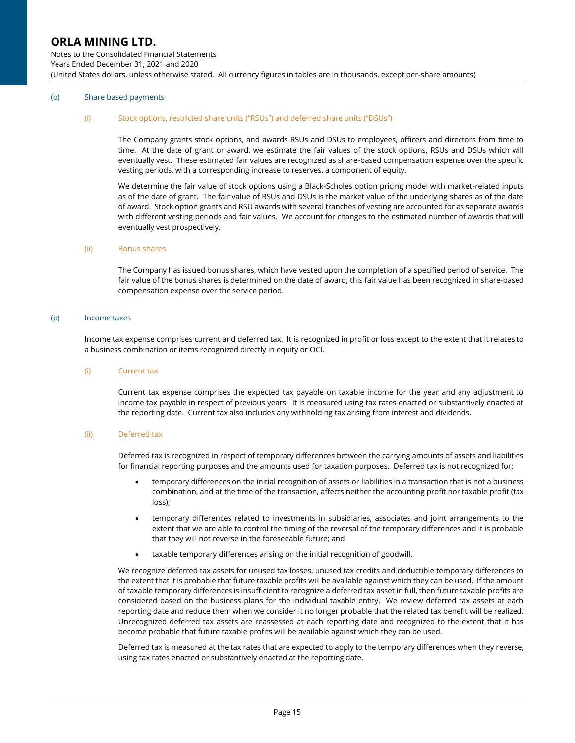#### (o) Share based payments

##### (i) Stock options, restricted share units ("RSUs") and deferred share units ("DSUs")

The Company grants stock options, and awards RSUs and DSUs to employees, officers and directors from time to time. At the date of grant or award, we estimate the fair values of the stock options, RSUs and DSUs which will eventually vest. These estimated fair values are recognized as share-based compensation expense over the specific vesting periods, with a corresponding increase to reserves, a component of equity.

We determine the fair value of stock options using a Black-Scholes option pricing model with market-related inputs as of the date of grant. The fair value of RSUs and DSUs is the market value of the underlying shares as of the date of award. Stock option grants and RSU awards with several tranches of vesting are accounted for as separate awards with different vesting periods and fair values. We account for changes to the estimated number of awards that will eventually vest prospectively.

##### (ii) Bonus shares

The Company has issued bonus shares, which have vested upon the completion of a specified period of service. The fair value of the bonus shares is determined on the date of award; this fair value has been recognized in share-based compensation expense over the service period.

#### (p) Income taxes

Income tax expense comprises current and deferred tax. It is recognized in profit or loss except to the extent that it relates to a business combination or items recognized directly in equity or OCI.

##### (i) Current tax

Current tax expense comprises the expected tax payable on taxable income for the year and any adjustment to income tax payable in respect of previous years. It is measured using tax rates enacted or substantively enacted at the reporting date. Current tax also includes any withholding tax arising from interest and dividends.

##### (ii) Deferred tax

Deferred tax is recognized in respect of temporary differences between the carrying amounts of assets and liabilities for financial reporting purposes and the amounts used for taxation purposes. Deferred tax is not recognized for:

- temporary differences on the initial recognition of assets or liabilities in a transaction that is not a business combination, and at the time of the transaction, affects neither the accounting profit nor taxable profit (tax loss);
- temporary differences related to investments in subsidiaries, associates and joint arrangements to the extent that we are able to control the timing of the reversal of the temporary differences and it is probable that they will not reverse in the foreseeable future; and
- taxable temporary differences arising on the initial recognition of goodwill.

We recognize deferred tax assets for unused tax losses, unused tax credits and deductible temporary differences to the extent that it is probable that future taxable profits will be available against which they can be used. If the amount of taxable temporary differences is insufficient to recognize a deferred tax asset in full, then future taxable profits are considered based on the business plans for the individual taxable entity. We review deferred tax assets at each reporting date and reduce them when we consider it no longer probable that the related tax benefit will be realized. Unrecognized deferred tax assets are reassessed at each reporting date and recognized to the extent that it has become probable that future taxable profits will be available against which they can be used.

Deferred tax is measured at the tax rates that are expected to apply to the temporary differences when they reverse, using tax rates enacted or substantively enacted at the reporting date.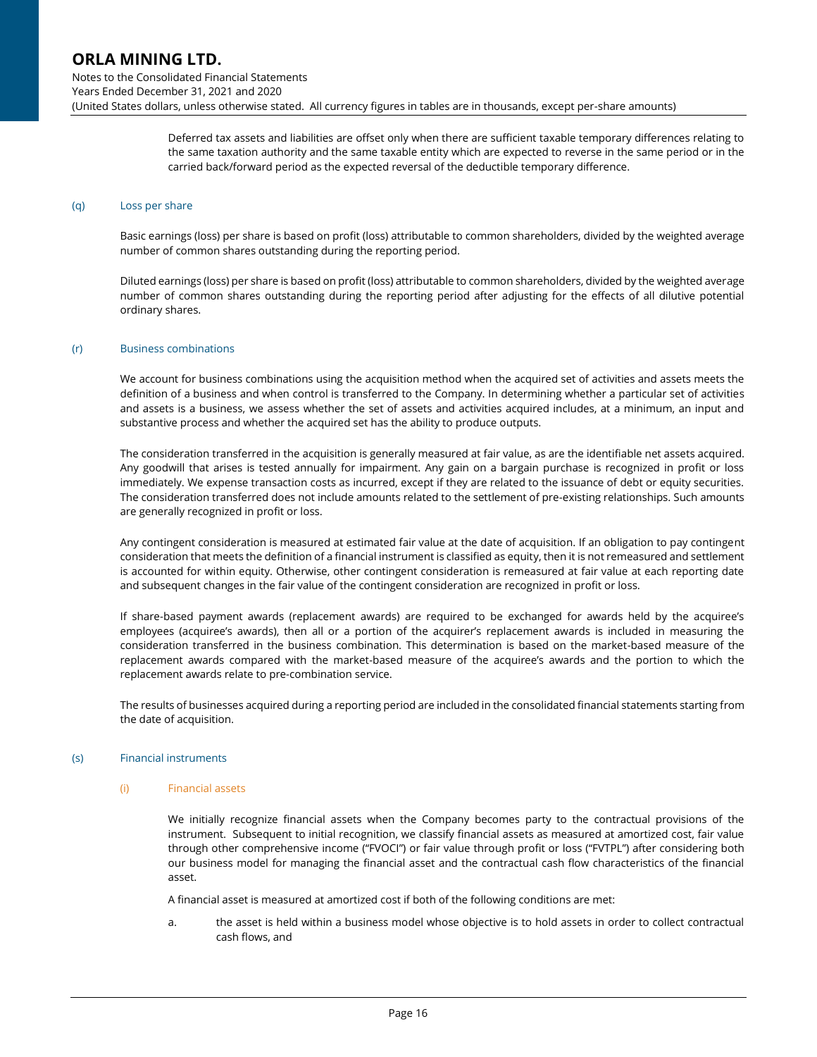Deferred tax assets and liabilities are offset only when there are sufficient taxable temporary differences relating to the same taxation authority and the same taxable entity which are expected to reverse in the same period or in the carried back/forward period as the expected reversal of the deductible temporary difference.

### (q) Loss per share

Basic earnings (loss) per share is based on profit (loss) attributable to common shareholders, divided by the weighted average number of common shares outstanding during the reporting period.

Diluted earnings (loss) per share is based on profit (loss) attributable to common shareholders, divided by the weighted average number of common shares outstanding during the reporting period after adjusting for the effects of all dilutive potential ordinary shares.

### (r) Business combinations

We account for business combinations using the acquisition method when the acquired set of activities and assets meets the definition of a business and when control is transferred to the Company. In determining whether a particular set of activities and assets is a business, we assess whether the set of assets and activities acquired includes, at a minimum, an input and substantive process and whether the acquired set has the ability to produce outputs.

The consideration transferred in the acquisition is generally measured at fair value, as are the identifiable net assets acquired. Any goodwill that arises is tested annually for impairment. Any gain on a bargain purchase is recognized in profit or loss immediately. We expense transaction costs as incurred, except if they are related to the issuance of debt or equity securities. The consideration transferred does not include amounts related to the settlement of pre-existing relationships. Such amounts are generally recognized in profit or loss.

Any contingent consideration is measured at estimated fair value at the date of acquisition. If an obligation to pay contingent consideration that meets the definition of a financial instrument is classified as equity, then it is not remeasured and settlement is accounted for within equity. Otherwise, other contingent consideration is remeasured at fair value at each reporting date and subsequent changes in the fair value of the contingent consideration are recognized in profit or loss.

If share-based payment awards (replacement awards) are required to be exchanged for awards held by the acquiree's employees (acquiree's awards), then all or a portion of the acquirer's replacement awards is included in measuring the consideration transferred in the business combination. This determination is based on the market-based measure of the replacement awards compared with the market-based measure of the acquiree's awards and the portion to which the replacement awards relate to pre-combination service.

The results of businesses acquired during a reporting period are included in the consolidated financial statements starting from the date of acquisition.

### (s) Financial instruments

#### (i) Financial assets

We initially recognize financial assets when the Company becomes party to the contractual provisions of the instrument. Subsequent to initial recognition, we classify financial assets as measured at amortized cost, fair value through other comprehensive income ("FVOCI") or fair value through profit or loss ("FVTPL") after considering both our business model for managing the financial asset and the contractual cash flow characteristics of the financial asset.

A financial asset is measured at amortized cost if both of the following conditions are met:

a. the asset is held within a business model whose objective is to hold assets in order to collect contractual cash flows, and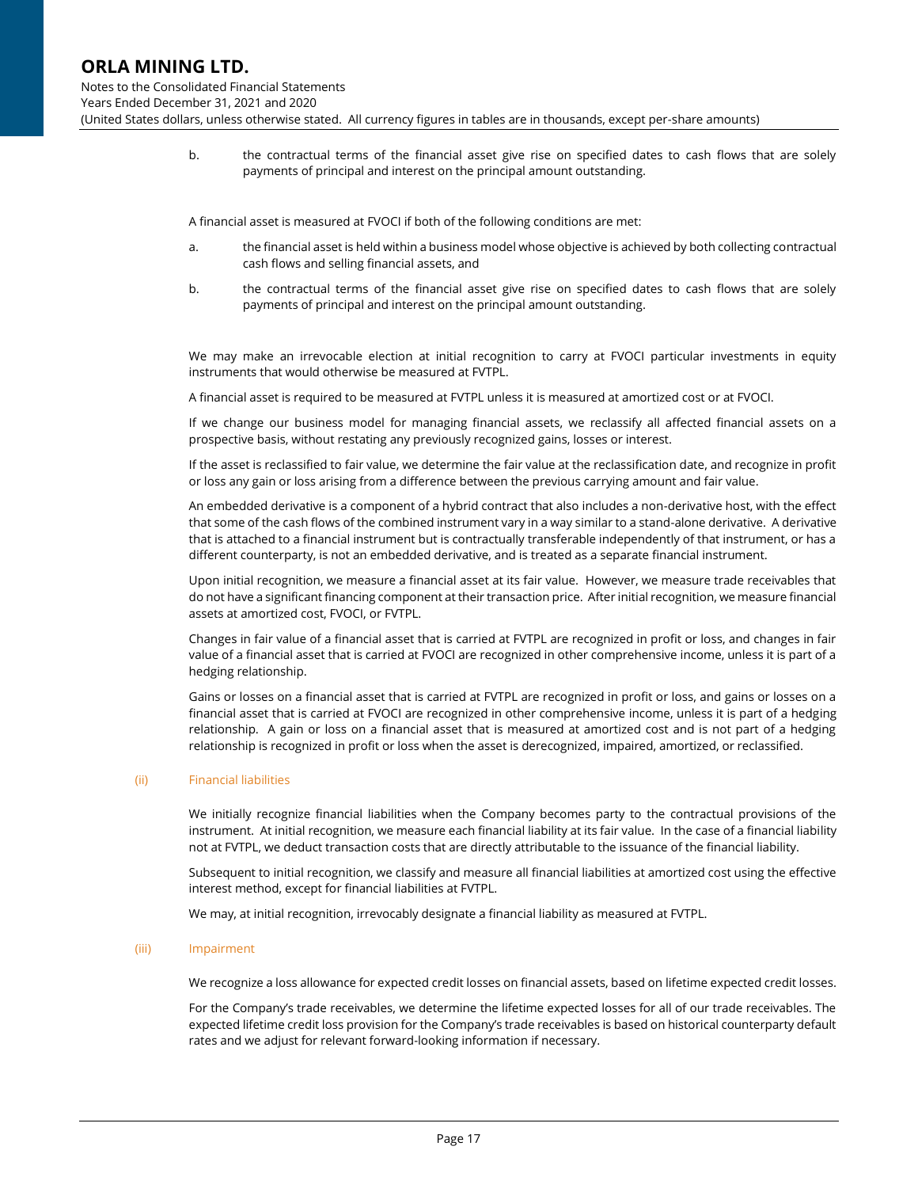b. the contractual terms of the financial asset give rise on specified dates to cash flows that are solely payments of principal and interest on the principal amount outstanding.

A financial asset is measured at FVOCI if both of the following conditions are met:

a. the financial asset is held within a business model whose objective is achieved by both collecting contractual cash flows and selling financial assets, and

b. the contractual terms of the financial asset give rise on specified dates to cash flows that are solely payments of principal and interest on the principal amount outstanding.

We may make an irrevocable election at initial recognition to carry at FVOCI particular investments in equity instruments that would otherwise be measured at FVTPL.

A financial asset is required to be measured at FVTPL unless it is measured at amortized cost or at FVOCI.

If we change our business model for managing financial assets, we reclassify all affected financial assets on a prospective basis, without restating any previously recognized gains, losses or interest.

If the asset is reclassified to fair value, we determine the fair value at the reclassification date, and recognize in profit or loss any gain or loss arising from a difference between the previous carrying amount and fair value.

An embedded derivative is a component of a hybrid contract that also includes a non-derivative host, with the effect that some of the cash flows of the combined instrument vary in a way similar to a stand-alone derivative. A derivative that is attached to a financial instrument but is contractually transferable independently of that instrument, or has a different counterparty, is not an embedded derivative, and is treated as a separate financial instrument.

Upon initial recognition, we measure a financial asset at its fair value. However, we measure trade receivables that do not have a significant financing component at their transaction price. After initial recognition, we measure financial assets at amortized cost, FVOCI, or FVTPL.

Changes in fair value of a financial asset that is carried at FVTPL are recognized in profit or loss, and changes in fair value of a financial asset that is carried at FVOCI are recognized in other comprehensive income, unless it is part of a hedging relationship.

Gains or losses on a financial asset that is carried at FVTPL are recognized in profit or loss, and gains or losses on a financial asset that is carried at FVOCI are recognized in other comprehensive income, unless it is part of a hedging relationship. A gain or loss on a financial asset that is measured at amortized cost and is not part of a hedging relationship is recognized in profit or loss when the asset is derecognized, impaired, amortized, or reclassified.

#### (ii) Financial liabilities

We initially recognize financial liabilities when the Company becomes party to the contractual provisions of the instrument. At initial recognition, we measure each financial liability at its fair value. In the case of a financial liability not at FVTPL, we deduct transaction costs that are directly attributable to the issuance of the financial liability.

Subsequent to initial recognition, we classify and measure all financial liabilities at amortized cost using the effective interest method, except for financial liabilities at FVTPL.

We may, at initial recognition, irrevocably designate a financial liability as measured at FVTPL.

#### (iii) Impairment

We recognize a loss allowance for expected credit losses on financial assets, based on lifetime expected credit losses.

For the Company's trade receivables, we determine the lifetime expected losses for all of our trade receivables. The expected lifetime credit loss provision for the Company's trade receivables is based on historical counterparty default rates and we adjust for relevant forward-looking information if necessary.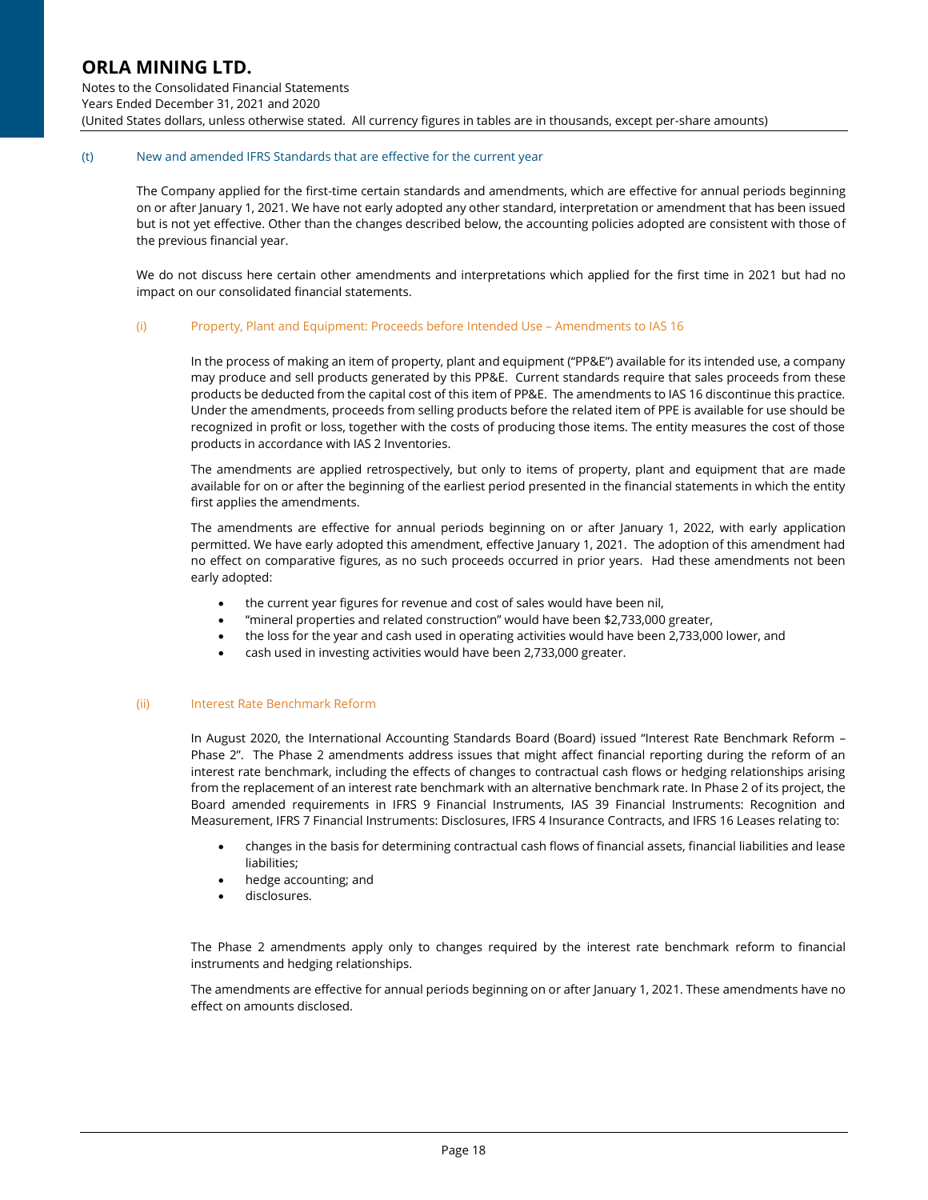### (t) New and amended IFRS Standards that are effective for the current year

The Company applied for the first-time certain standards and amendments, which are effective for annual periods beginning on or after January 1, 2021. We have not early adopted any other standard, interpretation or amendment that has been issued but is not yet effective. Other than the changes described below, the accounting policies adopted are consistent with those of the previous financial year.

We do not discuss here certain other amendments and interpretations which applied for the first time in 2021 but had no impact on our consolidated financial statements.

#### (i) Property, Plant and Equipment: Proceeds before Intended Use – Amendments to IAS 16

In the process of making an item of property, plant and equipment ("PP&E") available for its intended use, a company may produce and sell products generated by this PP&E. Current standards require that sales proceeds from these products be deducted from the capital cost of this item of PP&E. The amendments to IAS 16 discontinue this practice. Under the amendments, proceeds from selling products before the related item of PPE is available for use should be recognized in profit or loss, together with the costs of producing those items. The entity measures the cost of those products in accordance with IAS 2 Inventories.

The amendments are applied retrospectively, but only to items of property, plant and equipment that are made available for on or after the beginning of the earliest period presented in the financial statements in which the entity first applies the amendments.

The amendments are effective for annual periods beginning on or after January 1, 2022, with early application permitted. We have early adopted this amendment, effective January 1, 2021. The adoption of this amendment had no effect on comparative figures, as no such proceeds occurred in prior years. Had these amendments not been early adopted:

- the current year figures for revenue and cost of sales would have been nil,
- "mineral properties and related construction" would have been $2,733,000 greater,
- the loss for the year and cash used in operating activities would have been 2,733,000 lower, and
- cash used in investing activities would have been 2,733,000 greater.

#### (ii) Interest Rate Benchmark Reform

In August 2020, the International Accounting Standards Board (Board) issued "Interest Rate Benchmark Reform – Phase 2". The Phase 2 amendments address issues that might affect financial reporting during the reform of an interest rate benchmark, including the effects of changes to contractual cash flows or hedging relationships arising from the replacement of an interest rate benchmark with an alternative benchmark rate. In Phase 2 of its project, the Board amended requirements in IFRS 9 Financial Instruments, IAS 39 Financial Instruments: Recognition and Measurement, IFRS 7 Financial Instruments: Disclosures, IFRS 4 Insurance Contracts, and IFRS 16 Leases relating to:

- changes in the basis for determining contractual cash flows of financial assets, financial liabilities and lease liabilities;
- hedge accounting; and
- disclosures.

The Phase 2 amendments apply only to changes required by the interest rate benchmark reform to financial instruments and hedging relationships.

The amendments are effective for annual periods beginning on or after January 1, 2021. These amendments have no effect on amounts disclosed.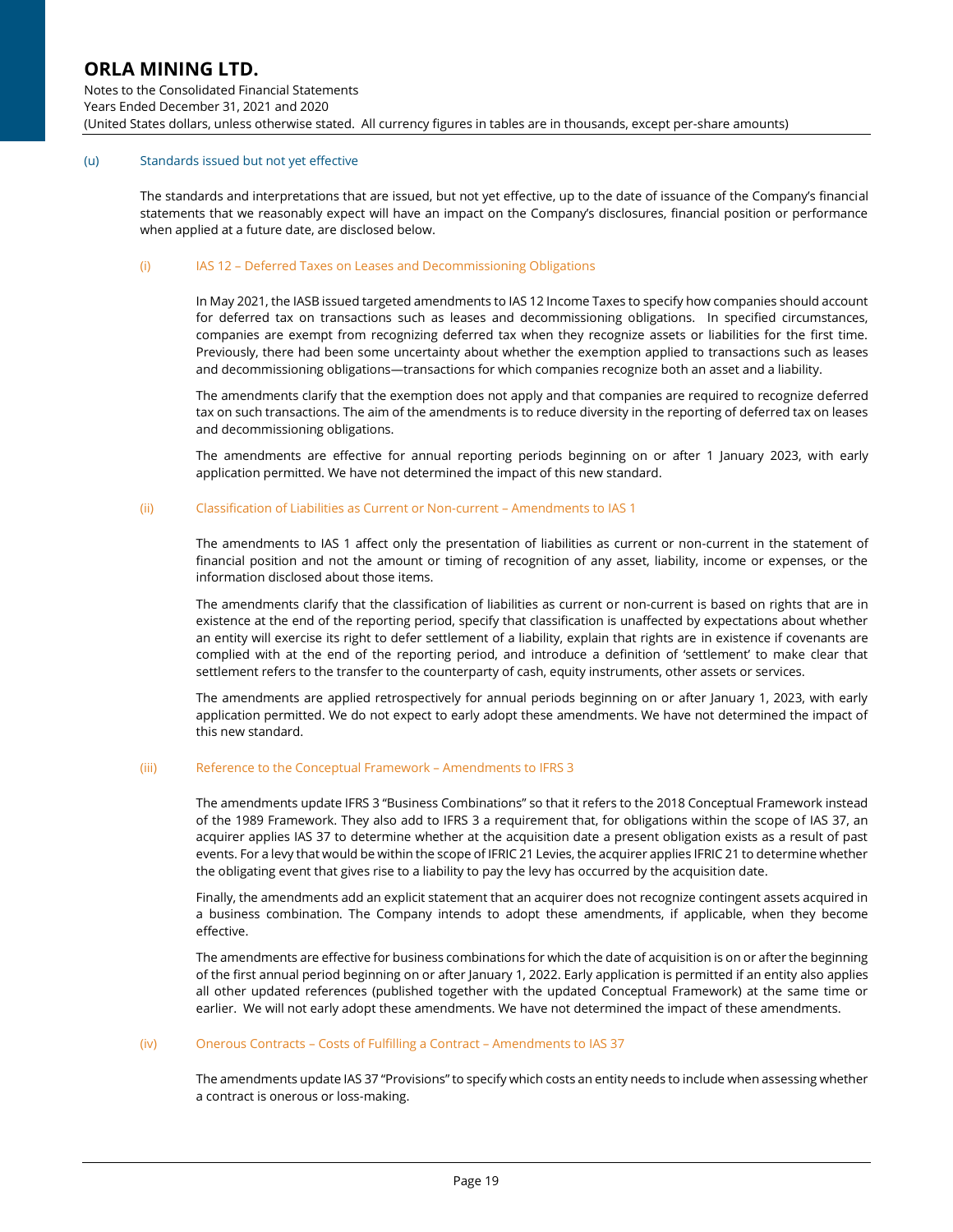### (u) Standards issued but not yet effective

The standards and interpretations that are issued, but not yet effective, up to the date of issuance of the Company's financial statements that we reasonably expect will have an impact on the Company's disclosures, financial position or performance when applied at a future date, are disclosed below.

#### (i) IAS 12 – Deferred Taxes on Leases and Decommissioning Obligations

In May 2021, the IASB issued targeted amendments to IAS 12 Income Taxes to specify how companies should account for deferred tax on transactions such as leases and decommissioning obligations. In specified circumstances, companies are exempt from recognizing deferred tax when they recognize assets or liabilities for the first time. Previously, there had been some uncertainty about whether the exemption applied to transactions such as leases and decommissioning obligations—transactions for which companies recognize both an asset and a liability.

The amendments clarify that the exemption does not apply and that companies are required to recognize deferred tax on such transactions. The aim of the amendments is to reduce diversity in the reporting of deferred tax on leases and decommissioning obligations.

The amendments are effective for annual reporting periods beginning on or after 1 January 2023, with early application permitted. We have not determined the impact of this new standard.

#### (ii) Classification of Liabilities as Current or Non-current – Amendments to IAS 1

The amendments to IAS 1 affect only the presentation of liabilities as current or non-current in the statement of financial position and not the amount or timing of recognition of any asset, liability, income or expenses, or the information disclosed about those items.

The amendments clarify that the classification of liabilities as current or non-current is based on rights that are in existence at the end of the reporting period, specify that classification is unaffected by expectations about whether an entity will exercise its right to defer settlement of a liability, explain that rights are in existence if covenants are complied with at the end of the reporting period, and introduce a definition of 'settlement' to make clear that settlement refers to the transfer to the counterparty of cash, equity instruments, other assets or services.

The amendments are applied retrospectively for annual periods beginning on or after January 1, 2023, with early application permitted. We do not expect to early adopt these amendments. We have not determined the impact of this new standard.

#### (iii) Reference to the Conceptual Framework – Amendments to IFRS 3

The amendments update IFRS 3 "Business Combinations" so that it refers to the 2018 Conceptual Framework instead of the 1989 Framework. They also add to IFRS 3 a requirement that, for obligations within the scope of IAS 37, an acquirer applies IAS 37 to determine whether at the acquisition date a present obligation exists as a result of past events. For a levy that would be within the scope of IFRIC 21 Levies, the acquirer applies IFRIC 21 to determine whether the obligating event that gives rise to a liability to pay the levy has occurred by the acquisition date.

Finally, the amendments add an explicit statement that an acquirer does not recognize contingent assets acquired in a business combination. The Company intends to adopt these amendments, if applicable, when they become effective.

The amendments are effective for business combinations for which the date of acquisition is on or after the beginning of the first annual period beginning on or after January 1, 2022. Early application is permitted if an entity also applies all other updated references (published together with the updated Conceptual Framework) at the same time or earlier. We will not early adopt these amendments. We have not determined the impact of these amendments.

#### (iv) Onerous Contracts – Costs of Fulfilling a Contract – Amendments to IAS 37

The amendments update IAS 37 "Provisions" to specify which costs an entity needs to include when assessing whether a contract is onerous or loss-making.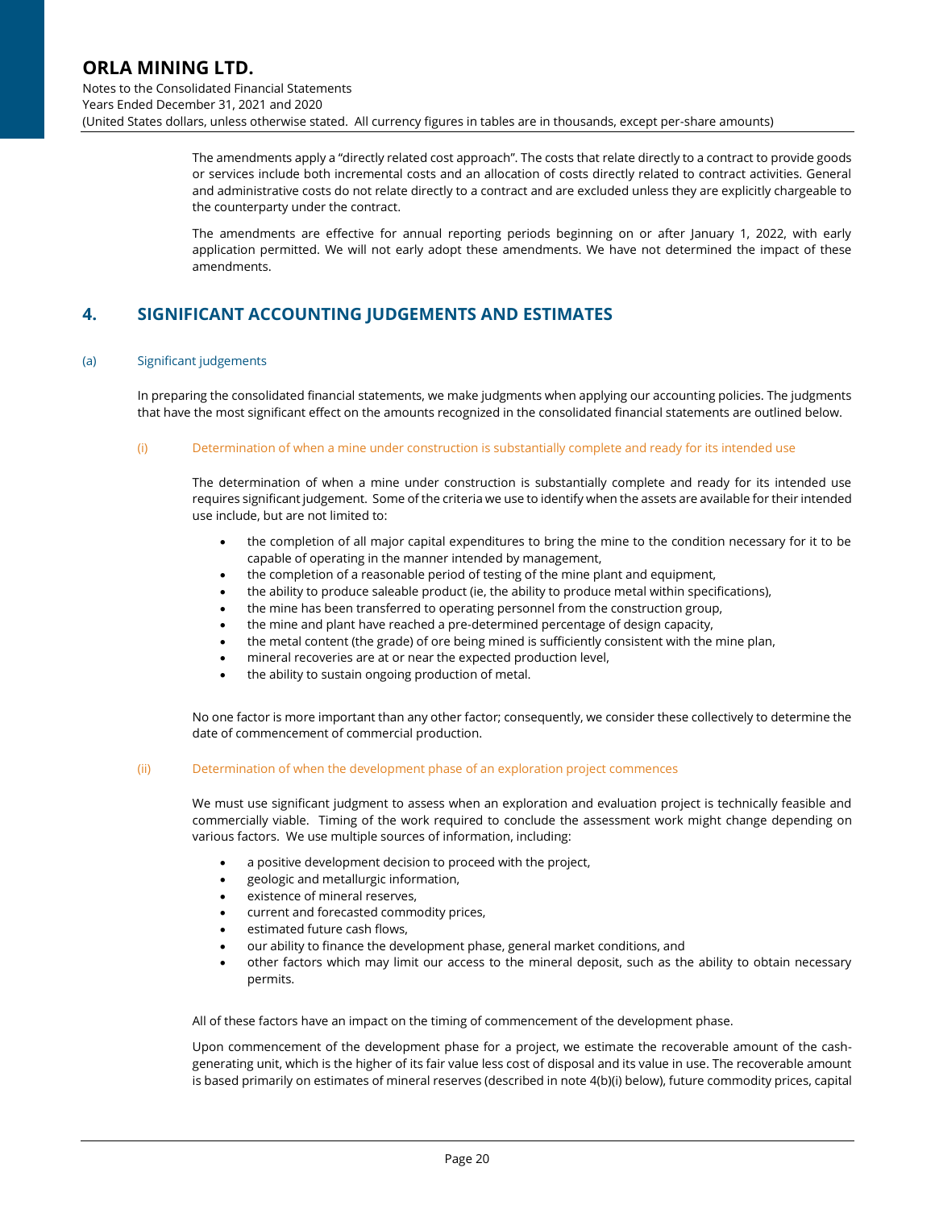The amendments apply a "directly related cost approach". The costs that relate directly to a contract to provide goods or services include both incremental costs and an allocation of costs directly related to contract activities. General and administrative costs do not relate directly to a contract and are excluded unless they are explicitly chargeable to the counterparty under the contract.

The amendments are effective for annual reporting periods beginning on or after January 1, 2022, with early application permitted. We will not early adopt these amendments. We have not determined the impact of these amendments.

## 4. SIGNIFICANT ACCOUNTING JUDGEMENTS AND ESTIMATES

### (a) Significant judgements

In preparing the consolidated financial statements, we make judgments when applying our accounting policies. The judgments that have the most significant effect on the amounts recognized in the consolidated financial statements are outlined below.

#### (i) Determination of when a mine under construction is substantially complete and ready for its intended use

The determination of when a mine under construction is substantially complete and ready for its intended use requires significant judgement. Some of the criteria we use to identify when the assets are available for their intended use include, but are not limited to:

- the completion of all major capital expenditures to bring the mine to the condition necessary for it to be capable of operating in the manner intended by management,
- the completion of a reasonable period of testing of the mine plant and equipment,
- the ability to produce saleable product (ie, the ability to produce metal within specifications),
- the mine has been transferred to operating personnel from the construction group,
- the mine and plant have reached a pre-determined percentage of design capacity,
- the metal content (the grade) of ore being mined is sufficiently consistent with the mine plan,
- mineral recoveries are at or near the expected production level,
- the ability to sustain ongoing production of metal.

No one factor is more important than any other factor; consequently, we consider these collectively to determine the date of commencement of commercial production.

#### (ii) Determination of when the development phase of an exploration project commences

We must use significant judgment to assess when an exploration and evaluation project is technically feasible and commercially viable. Timing of the work required to conclude the assessment work might change depending on various factors. We use multiple sources of information, including:

- a positive development decision to proceed with the project,
- geologic and metallurgic information,
- existence of mineral reserves,
- current and forecasted commodity prices,
- estimated future cash flows,
- our ability to finance the development phase, general market conditions, and
- other factors which may limit our access to the mineral deposit, such as the ability to obtain necessary permits.

All of these factors have an impact on the timing of commencement of the development phase.

Upon commencement of the development phase for a project, we estimate the recoverable amount of the cash-generating unit, which is the higher of its fair value less cost of disposal and its value in use. The recoverable amount is based primarily on estimates of mineral reserves (described in note 4(b)(i) below), future commodity prices, capital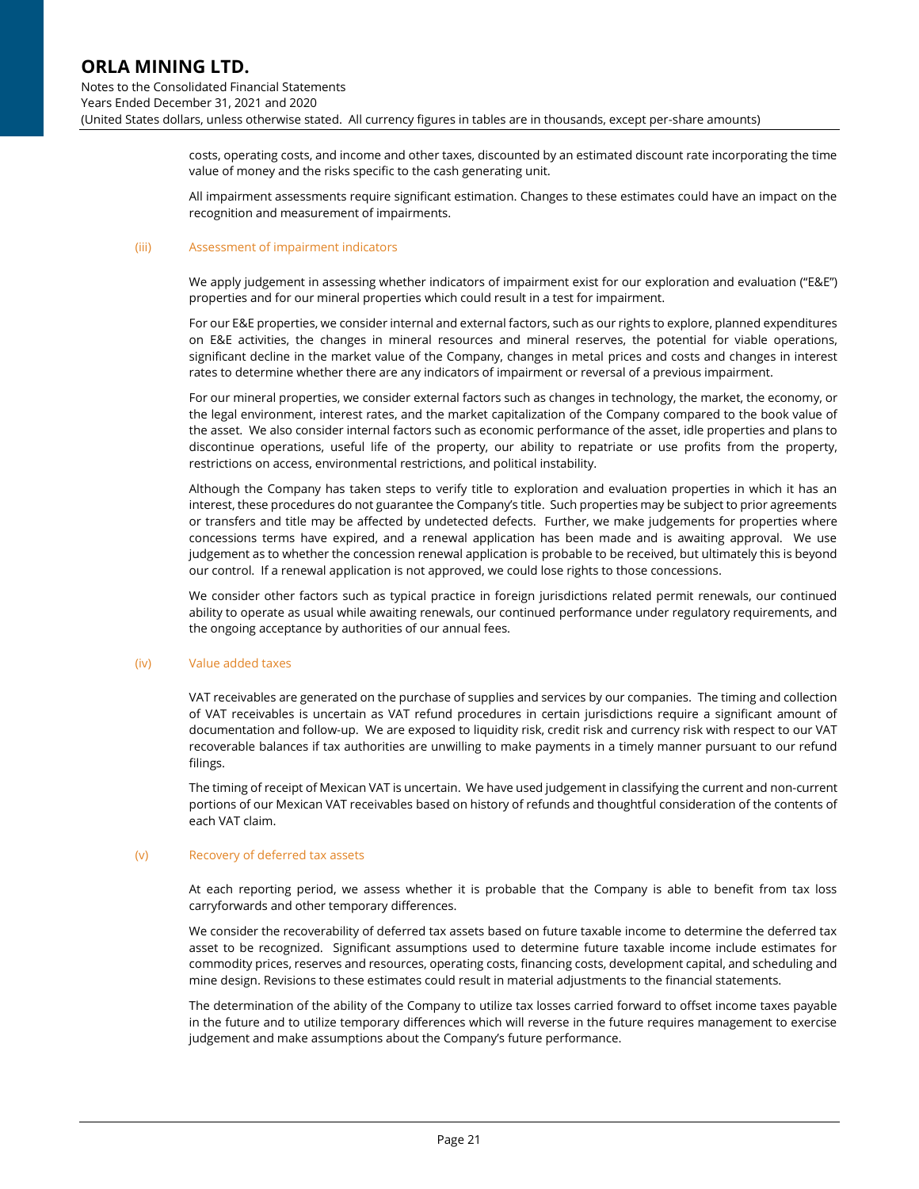costs, operating costs, and income and other taxes, discounted by an estimated discount rate incorporating the time value of money and the risks specific to the cash generating unit.

All impairment assessments require significant estimation. Changes to these estimates could have an impact on the recognition and measurement of impairments.

#### (iii) Assessment of impairment indicators

We apply judgement in assessing whether indicators of impairment exist for our exploration and evaluation ("E&E") properties and for our mineral properties which could result in a test for impairment.

For our E&E properties, we consider internal and external factors, such as our rights to explore, planned expenditures on E&E activities, the changes in mineral resources and mineral reserves, the potential for viable operations, significant decline in the market value of the Company, changes in metal prices and costs and changes in interest rates to determine whether there are any indicators of impairment or reversal of a previous impairment.

For our mineral properties, we consider external factors such as changes in technology, the market, the economy, or the legal environment, interest rates, and the market capitalization of the Company compared to the book value of the asset. We also consider internal factors such as economic performance of the asset, idle properties and plans to discontinue operations, useful life of the property, our ability to repatriate or use profits from the property, restrictions on access, environmental restrictions, and political instability.

Although the Company has taken steps to verify title to exploration and evaluation properties in which it has an interest, these procedures do not guarantee the Company's title. Such properties may be subject to prior agreements or transfers and title may be affected by undetected defects. Further, we make judgements for properties where concessions terms have expired, and a renewal application has been made and is awaiting approval. We use judgement as to whether the concession renewal application is probable to be received, but ultimately this is beyond our control. If a renewal application is not approved, we could lose rights to those concessions.

We consider other factors such as typical practice in foreign jurisdictions related permit renewals, our continued ability to operate as usual while awaiting renewals, our continued performance under regulatory requirements, and the ongoing acceptance by authorities of our annual fees.

#### (iv) Value added taxes

VAT receivables are generated on the purchase of supplies and services by our companies. The timing and collection of VAT receivables is uncertain as VAT refund procedures in certain jurisdictions require a significant amount of documentation and follow-up. We are exposed to liquidity risk, credit risk and currency risk with respect to our VAT recoverable balances if tax authorities are unwilling to make payments in a timely manner pursuant to our refund filings.

The timing of receipt of Mexican VAT is uncertain. We have used judgement in classifying the current and non-current portions of our Mexican VAT receivables based on history of refunds and thoughtful consideration of the contents of each VAT claim.

#### (v) Recovery of deferred tax assets

At each reporting period, we assess whether it is probable that the Company is able to benefit from tax loss carryforwards and other temporary differences.

We consider the recoverability of deferred tax assets based on future taxable income to determine the deferred tax asset to be recognized. Significant assumptions used to determine future taxable income include estimates for commodity prices, reserves and resources, operating costs, financing costs, development capital, and scheduling and mine design. Revisions to these estimates could result in material adjustments to the financial statements.

The determination of the ability of the Company to utilize tax losses carried forward to offset income taxes payable in the future and to utilize temporary differences which will reverse in the future requires management to exercise judgement and make assumptions about the Company's future performance.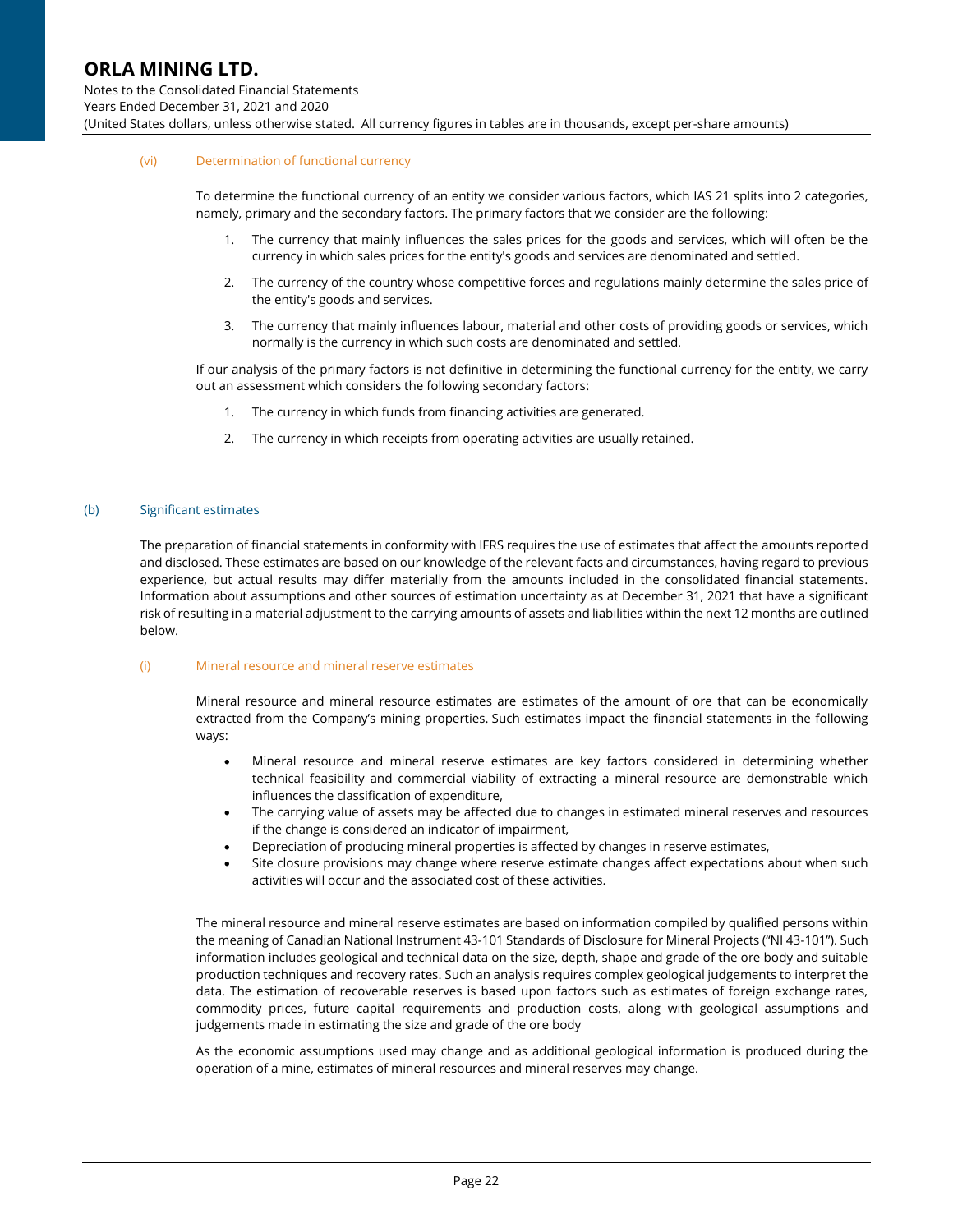#### (vi) Determination of functional currency

To determine the functional currency of an entity we consider various factors, which IAS 21 splits into 2 categories, namely, primary and the secondary factors. The primary factors that we consider are the following:

1. The currency that mainly influences the sales prices for the goods and services, which will often be the currency in which sales prices for the entity's goods and services are denominated and settled.
2. The currency of the country whose competitive forces and regulations mainly determine the sales price of the entity's goods and services.
3. The currency that mainly influences labour, material and other costs of providing goods or services, which normally is the currency in which such costs are denominated and settled.

If our analysis of the primary factors is not definitive in determining the functional currency for the entity, we carry out an assessment which considers the following secondary factors:

1. The currency in which funds from financing activities are generated.
2. The currency in which receipts from operating activities are usually retained.

### (b) Significant estimates

The preparation of financial statements in conformity with IFRS requires the use of estimates that affect the amounts reported and disclosed. These estimates are based on our knowledge of the relevant facts and circumstances, having regard to previous experience, but actual results may differ materially from the amounts included in the consolidated financial statements. Information about assumptions and other sources of estimation uncertainty as at December 31, 2021 that have a significant risk of resulting in a material adjustment to the carrying amounts of assets and liabilities within the next 12 months are outlined below.

#### (i) Mineral resource and mineral reserve estimates

Mineral resource and mineral resource estimates are estimates of the amount of ore that can be economically extracted from the Company's mining properties. Such estimates impact the financial statements in the following ways:

- Mineral resource and mineral reserve estimates are key factors considered in determining whether technical feasibility and commercial viability of extracting a mineral resource are demonstrable which influences the classification of expenditure,
- The carrying value of assets may be affected due to changes in estimated mineral reserves and resources if the change is considered an indicator of impairment,
- Depreciation of producing mineral properties is affected by changes in reserve estimates,
- Site closure provisions may change where reserve estimate changes affect expectations about when such activities will occur and the associated cost of these activities.

The mineral resource and mineral reserve estimates are based on information compiled by qualified persons within the meaning of Canadian National Instrument 43-101 Standards of Disclosure for Mineral Projects ("NI 43-101"). Such information includes geological and technical data on the size, depth, shape and grade of the ore body and suitable production techniques and recovery rates. Such an analysis requires complex geological judgements to interpret the data. The estimation of recoverable reserves is based upon factors such as estimates of foreign exchange rates, commodity prices, future capital requirements and production costs, along with geological assumptions and judgements made in estimating the size and grade of the ore body

As the economic assumptions used may change and as additional geological information is produced during the operation of a mine, estimates of mineral resources and mineral reserves may change.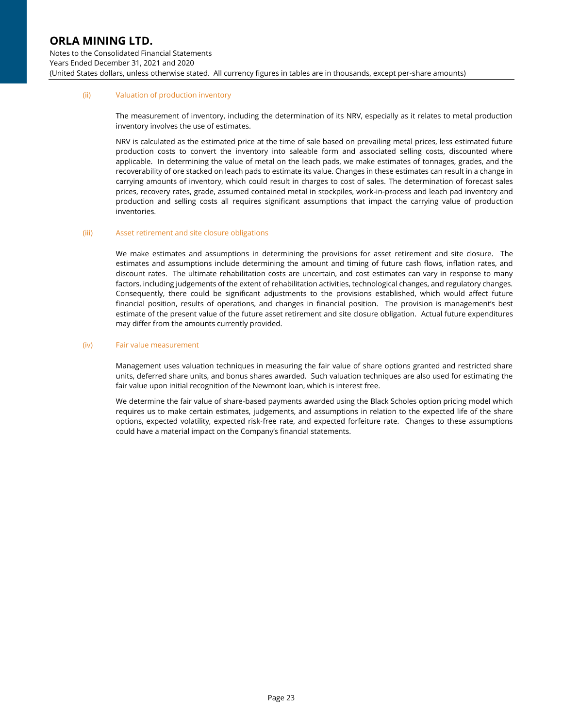#### (ii) Valuation of production inventory

The measurement of inventory, including the determination of its NRV, especially as it relates to metal production inventory involves the use of estimates.

NRV is calculated as the estimated price at the time of sale based on prevailing metal prices, less estimated future production costs to convert the inventory into saleable form and associated selling costs, discounted where applicable. In determining the value of metal on the leach pads, we make estimates of tonnages, grades, and the recoverability of ore stacked on leach pads to estimate its value. Changes in these estimates can result in a change in carrying amounts of inventory, which could result in charges to cost of sales. The determination of forecast sales prices, recovery rates, grade, assumed contained metal in stockpiles, work-in-process and leach pad inventory and production and selling costs all requires significant assumptions that impact the carrying value of production inventories.

#### (iii) Asset retirement and site closure obligations

We make estimates and assumptions in determining the provisions for asset retirement and site closure. The estimates and assumptions include determining the amount and timing of future cash flows, inflation rates, and discount rates. The ultimate rehabilitation costs are uncertain, and cost estimates can vary in response to many factors, including judgements of the extent of rehabilitation activities, technological changes, and regulatory changes. Consequently, there could be significant adjustments to the provisions established, which would affect future financial position, results of operations, and changes in financial position. The provision is management's best estimate of the present value of the future asset retirement and site closure obligation. Actual future expenditures may differ from the amounts currently provided.

#### (iv) Fair value measurement

Management uses valuation techniques in measuring the fair value of share options granted and restricted share units, deferred share units, and bonus shares awarded. Such valuation techniques are also used for estimating the fair value upon initial recognition of the Newmont loan, which is interest free.

We determine the fair value of share-based payments awarded using the Black Scholes option pricing model which requires us to make certain estimates, judgements, and assumptions in relation to the expected life of the share options, expected volatility, expected risk-free rate, and expected forfeiture rate. Changes to these assumptions could have a material impact on the Company's financial statements.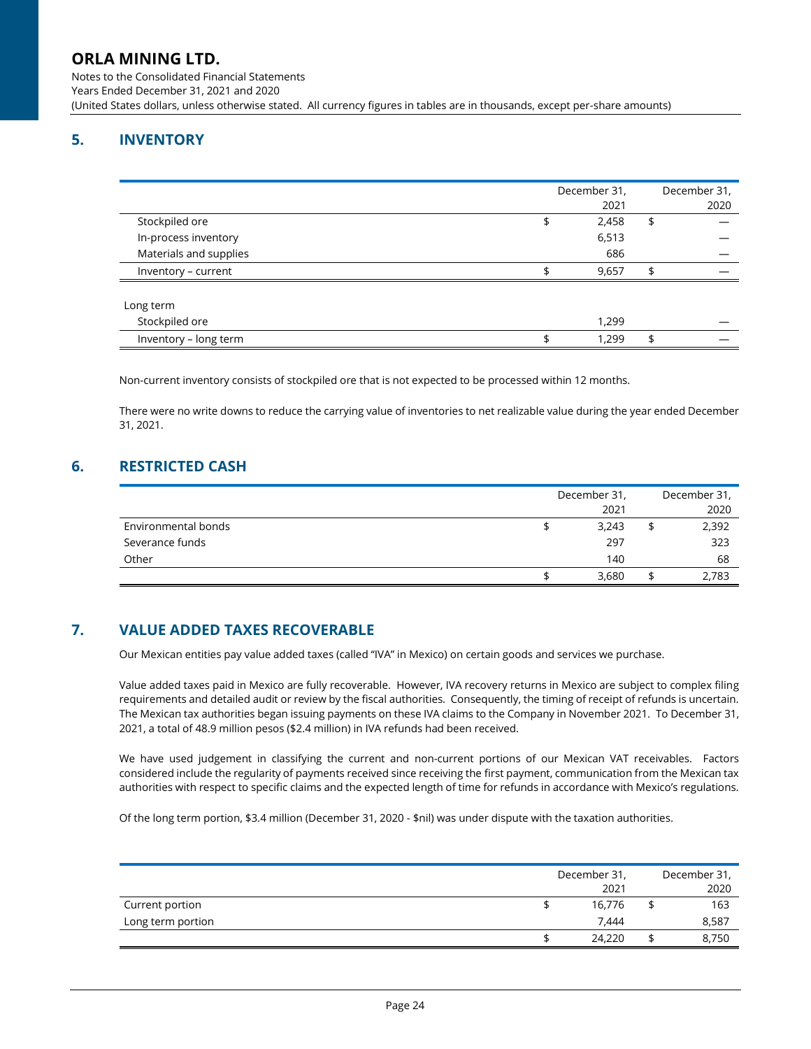## 5. INVENTORY

| | December 31, 2021 | December 31, 2020 |
|---|---|---|
| Stockpiled ore | $ 2,458 | $ — |
| In-process inventory | 6,513 | — |
| Materials and supplies | 686 | — |
| Inventory – current | $ 9,657 | $ — |
| | | |
| Long term | | |
| Stockpiled ore | 1,299 | — |
| Inventory – long term | $ 1,299 | $ — |

Non-current inventory consists of stockpiled ore that is not expected to be processed within 12 months.

There were no write downs to reduce the carrying value of inventories to net realizable value during the year ended December 31, 2021.

## 6. RESTRICTED CASH

| | December 31, 2021 | December 31, 2020 |
|---|---|---|
| Environmental bonds | $ 3,243 | $ 2,392 |
| Severance funds | 297 | 323 |
| Other | 140 | 68 |
| | $ 3,680 | $ 2,783 |

## 7. VALUE ADDED TAXES RECOVERABLE

Our Mexican entities pay value added taxes (called "IVA" in Mexico) on certain goods and services we purchase.

Value added taxes paid in Mexico are fully recoverable. However, IVA recovery returns in Mexico are subject to complex filing requirements and detailed audit or review by the fiscal authorities. Consequently, the timing of receipt of refunds is uncertain. The Mexican tax authorities began issuing payments on these IVA claims to the Company in November 2021. To December 31, 2021, a total of 48.9 million pesos ($2.4 million) in IVA refunds had been received.

We have used judgement in classifying the current and non-current portions of our Mexican VAT receivables. Factors considered include the regularity of payments received since receiving the first payment, communication from the Mexican tax authorities with respect to specific claims and the expected length of time for refunds in accordance with Mexico's regulations.

Of the long term portion, $3.4 million (December 31, 2020 - $nil) was under dispute with the taxation authorities.

| | December 31, 2021 | December 31, 2020 |
|---|---|---|
| Current portion | $ 16,776 | $ 163 |
| Long term portion | 7,444 | 8,587 |
| | $ 24,220 | $ 8,750 |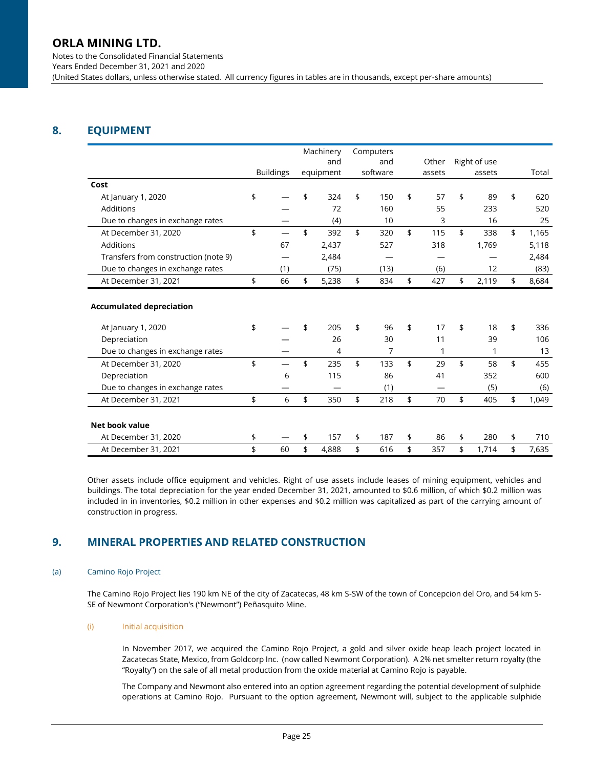## 8. EQUIPMENT

| | Buildings | Machinery and equipment | Computers and software | Other assets | Right of use assets | Total |
|---|---|---|---|---|---|---|
| **Cost** | | | | | | |
| At January 1, 2020 | $ — | $ 324 | $ 150 | $ 57 | $ 89 | $ 620 |
| Additions | — | 72 | 160 | 55 | 233 | 520 |
| Due to changes in exchange rates | — | (4) | 10 | 3 | 16 | 25 |
| At December 31, 2020 | $ — | $ 392 | $ 320 | $ 115 | $ 338 | $ 1,165 |
| Additions | 67 | 2,437 | 527 | 318 | 1,769 | 5,118 |
| Transfers from construction (note 9) | — | 2,484 | — | — | — | 2,484 |
| Due to changes in exchange rates | (1) | (75) | (13) | (6) | 12 | (83) |
| At December 31, 2021 | $ 66 | $ 5,238 | $ 834 | $ 427 | $ 2,119 | $ 8,684 |
| **Accumulated depreciation** | | | | | | |
| At January 1, 2020 | $ — | $ 205 | $ 96 | $ 17 | $ 18 | $ 336 |
| Depreciation | — | 26 | 30 | 11 | 39 | 106 |
| Due to changes in exchange rates | — | 4 | 7 | 1 | 1 | 13 |
| At December 31, 2020 | $ — | $ 235 | $ 133 | $ 29 | $ 58 | $ 455 |
| Depreciation | 6 | 115 | 86 | 41 | 352 | 600 |
| Due to changes in exchange rates | — | — | (1) | — | (5) | (6) |
| At December 31, 2021 | $ 6 | $ 350 | $ 218 | $ 70 | $ 405 | $ 1,049 |
| **Net book value** | | | | | | |
| At December 31, 2020 | $ — | $ 157 | $ 187 | $ 86 | $ 280 | $ 710 |
| At December 31, 2021 | $ 60 | $ 4,888 | $ 616 | $ 357 | $ 1,714 | $ 7,635 |

Other assets include office equipment and vehicles. Right of use assets include leases of mining equipment, vehicles and buildings. The total depreciation for the year ended December 31, 2021, amounted to $0.6 million, of which $0.2 million was included in in inventories, $0.2 million in other expenses and $0.2 million was capitalized as part of the carrying amount of construction in progress.

## 9. MINERAL PROPERTIES AND RELATED CONSTRUCTION

### (a) Camino Rojo Project

The Camino Rojo Project lies 190 km NE of the city of Zacatecas, 48 km S-SW of the town of Concepcion del Oro, and 54 km S-SE of Newmont Corporation's ("Newmont") Peñasquito Mine.

#### (i) Initial acquisition

In November 2017, we acquired the Camino Rojo Project, a gold and silver oxide heap leach project located in Zacatecas State, Mexico, from Goldcorp Inc. (now called Newmont Corporation). A 2% net smelter return royalty (the "Royalty") on the sale of all metal production from the oxide material at Camino Rojo is payable.

The Company and Newmont also entered into an option agreement regarding the potential development of sulphide operations at Camino Rojo. Pursuant to the option agreement, Newmont will, subject to the applicable sulphide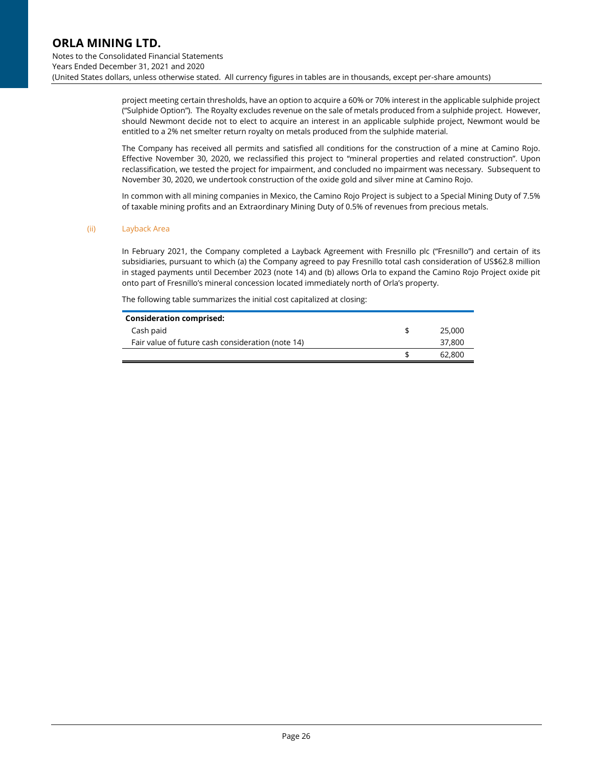project meeting certain thresholds, have an option to acquire a 60% or 70% interest in the applicable sulphide project ("Sulphide Option"). The Royalty excludes revenue on the sale of metals produced from a sulphide project. However, should Newmont decide not to elect to acquire an interest in an applicable sulphide project, Newmont would be entitled to a 2% net smelter return royalty on metals produced from the sulphide material.

The Company has received all permits and satisfied all conditions for the construction of a mine at Camino Rojo. Effective November 30, 2020, we reclassified this project to "mineral properties and related construction". Upon reclassification, we tested the project for impairment, and concluded no impairment was necessary. Subsequent to November 30, 2020, we undertook construction of the oxide gold and silver mine at Camino Rojo.

In common with all mining companies in Mexico, the Camino Rojo Project is subject to a Special Mining Duty of 7.5% of taxable mining profits and an Extraordinary Mining Duty of 0.5% of revenues from precious metals.

(ii) Layback Area

In February 2021, the Company completed a Layback Agreement with Fresnillo plc ("Fresnillo") and certain of its subsidiaries, pursuant to which (a) the Company agreed to pay Fresnillo total cash consideration of US$62.8 million in staged payments until December 2023 (note 14) and (b) allows Orla to expand the Camino Rojo Project oxide pit onto part of Fresnillo's mineral concession located immediately north of Orla's property.

The following table summarizes the initial cost capitalized at closing:

| **Consideration comprised:** | | |
| --- | --- | --- |
| Cash paid | $ | 25,000 |
| Fair value of future cash consideration (note 14) | | 37,800 |
| | $ | 62,800 |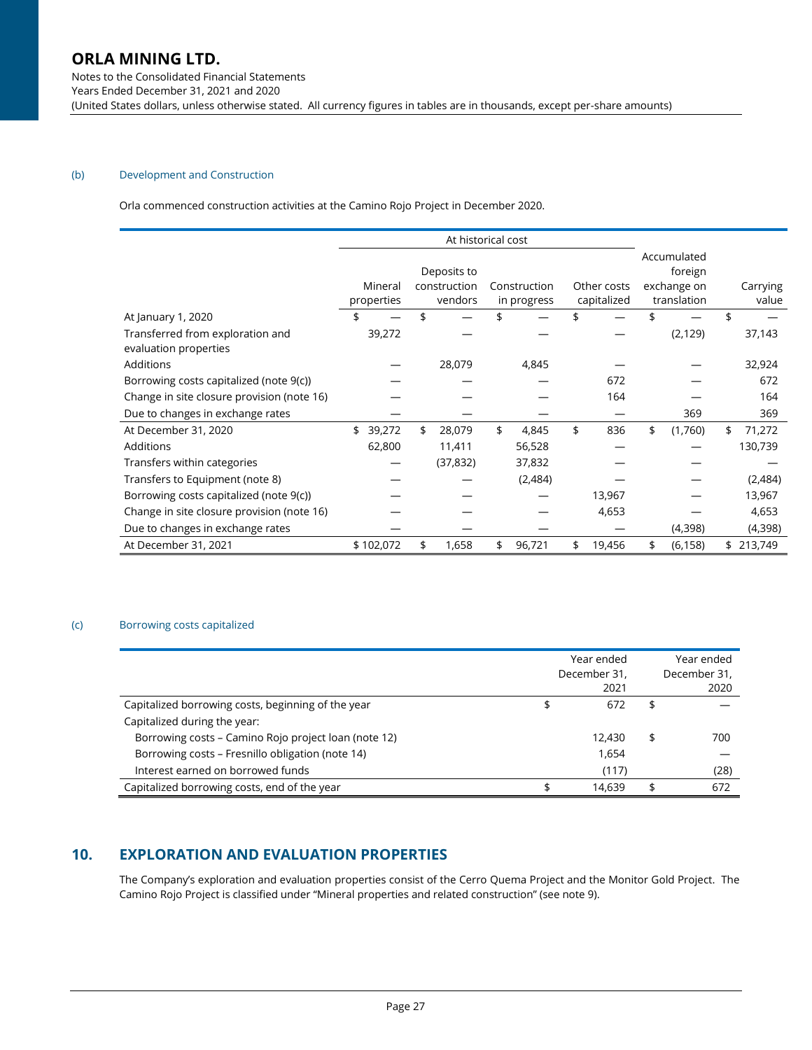(b) Development and Construction

Orla commenced construction activities at the Camino Rojo Project in December 2020.

| | At historical cost | | | | | |
|---|---|---|---|---|---|---|
| | Mineral properties | Deposits to construction vendors | Construction in progress | Other costs capitalized | Accumulated foreign exchange on translation | Carrying value |
| At January 1, 2020 | $ — | $ — | $ — | $ — | $ — | $ — |
| Transferred from exploration and evaluation properties | 39,272 | — | — | — | (2,129) | 37,143 |
| Additions | — | 28,079 | 4,845 | — | — | 32,924 |
| Borrowing costs capitalized (note 9(c)) | — | — | — | 672 | — | 672 |
| Change in site closure provision (note 16) | — | — | — | 164 | — | 164 |
| Due to changes in exchange rates | — | — | — | — | 369 | 369 |
| At December 31, 2020 | $ 39,272 | $ 28,079 | $ 4,845 | $ 836 | $ (1,760) | $ 71,272 |
| Additions | 62,800 | 11,411 | 56,528 | — | — | 130,739 |
| Transfers within categories | — | (37,832) | 37,832 | — | — | — |
| Transfers to Equipment (note 8) | — | — | (2,484) | — | — | (2,484) |
| Borrowing costs capitalized (note 9(c)) | — | — | — | 13,967 | — | 13,967 |
| Change in site closure provision (note 16) | — | — | — | 4,653 | — | 4,653 |
| Due to changes in exchange rates | — | — | — | — | (4,398) | (4,398) |
| At December 31, 2021 | $ 102,072 | $ 1,658 | $ 96,721 | $ 19,456 | $ (6,158) | $ 213,749 |

(c) Borrowing costs capitalized

| | Year ended December 31, 2021 | Year ended December 31, 2020 |
|---|---|---|
| Capitalized borrowing costs, beginning of the year | $ 672 | $ — |
| Capitalized during the year: | | |
| Borrowing costs – Camino Rojo project loan (note 12) | 12,430 | $ 700 |
| Borrowing costs – Fresnillo obligation (note 14) | 1,654 | — |
| Interest earned on borrowed funds | (117) | (28) |
| Capitalized borrowing costs, end of the year | $ 14,639 | $ 672 |

## 10. EXPLORATION AND EVALUATION PROPERTIES

The Company's exploration and evaluation properties consist of the Cerro Quema Project and the Monitor Gold Project. The Camino Rojo Project is classified under "Mineral properties and related construction" (see note 9).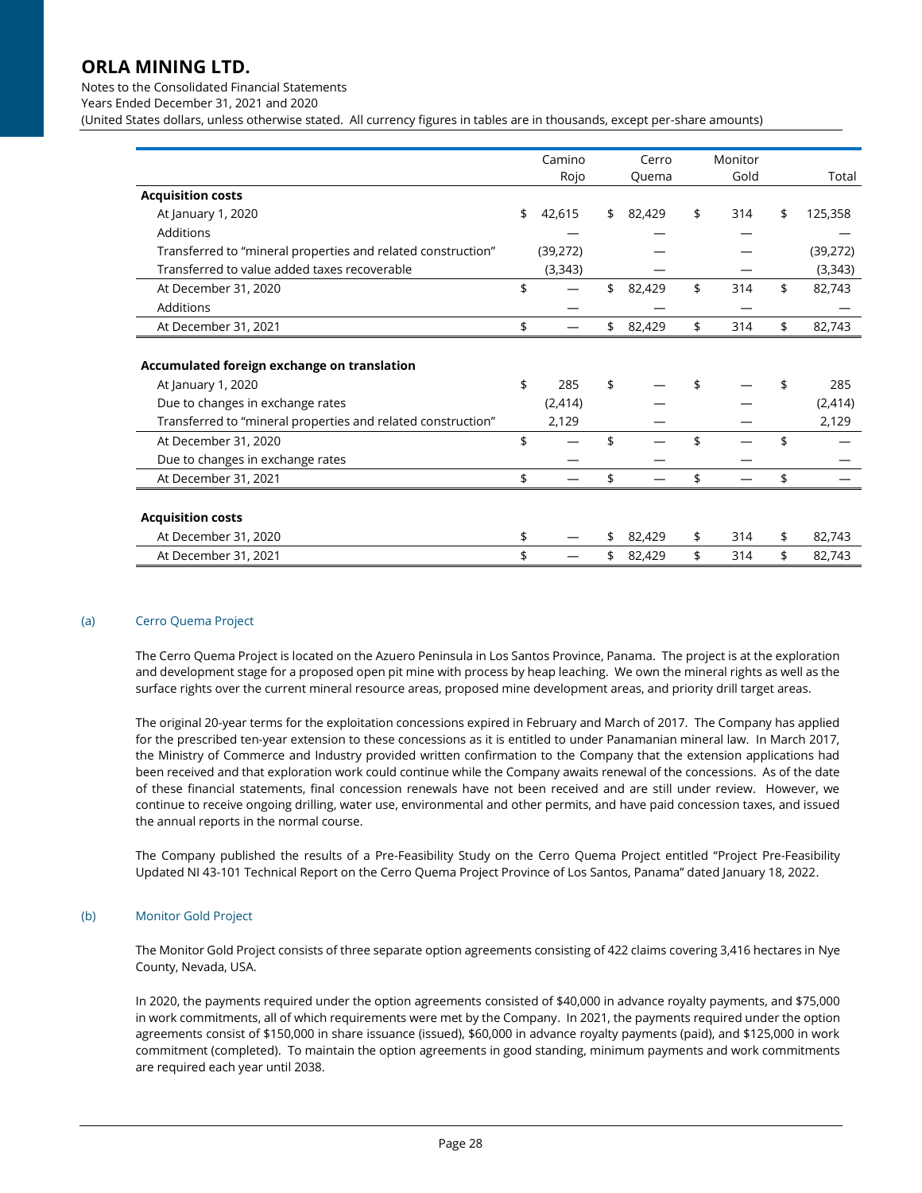| | Camino Rojo | Cerro Quema | Monitor Gold | Total |
|---|---|---|---|---|
| **Acquisition costs** | | | | |
| At January 1, 2020 | $ 42,615 | $ 82,429 | $ 314 | $ 125,358 |
| Additions | — | — | — | — |
| Transferred to "mineral properties and related construction" | (39,272) | — | — | (39,272) |
| Transferred to value added taxes recoverable | (3,343) | — | — | (3,343) |
| At December 31, 2020 | $ — | $ 82,429 | $ 314 | $ 82,743 |
| Additions | — | — | — | — |
| At December 31, 2021 | $ — | $ 82,429 | $ 314 | $ 82,743 |
| | | | | |
| **Accumulated foreign exchange on translation** | | | | |
| At January 1, 2020 | $ 285 | $ — | $ — | $ 285 |
| Due to changes in exchange rates | (2,414) | — | — | (2,414) |
| Transferred to "mineral properties and related construction" | 2,129 | — | — | 2,129 |
| At December 31, 2020 | $ — | $ — | $ — | $ — |
| Due to changes in exchange rates | — | — | — | — |
| At December 31, 2021 | $ — | $ — | $ — | $ — |
| | | | | |
| **Acquisition costs** | | | | |
| At December 31, 2020 | $ — | $ 82,429 | $ 314 | $ 82,743 |
| At December 31, 2021 | $ — | $ 82,429 | $ 314 | $ 82,743 |

(a) Cerro Quema Project

The Cerro Quema Project is located on the Azuero Peninsula in Los Santos Province, Panama. The project is at the exploration and development stage for a proposed open pit mine with process by heap leaching. We own the mineral rights as well as the surface rights over the current mineral resource areas, proposed mine development areas, and priority drill target areas.

The original 20-year terms for the exploitation concessions expired in February and March of 2017. The Company has applied for the prescribed ten-year extension to these concessions as it is entitled to under Panamanian mineral law. In March 2017, the Ministry of Commerce and Industry provided written confirmation to the Company that the extension applications had been received and that exploration work could continue while the Company awaits renewal of the concessions. As of the date of these financial statements, final concession renewals have not been received and are still under review. However, we continue to receive ongoing drilling, water use, environmental and other permits, and have paid concession taxes, and issued the annual reports in the normal course.

The Company published the results of a Pre-Feasibility Study on the Cerro Quema Project entitled "Project Pre-Feasibility Updated NI 43-101 Technical Report on the Cerro Quema Project Province of Los Santos, Panama" dated January 18, 2022.

(b) Monitor Gold Project

The Monitor Gold Project consists of three separate option agreements consisting of 422 claims covering 3,416 hectares in Nye County, Nevada, USA.

In 2020, the payments required under the option agreements consisted of $40,000 in advance royalty payments, and $75,000 in work commitments, all of which requirements were met by the Company. In 2021, the payments required under the option agreements consist of $150,000 in share issuance (issued), $60,000 in advance royalty payments (paid), and $125,000 in work commitment (completed). To maintain the option agreements in good standing, minimum payments and work commitments are required each year until 2038.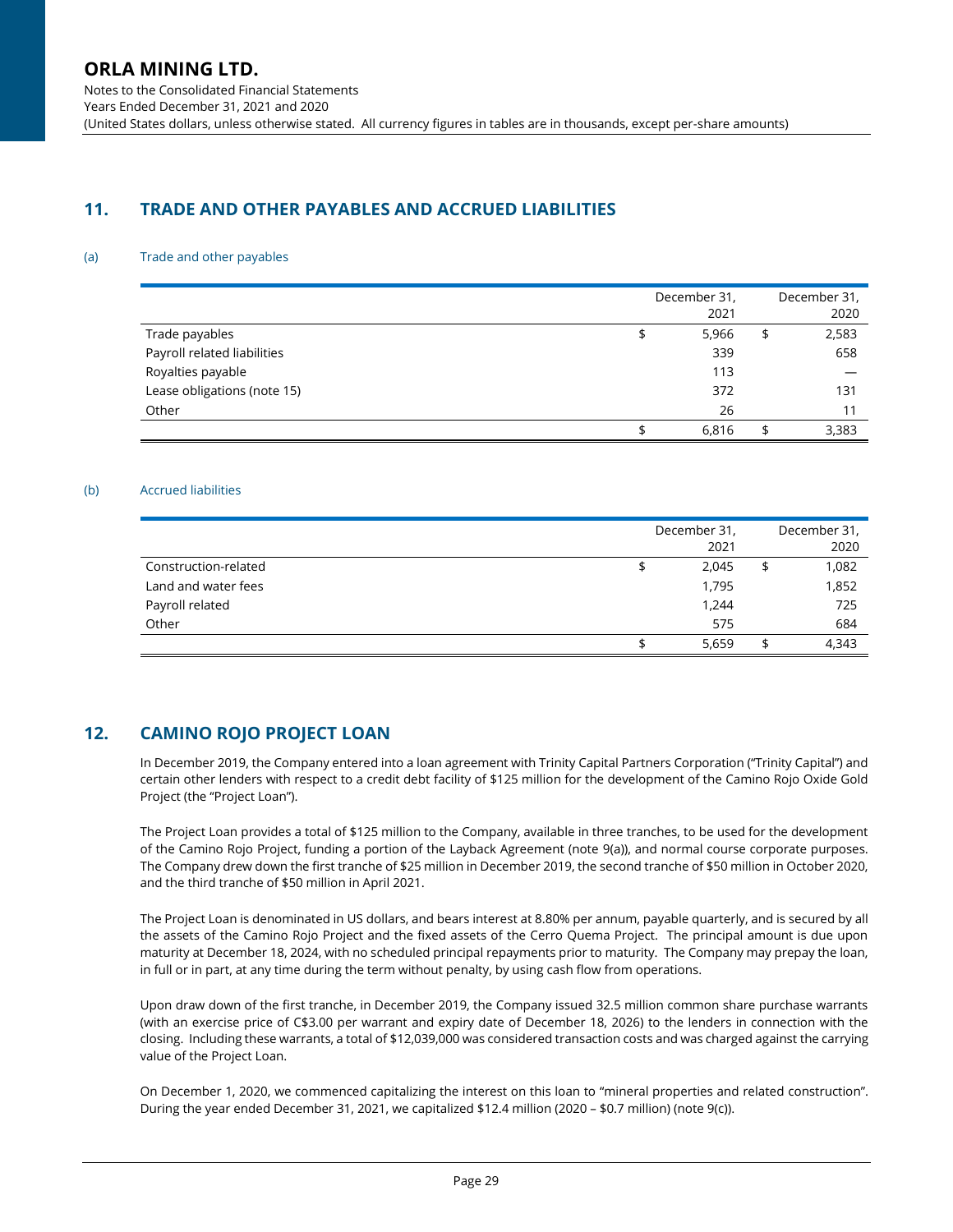## 11. TRADE AND OTHER PAYABLES AND ACCRUED LIABILITIES

(a) Trade and other payables

| | December 31, 2021 | December 31, 2020 |
|---|---|---|
| Trade payables | $ 5,966 | $ 2,583 |
| Payroll related liabilities | 339 | 658 |
| Royalties payable | 113 | — |
| Lease obligations (note 15) | 372 | 131 |
| Other | 26 | 11 |
| | $ 6,816 | $ 3,383 |

(b) Accrued liabilities

| | December 31, 2021 | December 31, 2020 |
|---|---|---|
| Construction-related | $ 2,045 | $ 1,082 |
| Land and water fees | 1,795 | 1,852 |
| Payroll related | 1,244 | 725 |
| Other | 575 | 684 |
| | $ 5,659 | $ 4,343 |

## 12. CAMINO ROJO PROJECT LOAN

In December 2019, the Company entered into a loan agreement with Trinity Capital Partners Corporation ("Trinity Capital") and certain other lenders with respect to a credit debt facility of $125 million for the development of the Camino Rojo Oxide Gold Project (the "Project Loan").

The Project Loan provides a total of $125 million to the Company, available in three tranches, to be used for the development of the Camino Rojo Project, funding a portion of the Layback Agreement (note 9(a)), and normal course corporate purposes. The Company drew down the first tranche of $25 million in December 2019, the second tranche of $50 million in October 2020, and the third tranche of $50 million in April 2021.

The Project Loan is denominated in US dollars, and bears interest at 8.80% per annum, payable quarterly, and is secured by all the assets of the Camino Rojo Project and the fixed assets of the Cerro Quema Project. The principal amount is due upon maturity at December 18, 2024, with no scheduled principal repayments prior to maturity. The Company may prepay the loan, in full or in part, at any time during the term without penalty, by using cash flow from operations.

Upon draw down of the first tranche, in December 2019, the Company issued 32.5 million common share purchase warrants (with an exercise price of C$3.00 per warrant and expiry date of December 18, 2026) to the lenders in connection with the closing. Including these warrants, a total of $12,039,000 was considered transaction costs and was charged against the carrying value of the Project Loan.

On December 1, 2020, we commenced capitalizing the interest on this loan to "mineral properties and related construction". During the year ended December 31, 2021, we capitalized $12.4 million (2020 – $0.7 million) (note 9(c)).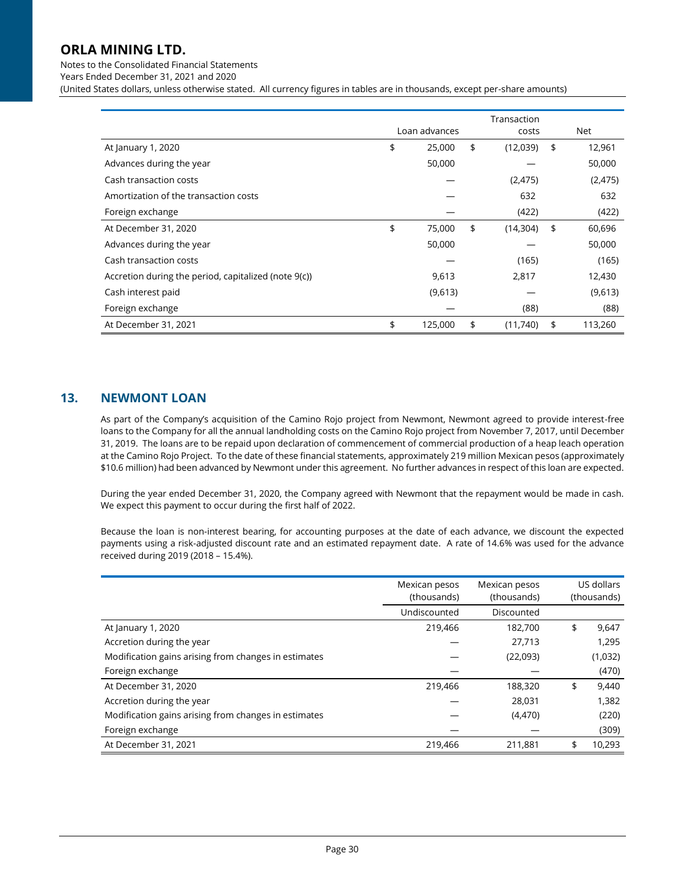| | Loan advances | Transaction costs | Net |
|---|---|---|---|
| At January 1, 2020 | $ 25,000 | $ (12,039) | $ 12,961 |
| Advances during the year | 50,000 | — | 50,000 |
| Cash transaction costs | — | (2,475) | (2,475) |
| Amortization of the transaction costs | — | 632 | 632 |
| Foreign exchange | — | (422) | (422) |
| At December 31, 2020 | $ 75,000 | $ (14,304) | $ 60,696 |
| Advances during the year | 50,000 | — | 50,000 |
| Cash transaction costs | — | (165) | (165) |
| Accretion during the period, capitalized (note 9(c)) | 9,613 | 2,817 | 12,430 |
| Cash interest paid | (9,613) | — | (9,613) |
| Foreign exchange | — | (88) | (88) |
| At December 31, 2021 | $ 125,000 | $ (11,740) | $ 113,260 |

## 13. NEWMONT LOAN

As part of the Company's acquisition of the Camino Rojo project from Newmont, Newmont agreed to provide interest-free loans to the Company for all the annual landholding costs on the Camino Rojo project from November 7, 2017, until December 31, 2019. The loans are to be repaid upon declaration of commencement of commercial production of a heap leach operation at the Camino Rojo Project. To the date of these financial statements, approximately 219 million Mexican pesos (approximately $10.6 million) had been advanced by Newmont under this agreement. No further advances in respect of this loan are expected.

During the year ended December 31, 2020, the Company agreed with Newmont that the repayment would be made in cash. We expect this payment to occur during the first half of 2022.

Because the loan is non-interest bearing, for accounting purposes at the date of each advance, we discount the expected payments using a risk-adjusted discount rate and an estimated repayment date. A rate of 14.6% was used for the advance received during 2019 (2018 – 15.4%).

| | Mexican pesos (thousands) | Mexican pesos (thousands) | US dollars (thousands) |
|---|---|---|---|
| | Undiscounted | Discounted | |
| At January 1, 2020 | 219,466 | 182,700 | $ 9,647 |
| Accretion during the year | — | 27,713 | 1,295 |
| Modification gains arising from changes in estimates | — | (22,093) | (1,032) |
| Foreign exchange | — | — | (470) |
| At December 31, 2020 | 219,466 | 188,320 | $ 9,440 |
| Accretion during the year | — | 28,031 | 1,382 |
| Modification gains arising from changes in estimates | — | (4,470) | (220) |
| Foreign exchange | — | — | (309) |
| At December 31, 2021 | 219,466 | 211,881 | $ 10,293 |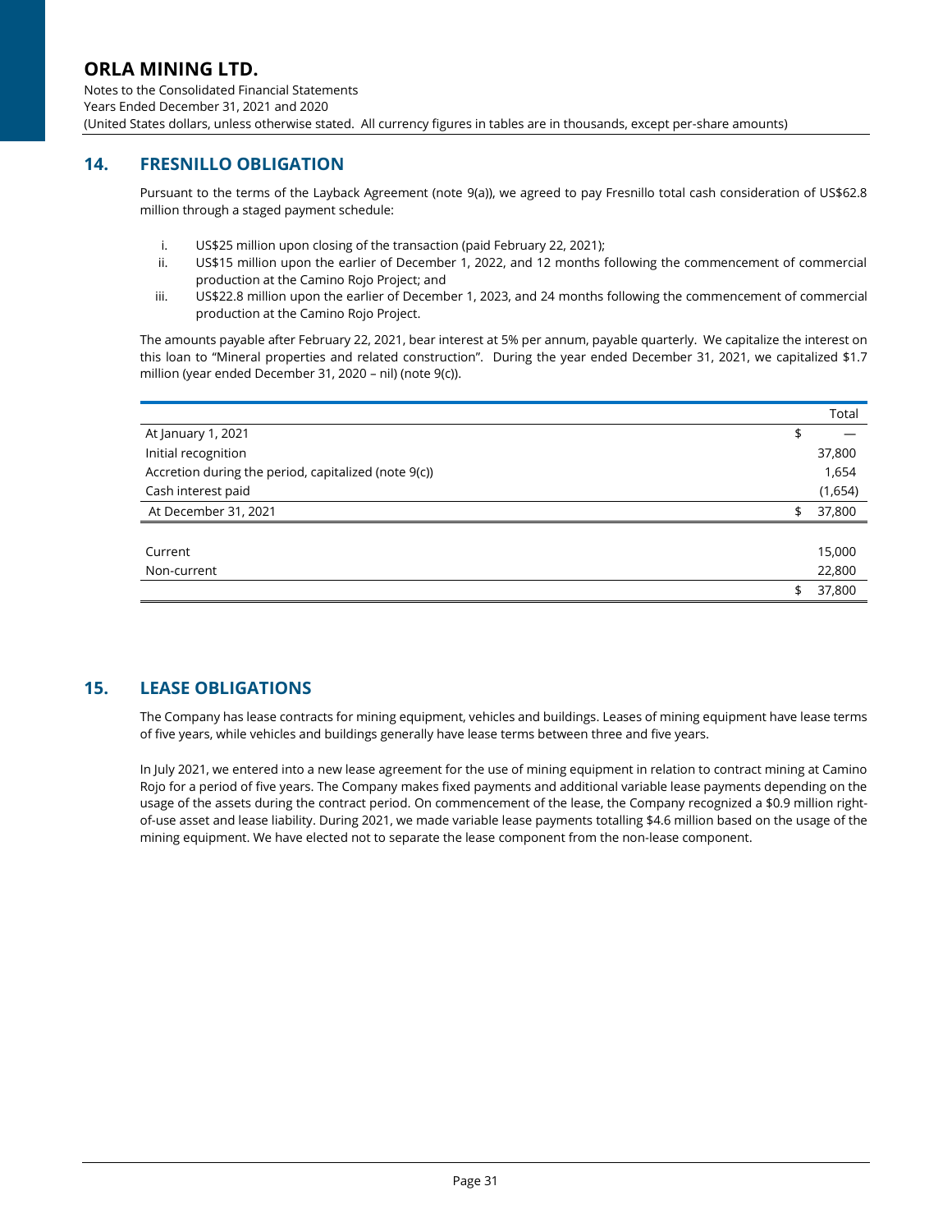## 14. FRESNILLO OBLIGATION

Pursuant to the terms of the Layback Agreement (note 9(a)), we agreed to pay Fresnillo total cash consideration of US$62.8 million through a staged payment schedule:

i. US$25 million upon closing of the transaction (paid February 22, 2021);
ii. US$15 million upon the earlier of December 1, 2022, and 12 months following the commencement of commercial production at the Camino Rojo Project; and
iii. US$22.8 million upon the earlier of December 1, 2023, and 24 months following the commencement of commercial production at the Camino Rojo Project.

The amounts payable after February 22, 2021, bear interest at 5% per annum, payable quarterly. We capitalize the interest on this loan to "Mineral properties and related construction". During the year ended December 31, 2021, we capitalized $1.7 million (year ended December 31, 2020 – nil) (note 9(c)).

| | Total |
|---|---|
| At January 1, 2021 | $ — |
| Initial recognition | 37,800 |
| Accretion during the period, capitalized (note 9(c)) | 1,654 |
| Cash interest paid | (1,654) |
| At December 31, 2021 | $ 37,800 |
| | |
| Current | 15,000 |
| Non-current | 22,800 |
| | $ 37,800 |

## 15. LEASE OBLIGATIONS

The Company has lease contracts for mining equipment, vehicles and buildings. Leases of mining equipment have lease terms of five years, while vehicles and buildings generally have lease terms between three and five years.

In July 2021, we entered into a new lease agreement for the use of mining equipment in relation to contract mining at Camino Rojo for a period of five years. The Company makes fixed payments and additional variable lease payments depending on the usage of the assets during the contract period. On commencement of the lease, the Company recognized a $0.9 million right-of-use asset and lease liability. During 2021, we made variable lease payments totalling $4.6 million based on the usage of the mining equipment. We have elected not to separate the lease component from the non-lease component.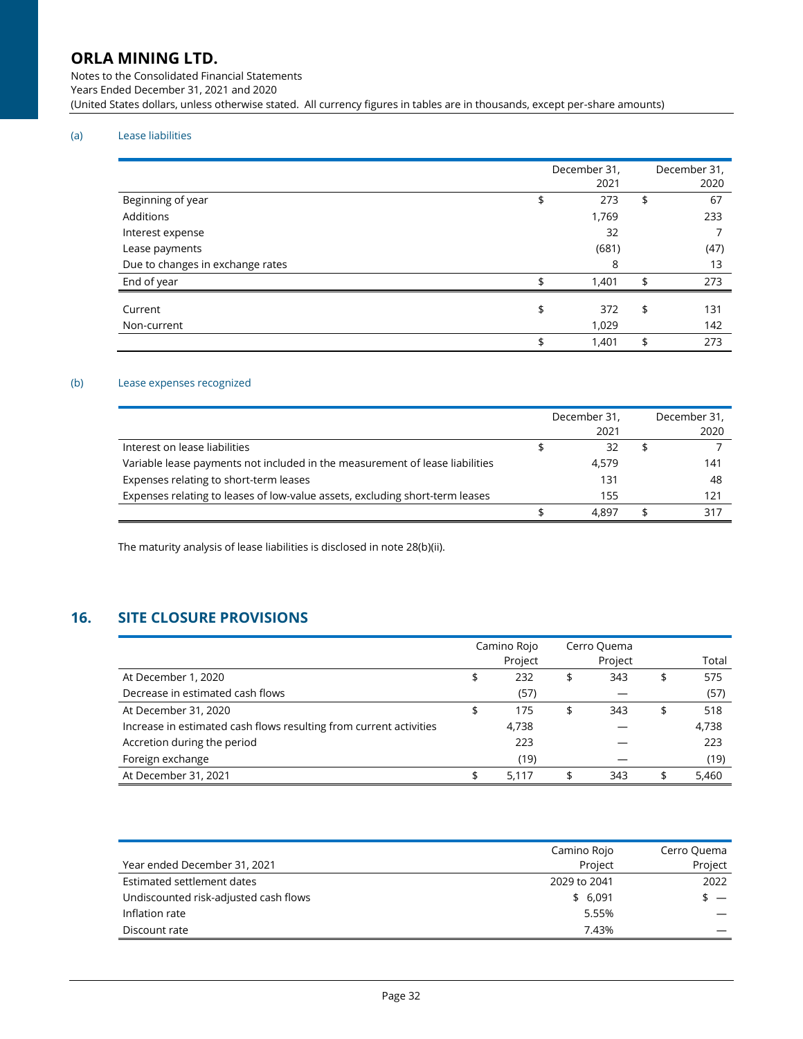(a) Lease liabilities

| | December 31, 2021 | December 31, 2020 |
|---|---|---|
| Beginning of year | $ 273 | $ 67 |
| Additions | 1,769 | 233 |
| Interest expense | 32 | 7 |
| Lease payments | (681) | (47) |
| Due to changes in exchange rates | 8 | 13 |
| End of year | $ 1,401 | $ 273 |
| Current | $ 372 | $ 131 |
| Non-current | 1,029 | 142 |
| | $ 1,401 | $ 273 |

(b) Lease expenses recognized

| | December 31, 2021 | December 31, 2020 |
|---|---|---|
| Interest on lease liabilities | $ 32 | $ 7 |
| Variable lease payments not included in the measurement of lease liabilities | 4,579 | 141 |
| Expenses relating to short-term leases | 131 | 48 |
| Expenses relating to leases of low-value assets, excluding short-term leases | 155 | 121 |
| | $ 4,897 | $ 317 |

The maturity analysis of lease liabilities is disclosed in note 28(b)(ii).

## 16. SITE CLOSURE PROVISIONS

| | Camino Rojo Project | Cerro Quema Project | Total |
|---|---|---|---|
| At December 1, 2020 | $ 232 | $ 343 | $ 575 |
| Decrease in estimated cash flows | (57) | — | (57) |
| At December 31, 2020 | $ 175 | $ 343 | $ 518 |
| Increase in estimated cash flows resulting from current activities | 4,738 | — | 4,738 |
| Accretion during the period | 223 | — | 223 |
| Foreign exchange | (19) | — | (19) |
| At December 31, 2021 | $ 5,117 | $ 343 | $ 5,460 |

| Year ended December 31, 2021 | Camino Rojo Project | Cerro Quema Project |
|---|---|---|
| Estimated settlement dates | 2029 to 2041 | 2022 |
| Undiscounted risk-adjusted cash flows | $ 6,091 | $ — |
| Inflation rate | 5.55% | — |
| Discount rate | 7.43% | — |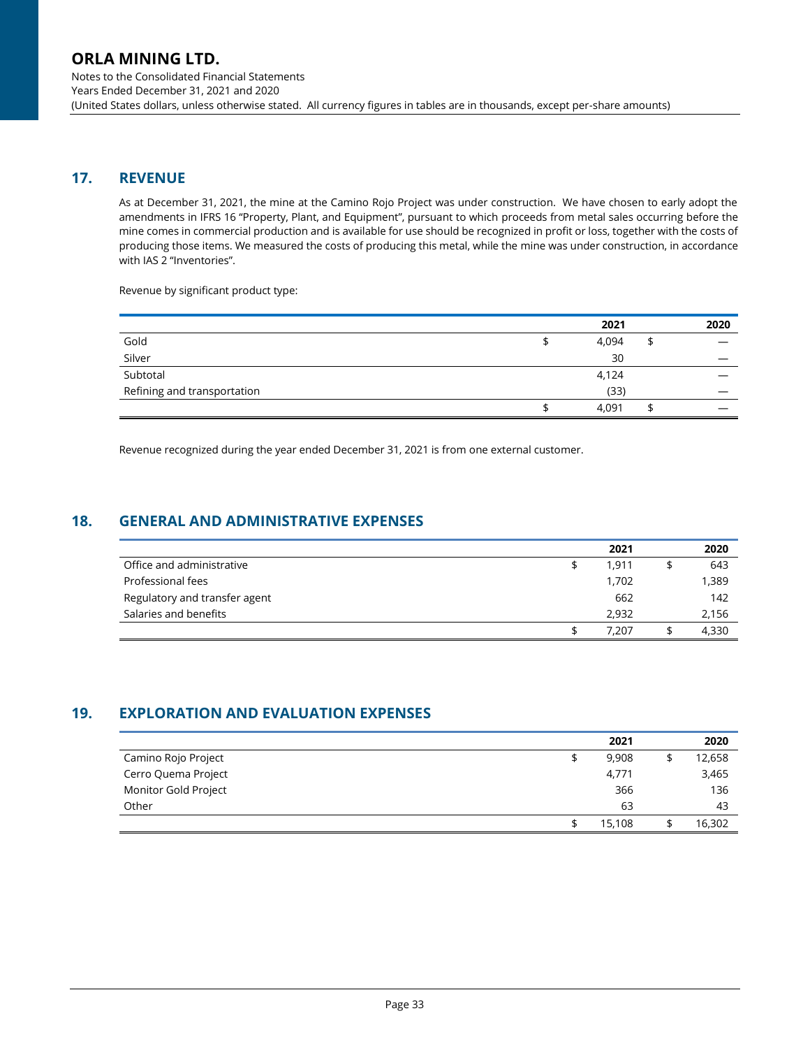## 17. REVENUE

As at December 31, 2021, the mine at the Camino Rojo Project was under construction. We have chosen to early adopt the amendments in IFRS 16 "Property, Plant, and Equipment", pursuant to which proceeds from metal sales occurring before the mine comes in commercial production and is available for use should be recognized in profit or loss, together with the costs of producing those items. We measured the costs of producing this metal, while the mine was under construction, in accordance with IAS 2 "Inventories".

Revenue by significant product type:

| | 2021 | 2020 |
|---|---|---|
| Gold | $ 4,094 | $ — |
| Silver | 30 | — |
| Subtotal | 4,124 | — |
| Refining and transportation | (33) | — |
| | $ 4,091 | $ — |

Revenue recognized during the year ended December 31, 2021 is from one external customer.

## 18. GENERAL AND ADMINISTRATIVE EXPENSES

| | 2021 | 2020 |
|---|---|---|
| Office and administrative | $ 1,911 | $ 643 |
| Professional fees | 1,702 | 1,389 |
| Regulatory and transfer agent | 662 | 142 |
| Salaries and benefits | 2,932 | 2,156 |
| | $ 7,207 | $ 4,330 |

## 19. EXPLORATION AND EVALUATION EXPENSES

| | 2021 | 2020 |
|---|---|---|
| Camino Rojo Project | $ 9,908 | $ 12,658 |
| Cerro Quema Project | 4,771 | 3,465 |
| Monitor Gold Project | 366 | 136 |
| Other | 63 | 43 |
| | $ 15,108 | $ 16,302 |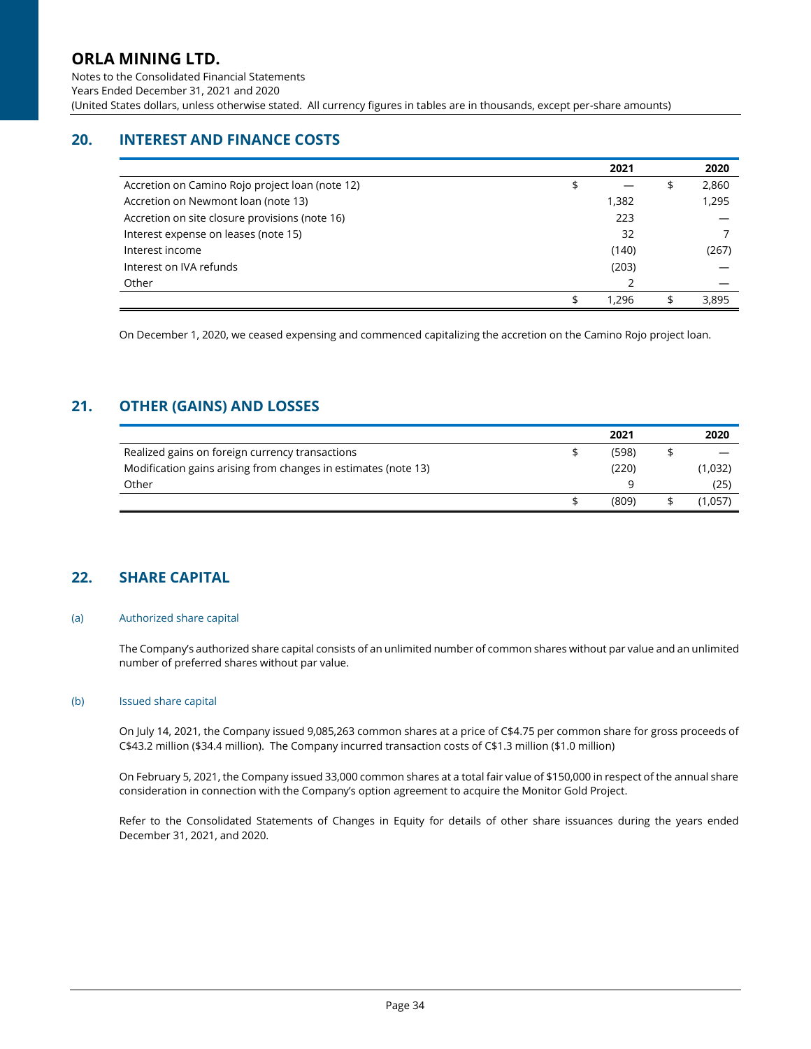## 20. INTEREST AND FINANCE COSTS

| | 2021 | 2020 |
|---|---|---|
| Accretion on Camino Rojo project loan (note 12) | $ — | $ 2,860 |
| Accretion on Newmont loan (note 13) | 1,382 | 1,295 |
| Accretion on site closure provisions (note 16) | 223 | — |
| Interest expense on leases (note 15) | 32 | 7 |
| Interest income | (140) | (267) |
| Interest on IVA refunds | (203) | — |
| Other | 2 | — |
| | $ 1,296 | $ 3,895 |

On December 1, 2020, we ceased expensing and commenced capitalizing the accretion on the Camino Rojo project loan.

## 21. OTHER (GAINS) AND LOSSES

| | 2021 | 2020 |
|---|---|---|
| Realized gains on foreign currency transactions | $ (598) | $ — |
| Modification gains arising from changes in estimates (note 13) | (220) | (1,032) |
| Other | 9 | (25) |
| | $ (809) | $ (1,057) |

## 22. SHARE CAPITAL

### (a) Authorized share capital

The Company's authorized share capital consists of an unlimited number of common shares without par value and an unlimited number of preferred shares without par value.

### (b) Issued share capital

On July 14, 2021, the Company issued 9,085,263 common shares at a price of C$4.75 per common share for gross proceeds of C$43.2 million ($34.4 million). The Company incurred transaction costs of C$1.3 million ($1.0 million)

On February 5, 2021, the Company issued 33,000 common shares at a total fair value of $150,000 in respect of the annual share consideration in connection with the Company's option agreement to acquire the Monitor Gold Project.

Refer to the Consolidated Statements of Changes in Equity for details of other share issuances during the years ended December 31, 2021, and 2020.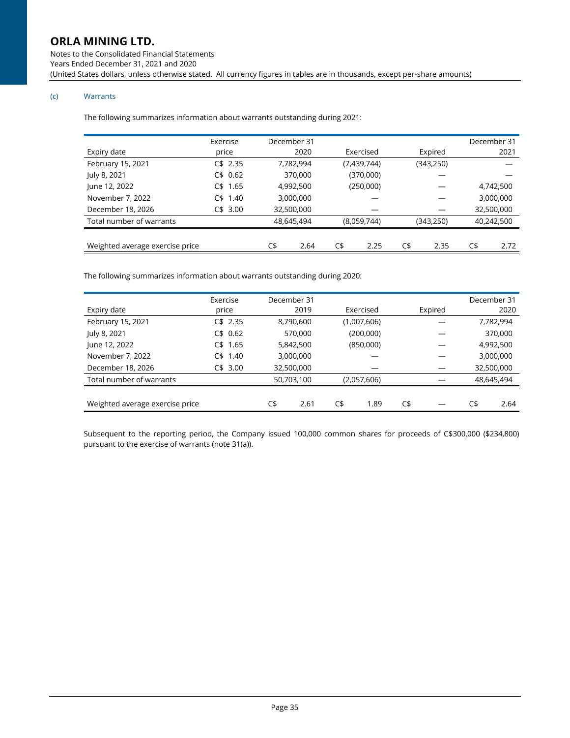#### (c) Warrants

The following summarizes information about warrants outstanding during 2021:

| Expiry date | Exercise price | December 31 2020 | Exercised | Expired | December 31 2021 |
|---|---|---|---|---|---|
| February 15, 2021 | C$ 2.35 | 7,782,994 | (7,439,744) | (343,250) | — |
| July 8, 2021 | C$ 0.62 | 370,000 | (370,000) | — | — |
| June 12, 2022 | C$ 1.65 | 4,992,500 | (250,000) | — | 4,742,500 |
| November 7, 2022 | C$ 1.40 | 3,000,000 | — | — | 3,000,000 |
| December 18, 2026 | C$ 3.00 | 32,500,000 | — | — | 32,500,000 |
| Total number of warrants | | 48,645,494 | (8,059,744) | (343,250) | 40,242,500 |
| | | | | | |
| Weighted average exercise price | | C$ 2.64 | C$ 2.25 | C$ 2.35 | C$ 2.72 |

The following summarizes information about warrants outstanding during 2020:

| Expiry date | Exercise price | December 31 2019 | Exercised | Expired | December 31 2020 |
|---|---|---|---|---|---|
| February 15, 2021 | C$ 2.35 | 8,790,600 | (1,007,606) | — | 7,782,994 |
| July 8, 2021 | C$ 0.62 | 570,000 | (200,000) | — | 370,000 |
| June 12, 2022 | C$ 1.65 | 5,842,500 | (850,000) | — | 4,992,500 |
| November 7, 2022 | C$ 1.40 | 3,000,000 | — | — | 3,000,000 |
| December 18, 2026 | C$ 3.00 | 32,500,000 | — | — | 32,500,000 |
| Total number of warrants | | 50,703,100 | (2,057,606) | — | 48,645,494 |
| | | | | | |
| Weighted average exercise price | | C$ 2.61 | C$ 1.89 | C$ — | C$ 2.64 |

Subsequent to the reporting period, the Company issued 100,000 common shares for proceeds of C$300,000 ($234,800) pursuant to the exercise of warrants (note 31(a)).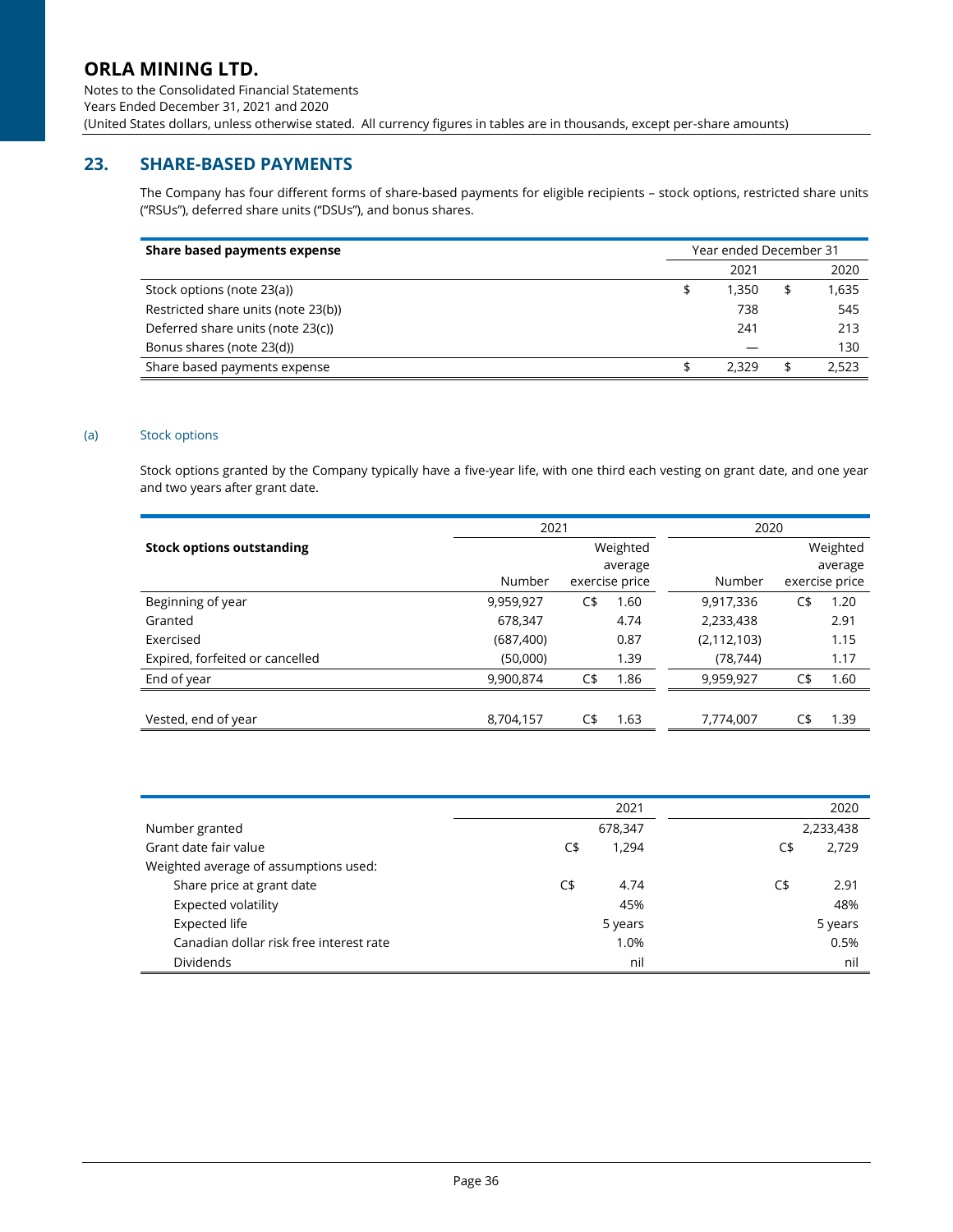## 23. SHARE-BASED PAYMENTS

The Company has four different forms of share-based payments for eligible recipients – stock options, restricted share units ("RSUs"), deferred share units ("DSUs"), and bonus shares.

| Share based payments expense | Year ended December 31 | |
|---|---|---|
| | 2021 | 2020 |
| Stock options (note 23(a)) | $ 1,350 | $ 1,635 |
| Restricted share units (note 23(b)) | 738 | 545 |
| Deferred share units (note 23(c)) | 241 | 213 |
| Bonus shares (note 23(d)) | — | 130 |
| Share based payments expense | $ 2,329 | $ 2,523 |

### (a) Stock options

Stock options granted by the Company typically have a five-year life, with one third each vesting on grant date, and one year and two years after grant date.

| Stock options outstanding | 2021 | | 2020 | |
|---|---|---|---|---|
| | Number | Weighted average exercise price | Number | Weighted average exercise price |
| Beginning of year | 9,959,927 | C$ 1.60 | 9,917,336 | C$ 1.20 |
| Granted | 678,347 | 4.74 | 2,233,438 | 2.91 |
| Exercised | (687,400) | 0.87 | (2,112,103) | 1.15 |
| Expired, forfeited or cancelled | (50,000) | 1.39 | (78,744) | 1.17 |
| End of year | 9,900,874 | C$ 1.86 | 9,959,927 | C$ 1.60 |
| Vested, end of year | 8,704,157 | C$ 1.63 | 7,774,007 | C$ 1.39 |

| | 2021 | 2020 |
|---|---|---|
| Number granted | 678,347 | 2,233,438 |
| Grant date fair value | C$ 1,294 | C$ 2,729 |
| Weighted average of assumptions used: | | |
| Share price at grant date | C$ 4.74 | C$ 2.91 |
| Expected volatility | 45% | 48% |
| Expected life | 5 years | 5 years |
| Canadian dollar risk free interest rate | 1.0% | 0.5% |
| Dividends | nil | nil |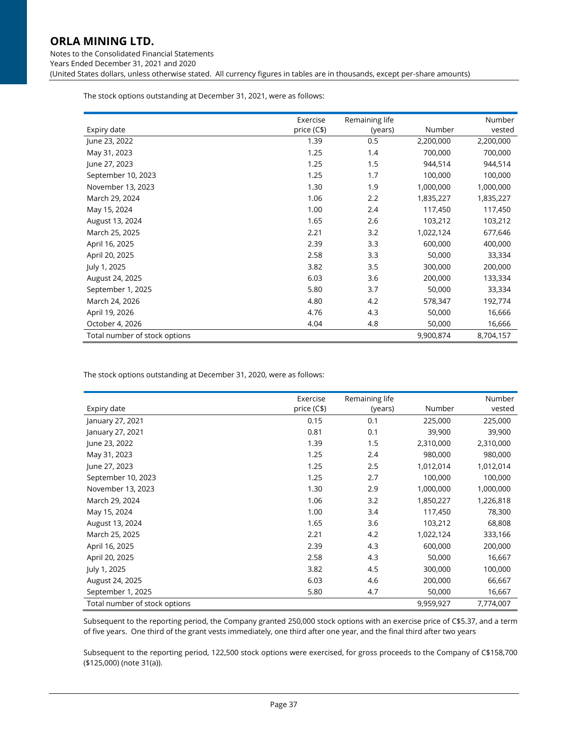The stock options outstanding at December 31, 2021, were as follows:

| Expiry date | Exercise price (C$) | Remaining life (years) | Number | Number vested |
|---|---|---|---|---|
| June 23, 2022 | 1.39 | 0.5 | 2,200,000 | 2,200,000 |
| May 31, 2023 | 1.25 | 1.4 | 700,000 | 700,000 |
| June 27, 2023 | 1.25 | 1.5 | 944,514 | 944,514 |
| September 10, 2023 | 1.25 | 1.7 | 100,000 | 100,000 |
| November 13, 2023 | 1.30 | 1.9 | 1,000,000 | 1,000,000 |
| March 29, 2024 | 1.06 | 2.2 | 1,835,227 | 1,835,227 |
| May 15, 2024 | 1.00 | 2.4 | 117,450 | 117,450 |
| August 13, 2024 | 1.65 | 2.6 | 103,212 | 103,212 |
| March 25, 2025 | 2.21 | 3.2 | 1,022,124 | 677,646 |
| April 16, 2025 | 2.39 | 3.3 | 600,000 | 400,000 |
| April 20, 2025 | 2.58 | 3.3 | 50,000 | 33,334 |
| July 1, 2025 | 3.82 | 3.5 | 300,000 | 200,000 |
| August 24, 2025 | 6.03 | 3.6 | 200,000 | 133,334 |
| September 1, 2025 | 5.80 | 3.7 | 50,000 | 33,334 |
| March 24, 2026 | 4.80 | 4.2 | 578,347 | 192,774 |
| April 19, 2026 | 4.76 | 4.3 | 50,000 | 16,666 |
| October 4, 2026 | 4.04 | 4.8 | 50,000 | 16,666 |
| Total number of stock options | | | 9,900,874 | 8,704,157 |

The stock options outstanding at December 31, 2020, were as follows:

| Expiry date | Exercise price (C$) | Remaining life (years) | Number | Number vested |
|---|---|---|---|---|
| January 27, 2021 | 0.15 | 0.1 | 225,000 | 225,000 |
| January 27, 2021 | 0.81 | 0.1 | 39,900 | 39,900 |
| June 23, 2022 | 1.39 | 1.5 | 2,310,000 | 2,310,000 |
| May 31, 2023 | 1.25 | 2.4 | 980,000 | 980,000 |
| June 27, 2023 | 1.25 | 2.5 | 1,012,014 | 1,012,014 |
| September 10, 2023 | 1.25 | 2.7 | 100,000 | 100,000 |
| November 13, 2023 | 1.30 | 2.9 | 1,000,000 | 1,000,000 |
| March 29, 2024 | 1.06 | 3.2 | 1,850,227 | 1,226,818 |
| May 15, 2024 | 1.00 | 3.4 | 117,450 | 78,300 |
| August 13, 2024 | 1.65 | 3.6 | 103,212 | 68,808 |
| March 25, 2025 | 2.21 | 4.2 | 1,022,124 | 333,166 |
| April 16, 2025 | 2.39 | 4.3 | 600,000 | 200,000 |
| April 20, 2025 | 2.58 | 4.3 | 50,000 | 16,667 |
| July 1, 2025 | 3.82 | 4.5 | 300,000 | 100,000 |
| August 24, 2025 | 6.03 | 4.6 | 200,000 | 66,667 |
| September 1, 2025 | 5.80 | 4.7 | 50,000 | 16,667 |
| Total number of stock options | | | 9,959,927 | 7,774,007 |

Subsequent to the reporting period, the Company granted 250,000 stock options with an exercise price of C$5.37, and a term of five years. One third of the grant vests immediately, one third after one year, and the final third after two years

Subsequent to the reporting period, 122,500 stock options were exercised, for gross proceeds to the Company of C$158,700 ($125,000) (note 31(a)).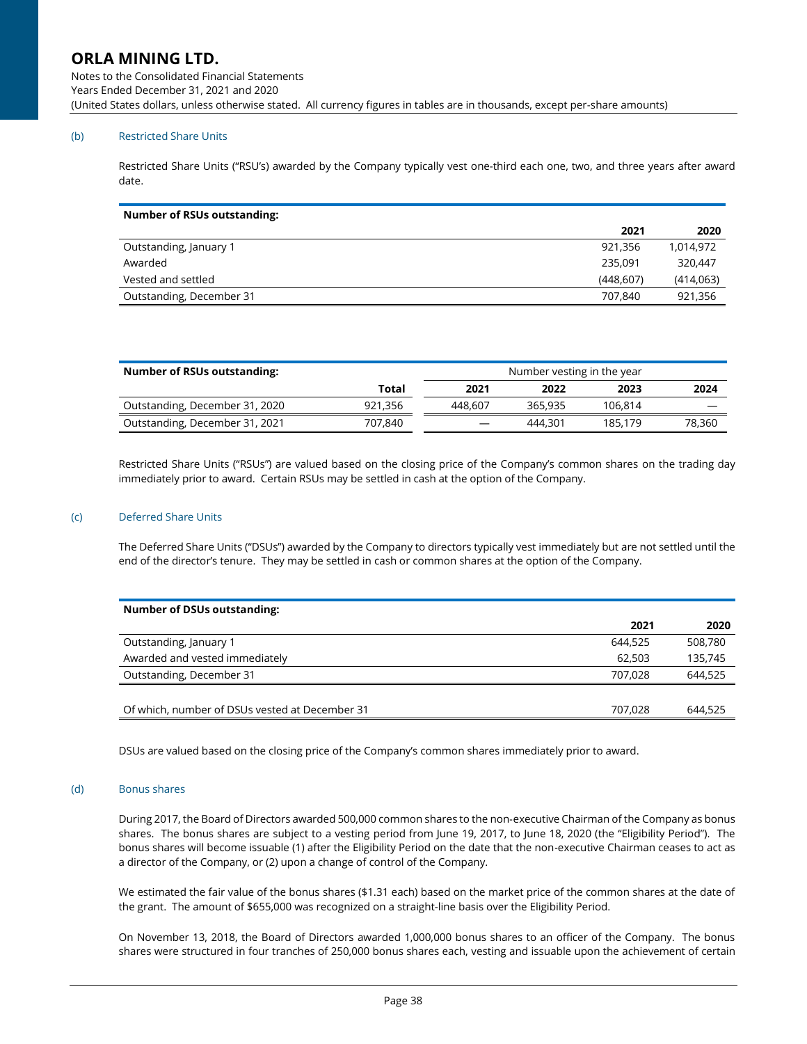(b) Restricted Share Units

Restricted Share Units ("RSU's) awarded by the Company typically vest one-third each one, two, and three years after award date.

| **Number of RSUs outstanding:** | **2021** | **2020** |
|---|---|---|
| Outstanding, January 1 | 921,356 | 1,014,972 |
| Awarded | 235,091 | 320,447 |
| Vested and settled | (448,607) | (414,063) |
| Outstanding, December 31 | 707,840 | 921,356 |

| **Number of RSUs outstanding:** | | Number vesting in the year | | | |
|---|---|---|---|---|---|
| | **Total** | **2021** | **2022** | **2023** | **2024** |
| Outstanding, December 31, 2020 | 921,356 | 448,607 | 365,935 | 106,814 | — |
| Outstanding, December 31, 2021 | 707,840 | — | 444,301 | 185,179 | 78,360 |

Restricted Share Units ("RSUs") are valued based on the closing price of the Company's common shares on the trading day immediately prior to award. Certain RSUs may be settled in cash at the option of the Company.

(c) Deferred Share Units

The Deferred Share Units ("DSUs") awarded by the Company to directors typically vest immediately but are not settled until the end of the director's tenure. They may be settled in cash or common shares at the option of the Company.

| **Number of DSUs outstanding:** | **2021** | **2020** |
|---|---|---|
| Outstanding, January 1 | 644,525 | 508,780 |
| Awarded and vested immediately | 62,503 | 135,745 |
| Outstanding, December 31 | 707,028 | 644,525 |
| | | |
| Of which, number of DSUs vested at December 31 | 707,028 | 644,525 |

DSUs are valued based on the closing price of the Company's common shares immediately prior to award.

(d) Bonus shares

During 2017, the Board of Directors awarded 500,000 common shares to the non-executive Chairman of the Company as bonus shares. The bonus shares are subject to a vesting period from June 19, 2017, to June 18, 2020 (the "Eligibility Period"). The bonus shares will become issuable (1) after the Eligibility Period on the date that the non-executive Chairman ceases to act as a director of the Company, or (2) upon a change of control of the Company.

We estimated the fair value of the bonus shares ($1.31 each) based on the market price of the common shares at the date of the grant. The amount of $655,000 was recognized on a straight-line basis over the Eligibility Period.

On November 13, 2018, the Board of Directors awarded 1,000,000 bonus shares to an officer of the Company. The bonus shares were structured in four tranches of 250,000 bonus shares each, vesting and issuable upon the achievement of certain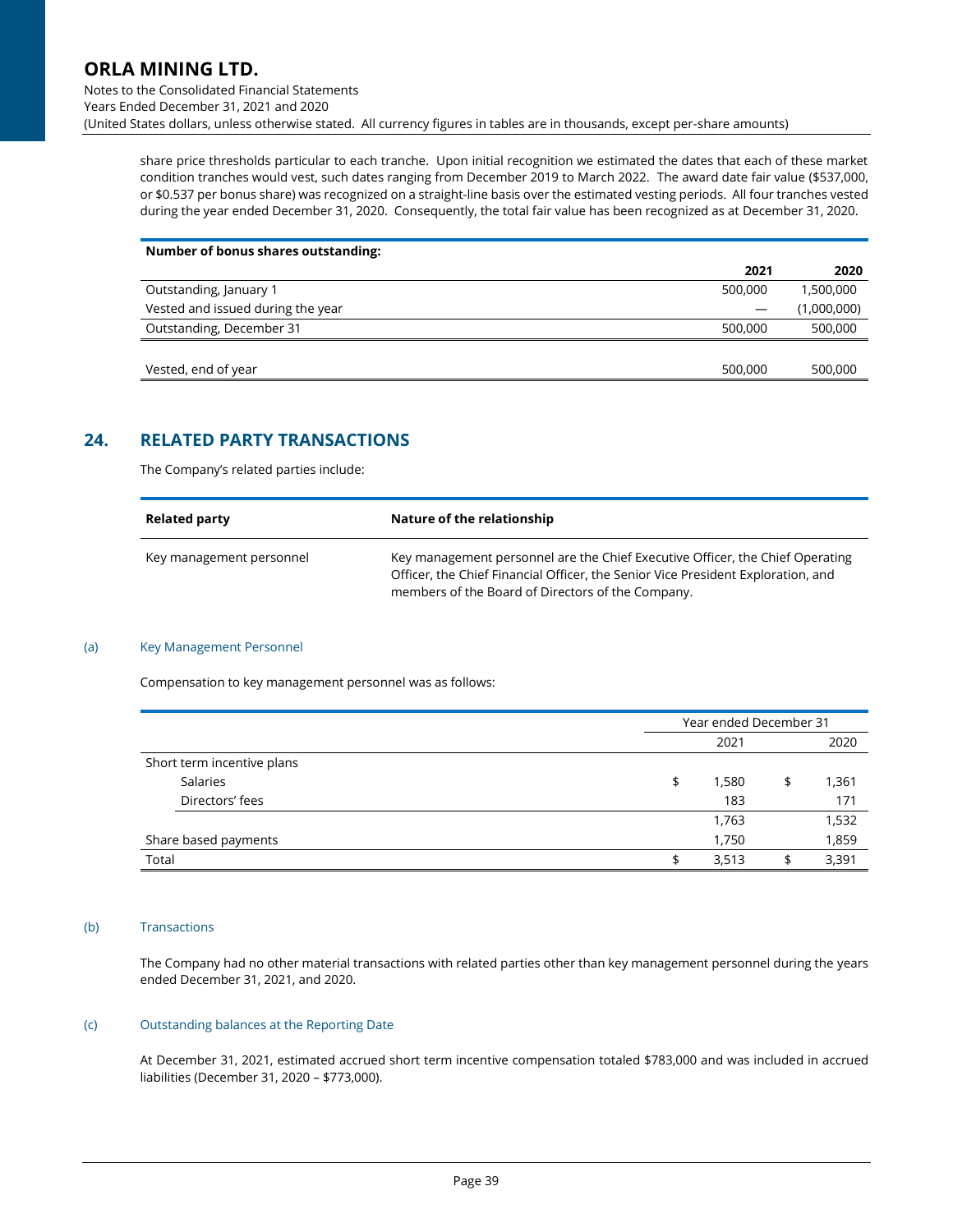share price thresholds particular to each tranche. Upon initial recognition we estimated the dates that each of these market condition tranches would vest, such dates ranging from December 2019 to March 2022. The award date fair value ($537,000, or $0.537 per bonus share) was recognized on a straight-line basis over the estimated vesting periods. All four tranches vested during the year ended December 31, 2020. Consequently, the total fair value has been recognized as at December 31, 2020.

| Number of bonus shares outstanding: | | |
|---|---|---|
| | **2021** | **2020** |
| Outstanding, January 1 | 500,000 | 1,500,000 |
| Vested and issued during the year | — | (1,000,000) |
| Outstanding, December 31 | 500,000 | 500,000 |
| | | |
| Vested, end of year | 500,000 | 500,000 |

## 24. RELATED PARTY TRANSACTIONS

The Company's related parties include:

| Related party | Nature of the relationship |
|---|---|
| Key management personnel | Key management personnel are the Chief Executive Officer, the Chief Operating Officer, the Chief Financial Officer, the Senior Vice President Exploration, and members of the Board of Directors of the Company. |

### (a) Key Management Personnel

Compensation to key management personnel was as follows:

| | Year ended December 31 | |
|---|---|---|
| | 2021 | 2020 |
| Short term incentive plans | | |
| Salaries | $ 1,580 | $ 1,361 |
| Directors' fees | 183 | 171 |
| | 1,763 | 1,532 |
| Share based payments | 1,750 | 1,859 |
| Total | $ 3,513 | $ 3,391 |

### (b) Transactions

The Company had no other material transactions with related parties other than key management personnel during the years ended December 31, 2021, and 2020.

### (c) Outstanding balances at the Reporting Date

At December 31, 2021, estimated accrued short term incentive compensation totaled $783,000 and was included in accrued liabilities (December 31, 2020 – $773,000).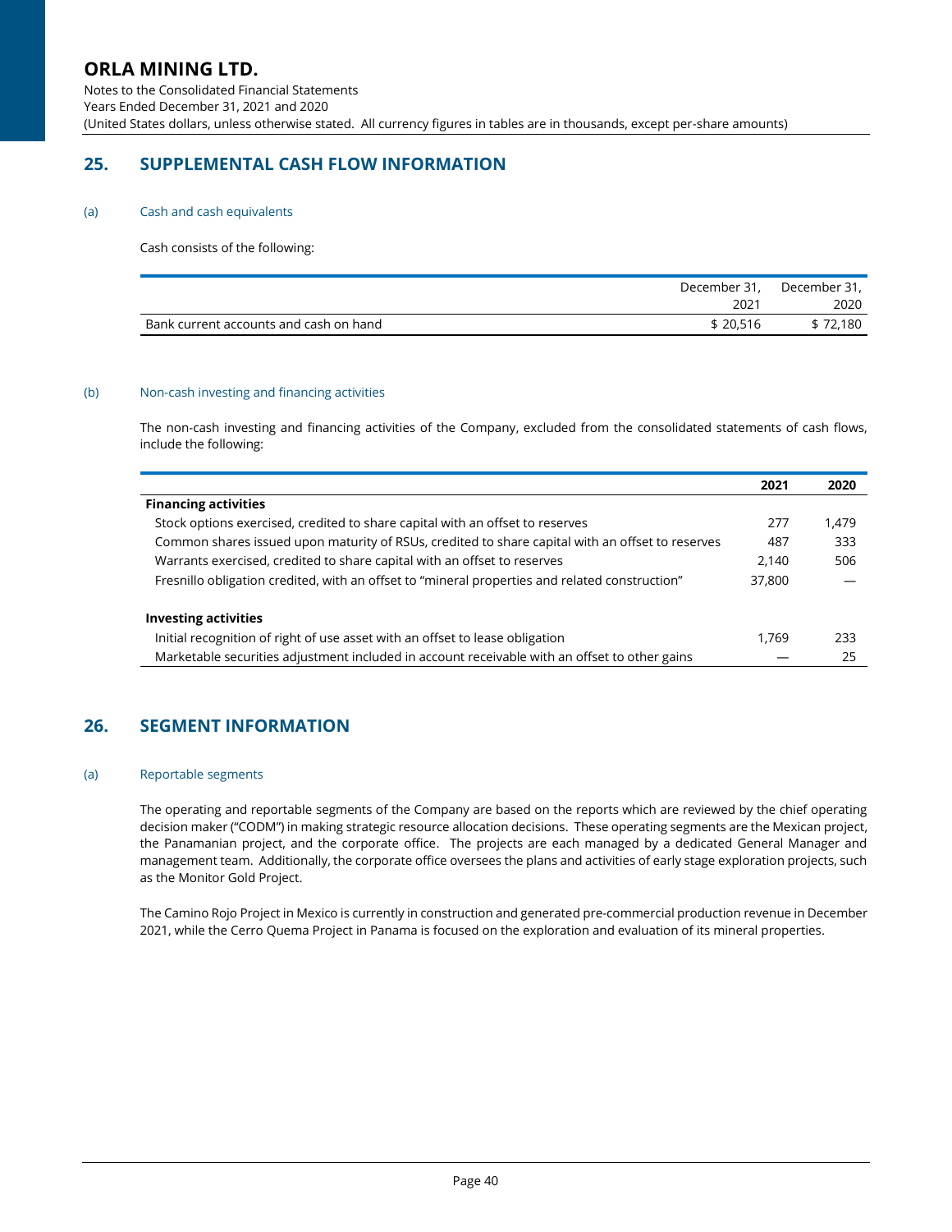# ORLA MINING LTD.

Notes to the Consolidated Financial Statements
Years Ended December 31, 2021 and 2020
(United States dollars, unless otherwise stated. All currency figures in tables are in thousands, except per-share amounts)

## 25. SUPPLEMENTAL CASH FLOW INFORMATION

### (a) Cash and cash equivalents

Cash consists of the following:

| | December 31, 2021 | December 31, 2020 |
|---|---|---|
| Bank current accounts and cash on hand | $ 20,516 | $ 72,180 |

### (b) Non-cash investing and financing activities

The non-cash investing and financing activities of the Company, excluded from the consolidated statements of cash flows, include the following:

| | 2021 | 2020 |
|---|---|---|
| **Financing activities** | | |
| Stock options exercised, credited to share capital with an offset to reserves | 277 | 1,479 |
| Common shares issued upon maturity of RSUs, credited to share capital with an offset to reserves | 487 | 333 |
| Warrants exercised, credited to share capital with an offset to reserves | 2,140 | 506 |
| Fresnillo obligation credited, with an offset to "mineral properties and related construction" | 37,800 | — |
| **Investing activities** | | |
| Initial recognition of right of use asset with an offset to lease obligation | 1,769 | 233 |
| Marketable securities adjustment included in account receivable with an offset to other gains | — | 25 |

## 26. SEGMENT INFORMATION

### (a) Reportable segments

The operating and reportable segments of the Company are based on the reports which are reviewed by the chief operating decision maker ("CODM") in making strategic resource allocation decisions. These operating segments are the Mexican project, the Panamanian project, and the corporate office. The projects are each managed by a dedicated General Manager and management team. Additionally, the corporate office oversees the plans and activities of early stage exploration projects, such as the Monitor Gold Project.

The Camino Rojo Project in Mexico is currently in construction and generated pre-commercial production revenue in December 2021, while the Cerro Quema Project in Panama is focused on the exploration and evaluation of its mineral properties.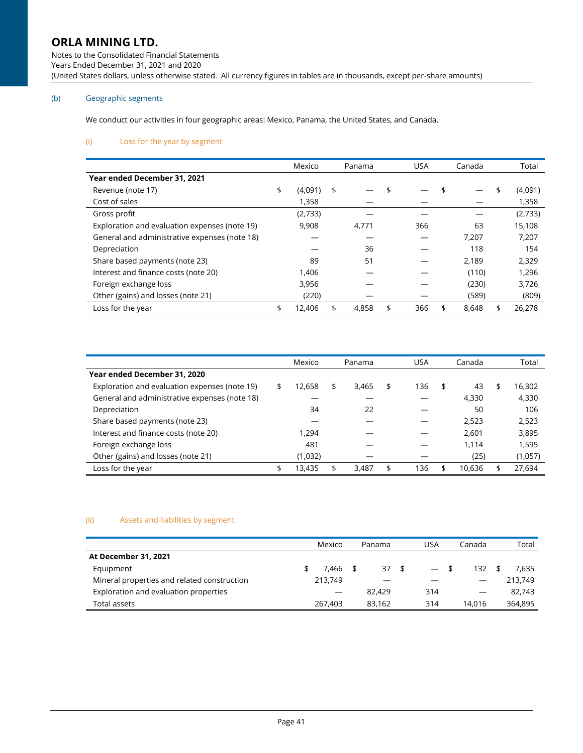# ORLA MINING LTD.

Notes to the Consolidated Financial Statements
Years Ended December 31, 2021 and 2020
(United States dollars, unless otherwise stated. All currency figures in tables are in thousands, except per-share amounts)

(b) Geographic segments

We conduct our activities in four geographic areas: Mexico, Panama, the United States, and Canada.

(i) Loss for the year by segment

| | Mexico | Panama | USA | Canada | Total |
|---|---|---|---|---|---|
| **Year ended December 31, 2021** | | | | | |
| Revenue (note 17) | $ (4,091) | $ — | $ — | $ — | $ (4,091) |
| Cost of sales | 1,358 | — | — | — | 1,358 |
| Gross profit | (2,733) | — | — | — | (2,733) |
| Exploration and evaluation expenses (note 19) | 9,908 | 4,771 | 366 | 63 | 15,108 |
| General and administrative expenses (note 18) | — | — | — | 7,207 | 7,207 |
| Depreciation | — | 36 | — | 118 | 154 |
| Share based payments (note 23) | 89 | 51 | — | 2,189 | 2,329 |
| Interest and finance costs (note 20) | 1,406 | — | — | (110) | 1,296 |
| Foreign exchange loss | 3,956 | — | — | (230) | 3,726 |
| Other (gains) and losses (note 21) | (220) | — | — | (589) | (809) |
| Loss for the year | $ 12,406 | $ 4,858 | $ 366 | $ 8,648 | $ 26,278 |

| | Mexico | Panama | USA | Canada | Total |
|---|---|---|---|---|---|
| **Year ended December 31, 2020** | | | | | |
| Exploration and evaluation expenses (note 19) | $ 12,658 | $ 3,465 | $ 136 | $ 43 | $ 16,302 |
| General and administrative expenses (note 18) | — | — | — | 4,330 | 4,330 |
| Depreciation | 34 | 22 | — | 50 | 106 |
| Share based payments (note 23) | — | — | — | 2,523 | 2,523 |
| Interest and finance costs (note 20) | 1,294 | — | — | 2,601 | 3,895 |
| Foreign exchange loss | 481 | — | — | 1,114 | 1,595 |
| Other (gains) and losses (note 21) | (1,032) | — | — | (25) | (1,057) |
| Loss for the year | $ 13,435 | $ 3,487 | $ 136 | $ 10,636 | $ 27,694 |

(ii) Assets and liabilities by segment

| | Mexico | Panama | USA | Canada | Total |
|---|---|---|---|---|---|
| **At December 31, 2021** | | | | | |
| Equipment | $ 7,466 | $ 37 | $ — | $ 132 | $ 7,635 |
| Mineral properties and related construction | 213,749 | — | — | — | 213,749 |
| Exploration and evaluation properties | — | 82,429 | 314 | — | 82,743 |
| Total assets | 267,403 | 83,162 | 314 | 14,016 | 364,895 |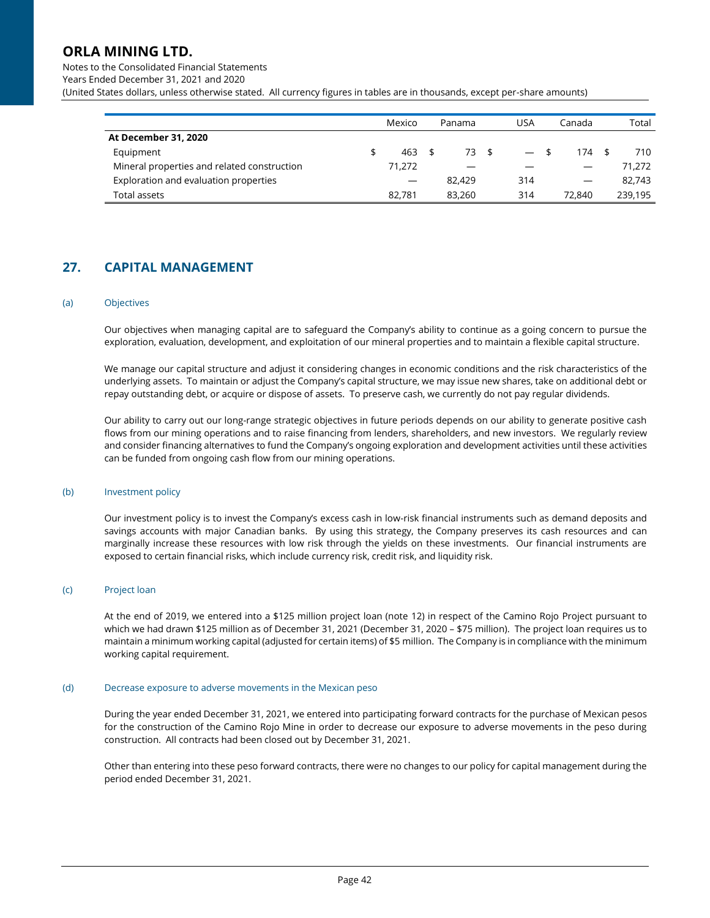| | Mexico | Panama | USA | Canada | Total |
|---|---|---|---|---|---|
| **At December 31, 2020** | | | | | |
| Equipment | $ 463 | $ 73 | $ — | $ 174 | $ 710 |
| Mineral properties and related construction | 71,272 | — | — | — | 71,272 |
| Exploration and evaluation properties | — | 82,429 | 314 | — | 82,743 |
| Total assets | 82,781 | 83,260 | 314 | 72,840 | 239,195 |

## 27. CAPITAL MANAGEMENT

### (a) Objectives

Our objectives when managing capital are to safeguard the Company's ability to continue as a going concern to pursue the exploration, evaluation, development, and exploitation of our mineral properties and to maintain a flexible capital structure.

We manage our capital structure and adjust it considering changes in economic conditions and the risk characteristics of the underlying assets. To maintain or adjust the Company's capital structure, we may issue new shares, take on additional debt or repay outstanding debt, or acquire or dispose of assets. To preserve cash, we currently do not pay regular dividends.

Our ability to carry out our long-range strategic objectives in future periods depends on our ability to generate positive cash flows from our mining operations and to raise financing from lenders, shareholders, and new investors. We regularly review and consider financing alternatives to fund the Company's ongoing exploration and development activities until these activities can be funded from ongoing cash flow from our mining operations.

### (b) Investment policy

Our investment policy is to invest the Company's excess cash in low-risk financial instruments such as demand deposits and savings accounts with major Canadian banks. By using this strategy, the Company preserves its cash resources and can marginally increase these resources with low risk through the yields on these investments. Our financial instruments are exposed to certain financial risks, which include currency risk, credit risk, and liquidity risk.

### (c) Project loan

At the end of 2019, we entered into a $125 million project loan (note 12) in respect of the Camino Rojo Project pursuant to which we had drawn $125 million as of December 31, 2021 (December 31, 2020 – $75 million). The project loan requires us to maintain a minimum working capital (adjusted for certain items) of $5 million. The Company is in compliance with the minimum working capital requirement.

### (d) Decrease exposure to adverse movements in the Mexican peso

During the year ended December 31, 2021, we entered into participating forward contracts for the purchase of Mexican pesos for the construction of the Camino Rojo Mine in order to decrease our exposure to adverse movements in the peso during construction. All contracts had been closed out by December 31, 2021.

Other than entering into these peso forward contracts, there were no changes to our policy for capital management during the period ended December 31, 2021.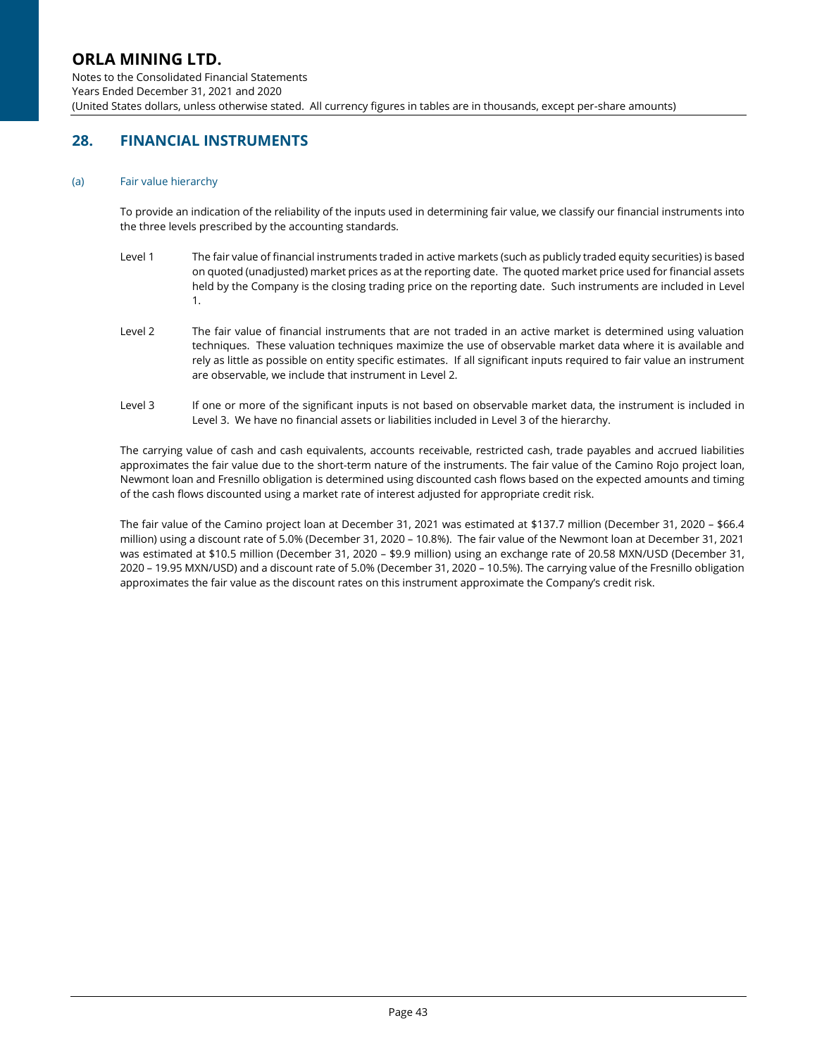## 28. FINANCIAL INSTRUMENTS

### (a) Fair value hierarchy

To provide an indication of the reliability of the inputs used in determining fair value, we classify our financial instruments into the three levels prescribed by the accounting standards.

Level 1 The fair value of financial instruments traded in active markets (such as publicly traded equity securities) is based on quoted (unadjusted) market prices as at the reporting date. The quoted market price used for financial assets held by the Company is the closing trading price on the reporting date. Such instruments are included in Level 1.

Level 2 The fair value of financial instruments that are not traded in an active market is determined using valuation techniques. These valuation techniques maximize the use of observable market data where it is available and rely as little as possible on entity specific estimates. If all significant inputs required to fair value an instrument are observable, we include that instrument in Level 2.

Level 3 If one or more of the significant inputs is not based on observable market data, the instrument is included in Level 3. We have no financial assets or liabilities included in Level 3 of the hierarchy.

The carrying value of cash and cash equivalents, accounts receivable, restricted cash, trade payables and accrued liabilities approximates the fair value due to the short-term nature of the instruments. The fair value of the Camino Rojo project loan, Newmont loan and Fresnillo obligation is determined using discounted cash flows based on the expected amounts and timing of the cash flows discounted using a market rate of interest adjusted for appropriate credit risk.

The fair value of the Camino project loan at December 31, 2021 was estimated at $137.7 million (December 31, 2020 – $66.4 million) using a discount rate of 5.0% (December 31, 2020 – 10.8%). The fair value of the Newmont loan at December 31, 2021 was estimated at $10.5 million (December 31, 2020 – $9.9 million) using an exchange rate of 20.58 MXN/USD (December 31, 2020 – 19.95 MXN/USD) and a discount rate of 5.0% (December 31, 2020 – 10.5%). The carrying value of the Fresnillo obligation approximates the fair value as the discount rates on this instrument approximate the Company's credit risk.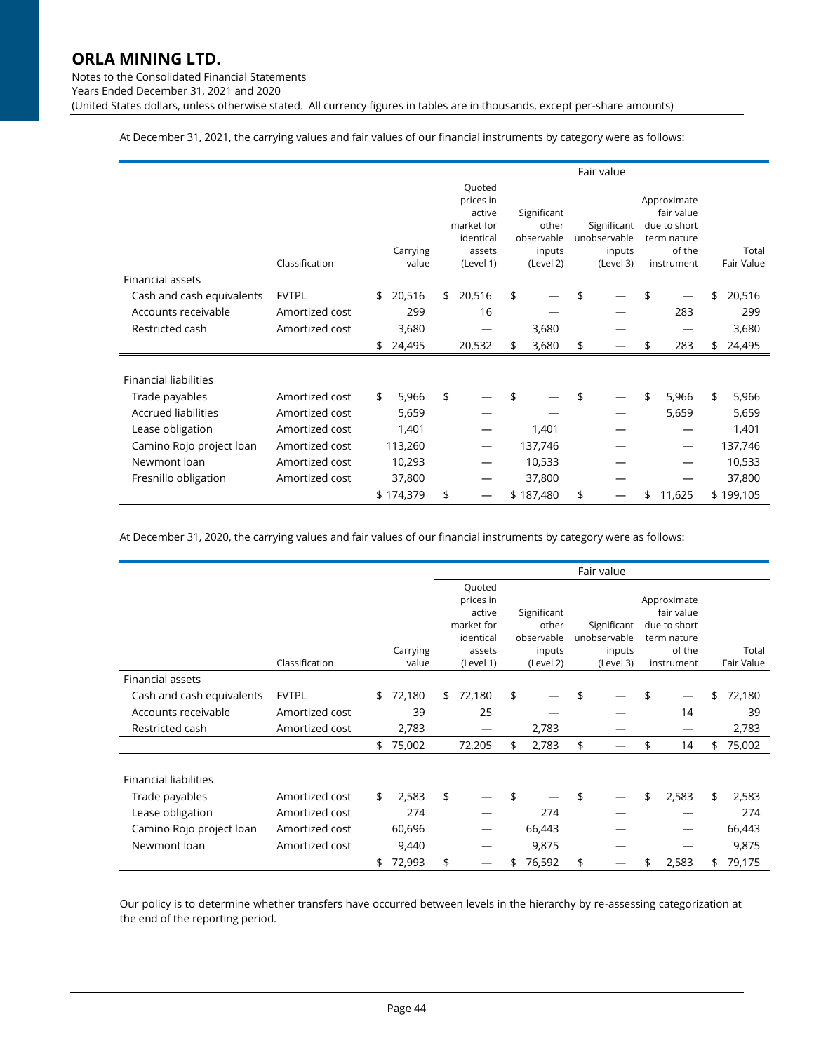At December 31, 2021, the carrying values and fair values of our financial instruments by category were as follows:

| | | | Fair value | | | | |
|---|---|---|---|---|---|---|---|
| | Classification | Carrying value | Quoted prices in active market for identical assets (Level 1) | Significant other observable inputs (Level 2) | Significant unobservable inputs (Level 3) | Approximate fair value due to short term nature of the instrument | Total Fair Value |
| Financial assets | | | | | | | |
| Cash and cash equivalents | FVTPL | $ 20,516 | $ 20,516 | $ — | $ — | $ — | $ 20,516 |
| Accounts receivable | Amortized cost | 299 | 16 | — | — | 283 | 299 |
| Restricted cash | Amortized cost | 3,680 | — | 3,680 | — | — | 3,680 |
| | | $ 24,495 | 20,532 | $ 3,680 | $ — | $ 283 | $ 24,495 |
| Financial liabilities | | | | | | | |
| Trade payables | Amortized cost | $ 5,966 | $ — | $ — | $ — | $ 5,966 | $ 5,966 |
| Accrued liabilities | Amortized cost | 5,659 | — | — | — | 5,659 | 5,659 |
| Lease obligation | Amortized cost | 1,401 | — | 1,401 | — | — | 1,401 |
| Camino Rojo project loan | Amortized cost | 113,260 | — | 137,746 | — | — | 137,746 |
| Newmont loan | Amortized cost | 10,293 | — | 10,533 | — | — | 10,533 |
| Fresnillo obligation | Amortized cost | 37,800 | — | 37,800 | — | — | 37,800 |
| | | $ 174,379 | $ — | $ 187,480 | $ — | $ 11,625 | $ 199,105 |

At December 31, 2020, the carrying values and fair values of our financial instruments by category were as follows:

| | | | Fair value | | | | |
|---|---|---|---|---|---|---|---|
| | Classification | Carrying value | Quoted prices in active market for identical assets (Level 1) | Significant other observable inputs (Level 2) | Significant unobservable inputs (Level 3) | Approximate fair value due to short term nature of the instrument | Total Fair Value |
| Financial assets | | | | | | | |
| Cash and cash equivalents | FVTPL | $ 72,180 | $ 72,180 | $ — | $ — | $ — | $ 72,180 |
| Accounts receivable | Amortized cost | 39 | 25 | — | — | 14 | 39 |
| Restricted cash | Amortized cost | 2,783 | — | 2,783 | — | — | 2,783 |
| | | $ 75,002 | 72,205 | $ 2,783 | $ — | $ 14 | $ 75,002 |
| Financial liabilities | | | | | | | |
| Trade payables | Amortized cost | $ 2,583 | $ — | $ — | $ — | $ 2,583 | $ 2,583 |
| Lease obligation | Amortized cost | 274 | — | 274 | — | — | 274 |
| Camino Rojo project loan | Amortized cost | 60,696 | — | 66,443 | — | — | 66,443 |
| Newmont loan | Amortized cost | 9,440 | — | 9,875 | — | — | 9,875 |
| | | $ 72,993 | $ — | $ 76,592 | $ — | $ 2,583 | $ 79,175 |

Our policy is to determine whether transfers have occurred between levels in the hierarchy by re-assessing categorization at the end of the reporting period.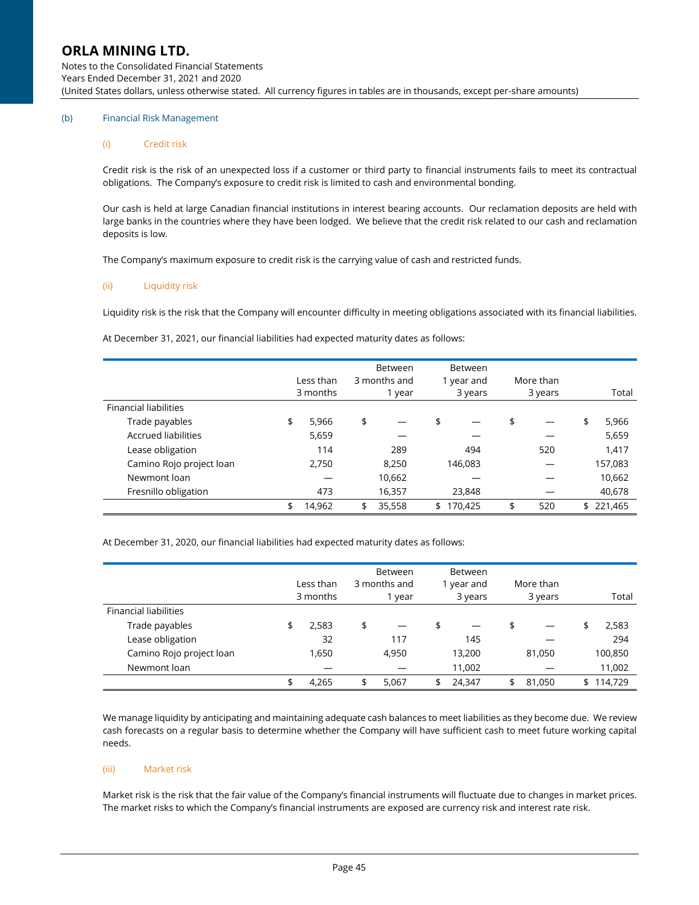(b) Financial Risk Management

(i) Credit risk

Credit risk is the risk of an unexpected loss if a customer or third party to financial instruments fails to meet its contractual obligations. The Company's exposure to credit risk is limited to cash and environmental bonding.

Our cash is held at large Canadian financial institutions in interest bearing accounts. Our reclamation deposits are held with large banks in the countries where they have been lodged. We believe that the credit risk related to our cash and reclamation deposits is low.

The Company's maximum exposure to credit risk is the carrying value of cash and restricted funds.

(ii) Liquidity risk

Liquidity risk is the risk that the Company will encounter difficulty in meeting obligations associated with its financial liabilities.

At December 31, 2021, our financial liabilities had expected maturity dates as follows:

| | Less than 3 months | Between 3 months and 1 year | Between 1 year and 3 years | More than 3 years | Total |
|---|---|---|---|---|---|
| Financial liabilities | | | | | |
| Trade payables | $ 5,966 | $ — | $ — | $ — | $ 5,966 |
| Accrued liabilities | 5,659 | — | — | — | 5,659 |
| Lease obligation | 114 | 289 | 494 | 520 | 1,417 |
| Camino Rojo project loan | 2,750 | 8,250 | 146,083 | — | 157,083 |
| Newmont loan | — | 10,662 | — | — | 10,662 |
| Fresnillo obligation | 473 | 16,357 | 23,848 | — | 40,678 |
| | $ 14,962 | $ 35,558 | $ 170,425 | $ 520 | $ 221,465 |

At December 31, 2020, our financial liabilities had expected maturity dates as follows:

| | Less than 3 months | Between 3 months and 1 year | Between 1 year and 3 years | More than 3 years | Total |
|---|---|---|---|---|---|
| Financial liabilities | | | | | |
| Trade payables | $ 2,583 | $ — | $ — | $ — | $ 2,583 |
| Lease obligation | 32 | 117 | 145 | — | 294 |
| Camino Rojo project loan | 1,650 | 4,950 | 13,200 | 81,050 | 100,850 |
| Newmont loan | — | — | 11,002 | — | 11,002 |
| | $ 4,265 | $ 5,067 | $ 24,347 | $ 81,050 | $ 114,729 |

We manage liquidity by anticipating and maintaining adequate cash balances to meet liabilities as they become due. We review cash forecasts on a regular basis to determine whether the Company will have sufficient cash to meet future working capital needs.

(iii) Market risk

Market risk is the risk that the fair value of the Company's financial instruments will fluctuate due to changes in market prices. The market risks to which the Company's financial instruments are exposed are currency risk and interest rate risk.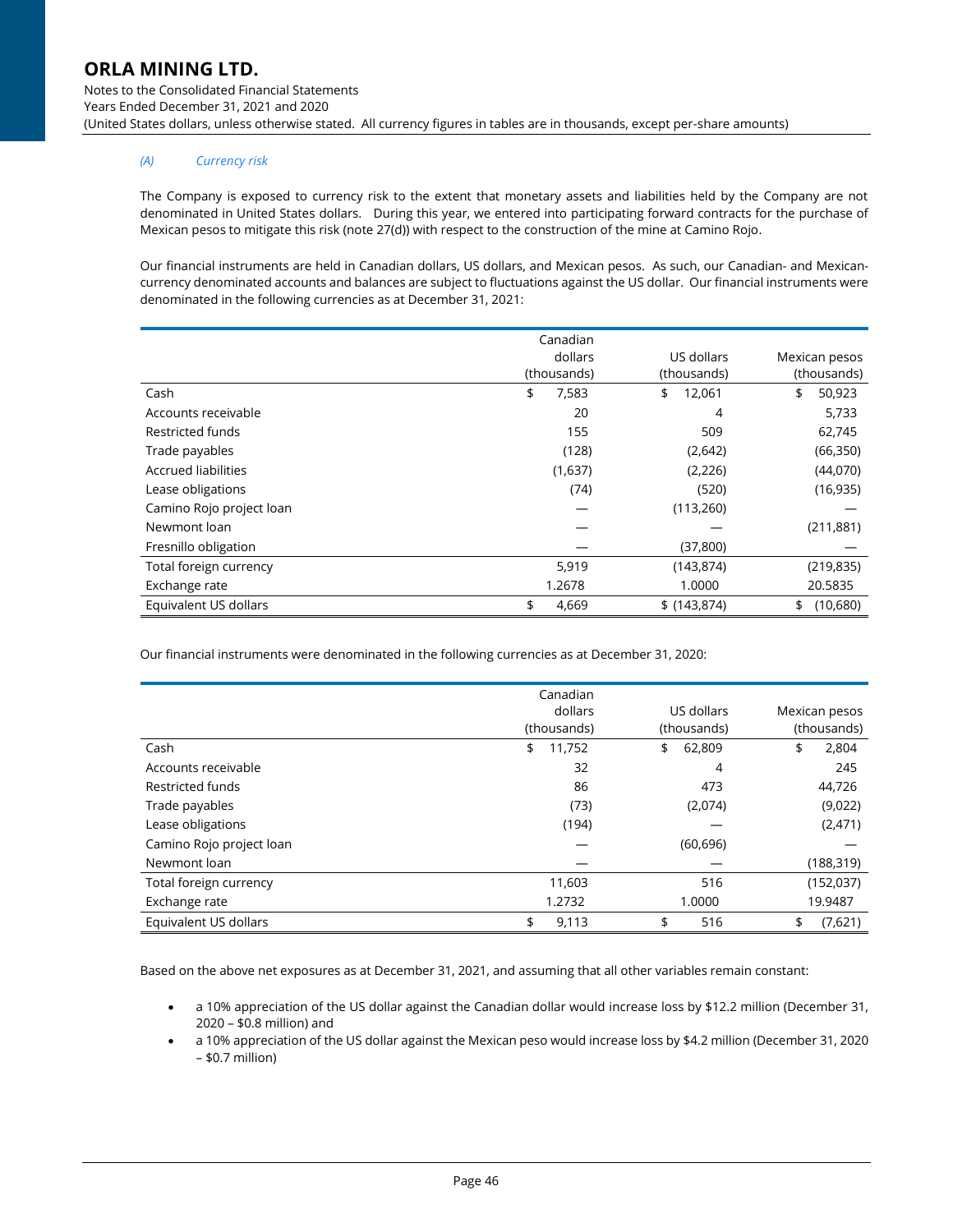*(A) Currency risk*

The Company is exposed to currency risk to the extent that monetary assets and liabilities held by the Company are not denominated in United States dollars. During this year, we entered into participating forward contracts for the purchase of Mexican pesos to mitigate this risk (note 27(d)) with respect to the construction of the mine at Camino Rojo.

Our financial instruments are held in Canadian dollars, US dollars, and Mexican pesos. As such, our Canadian- and Mexican-currency denominated accounts and balances are subject to fluctuations against the US dollar. Our financial instruments were denominated in the following currencies as at December 31, 2021:

| | Canadian dollars (thousands) | US dollars (thousands) | Mexican pesos (thousands) |
|---|---|---|---|
| Cash | $ 7,583 | $ 12,061 | $ 50,923 |
| Accounts receivable | 20 | 4 | 5,733 |
| Restricted funds | 155 | 509 | 62,745 |
| Trade payables | (128) | (2,642) | (66,350) |
| Accrued liabilities | (1,637) | (2,226) | (44,070) |
| Lease obligations | (74) | (520) | (16,935) |
| Camino Rojo project loan | — | (113,260) | — |
| Newmont loan | — | — | (211,881) |
| Fresnillo obligation | — | (37,800) | — |
| Total foreign currency | 5,919 | (143,874) | (219,835) |
| Exchange rate | 1.2678 | 1.0000 | 20.5835 |
| Equivalent US dollars | $ 4,669 | $ (143,874) | $ (10,680) |

Our financial instruments were denominated in the following currencies as at December 31, 2020:

| | Canadian dollars (thousands) | US dollars (thousands) | Mexican pesos (thousands) |
|---|---|---|---|
| Cash | $ 11,752 | $ 62,809 | $ 2,804 |
| Accounts receivable | 32 | 4 | 245 |
| Restricted funds | 86 | 473 | 44,726 |
| Trade payables | (73) | (2,074) | (9,022) |
| Lease obligations | (194) | — | (2,471) |
| Camino Rojo project loan | — | (60,696) | — |
| Newmont loan | — | — | (188,319) |
| Total foreign currency | 11,603 | 516 | (152,037) |
| Exchange rate | 1.2732 | 1.0000 | 19.9487 |
| Equivalent US dollars | $ 9,113 | $ 516 | $ (7,621) |

Based on the above net exposures as at December 31, 2021, and assuming that all other variables remain constant:

- a 10% appreciation of the US dollar against the Canadian dollar would increase loss by $12.2 million (December 31, 2020 – $0.8 million) and
- a 10% appreciation of the US dollar against the Mexican peso would increase loss by $4.2 million (December 31, 2020 – $0.7 million)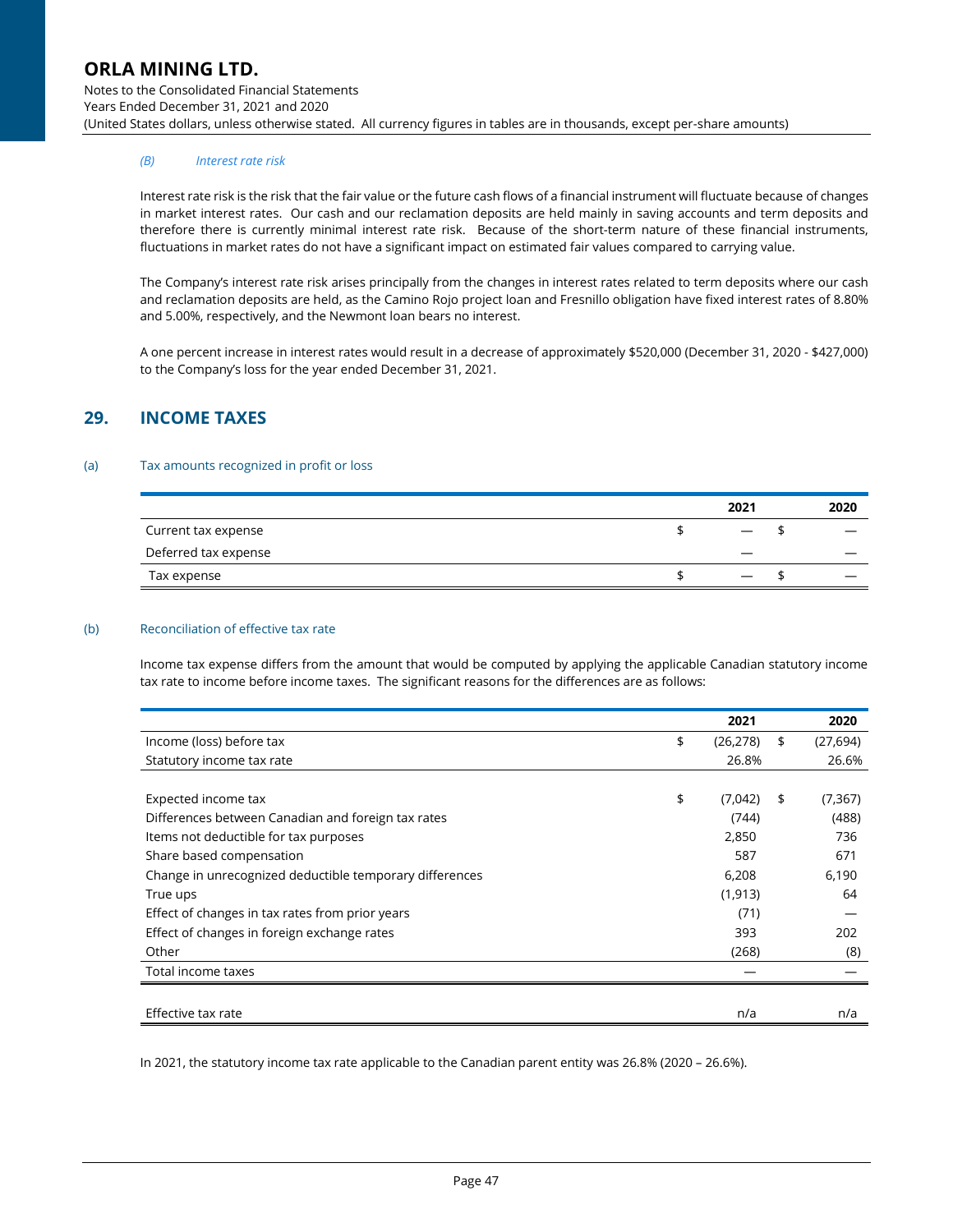*(B) Interest rate risk*

Interest rate risk is the risk that the fair value or the future cash flows of a financial instrument will fluctuate because of changes in market interest rates. Our cash and our reclamation deposits are held mainly in saving accounts and term deposits and therefore there is currently minimal interest rate risk. Because of the short-term nature of these financial instruments, fluctuations in market rates do not have a significant impact on estimated fair values compared to carrying value.

The Company's interest rate risk arises principally from the changes in interest rates related to term deposits where our cash and reclamation deposits are held, as the Camino Rojo project loan and Fresnillo obligation have fixed interest rates of 8.80% and 5.00%, respectively, and the Newmont loan bears no interest.

A one percent increase in interest rates would result in a decrease of approximately $520,000 (December 31, 2020 - $427,000) to the Company's loss for the year ended December 31, 2021.

## 29. INCOME TAXES

### (a) Tax amounts recognized in profit or loss

| | 2021 | 2020 |
|---|---|---|
| Current tax expense | $ — | $ — |
| Deferred tax expense | — | — |
| Tax expense | $ — | $ — |

### (b) Reconciliation of effective tax rate

Income tax expense differs from the amount that would be computed by applying the applicable Canadian statutory income tax rate to income before income taxes. The significant reasons for the differences are as follows:

| | 2021 | 2020 |
|---|---|---|
| Income (loss) before tax | $ (26,278) | $ (27,694) |
| Statutory income tax rate | 26.8% | 26.6% |
| | | |
| Expected income tax | $ (7,042) | $ (7,367) |
| Differences between Canadian and foreign tax rates | (744) | (488) |
| Items not deductible for tax purposes | 2,850 | 736 |
| Share based compensation | 587 | 671 |
| Change in unrecognized deductible temporary differences | 6,208 | 6,190 |
| True ups | (1,913) | 64 |
| Effect of changes in tax rates from prior years | (71) | — |
| Effect of changes in foreign exchange rates | 393 | 202 |
| Other | (268) | (8) |
| Total income taxes | — | — |
| | | |
| Effective tax rate | n/a | n/a |

In 2021, the statutory income tax rate applicable to the Canadian parent entity was 26.8% (2020 – 26.6%).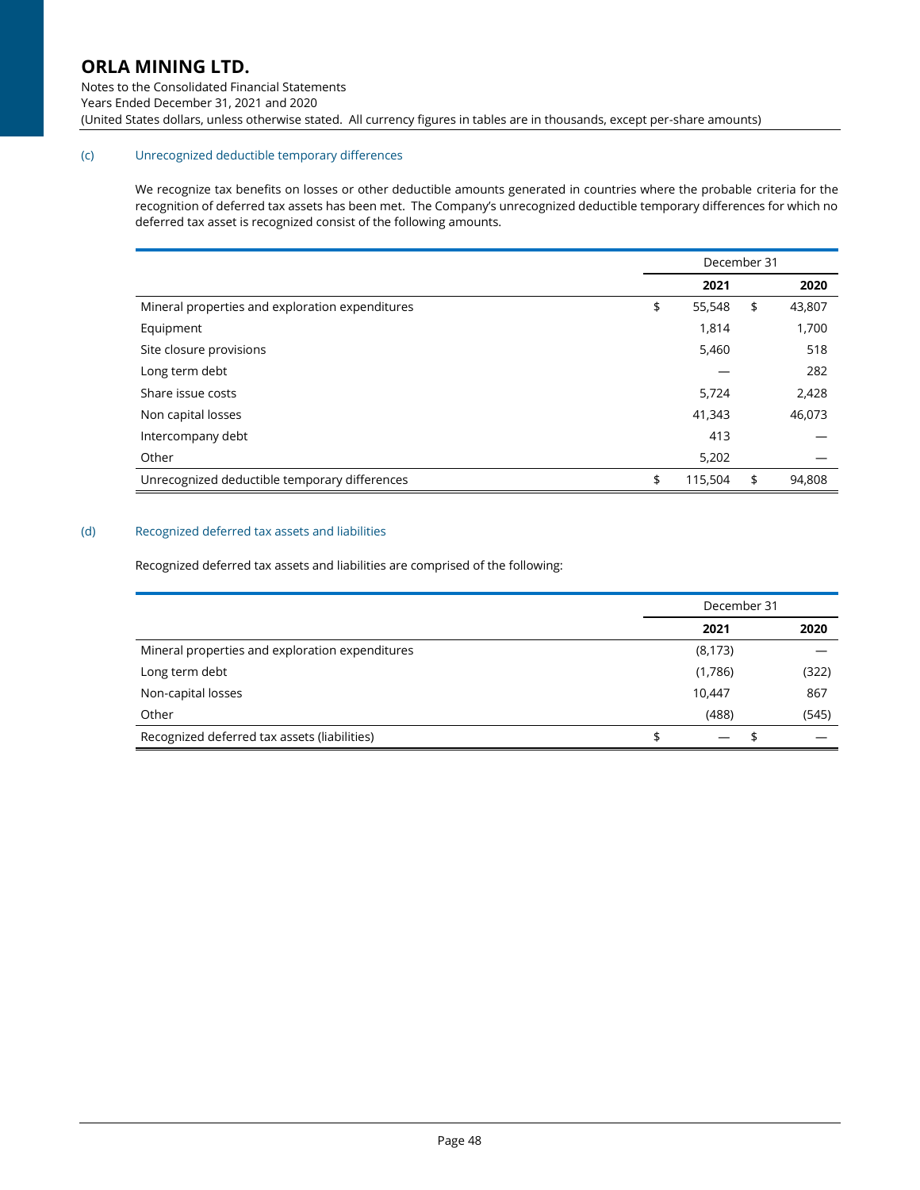(c) Unrecognized deductible temporary differences

We recognize tax benefits on losses or other deductible amounts generated in countries where the probable criteria for the recognition of deferred tax assets has been met. The Company's unrecognized deductible temporary differences for which no deferred tax asset is recognized consist of the following amounts.

| | December 31 | |
|---|---|---|
| | **2021** | **2020** |
| Mineral properties and exploration expenditures | $ 55,548 | $ 43,807 |
| Equipment | 1,814 | 1,700 |
| Site closure provisions | 5,460 | 518 |
| Long term debt | — | 282 |
| Share issue costs | 5,724 | 2,428 |
| Non capital losses | 41,343 | 46,073 |
| Intercompany debt | 413 | — |
| Other | 5,202 | — |
| Unrecognized deductible temporary differences | $ 115,504 | $ 94,808 |

(d) Recognized deferred tax assets and liabilities

Recognized deferred tax assets and liabilities are comprised of the following:

| | December 31 | |
|---|---|---|
| | **2021** | **2020** |
| Mineral properties and exploration expenditures | (8,173) | — |
| Long term debt | (1,786) | (322) |
| Non-capital losses | 10,447 | 867 |
| Other | (488) | (545) |
| Recognized deferred tax assets (liabilities) | $ — | $ — |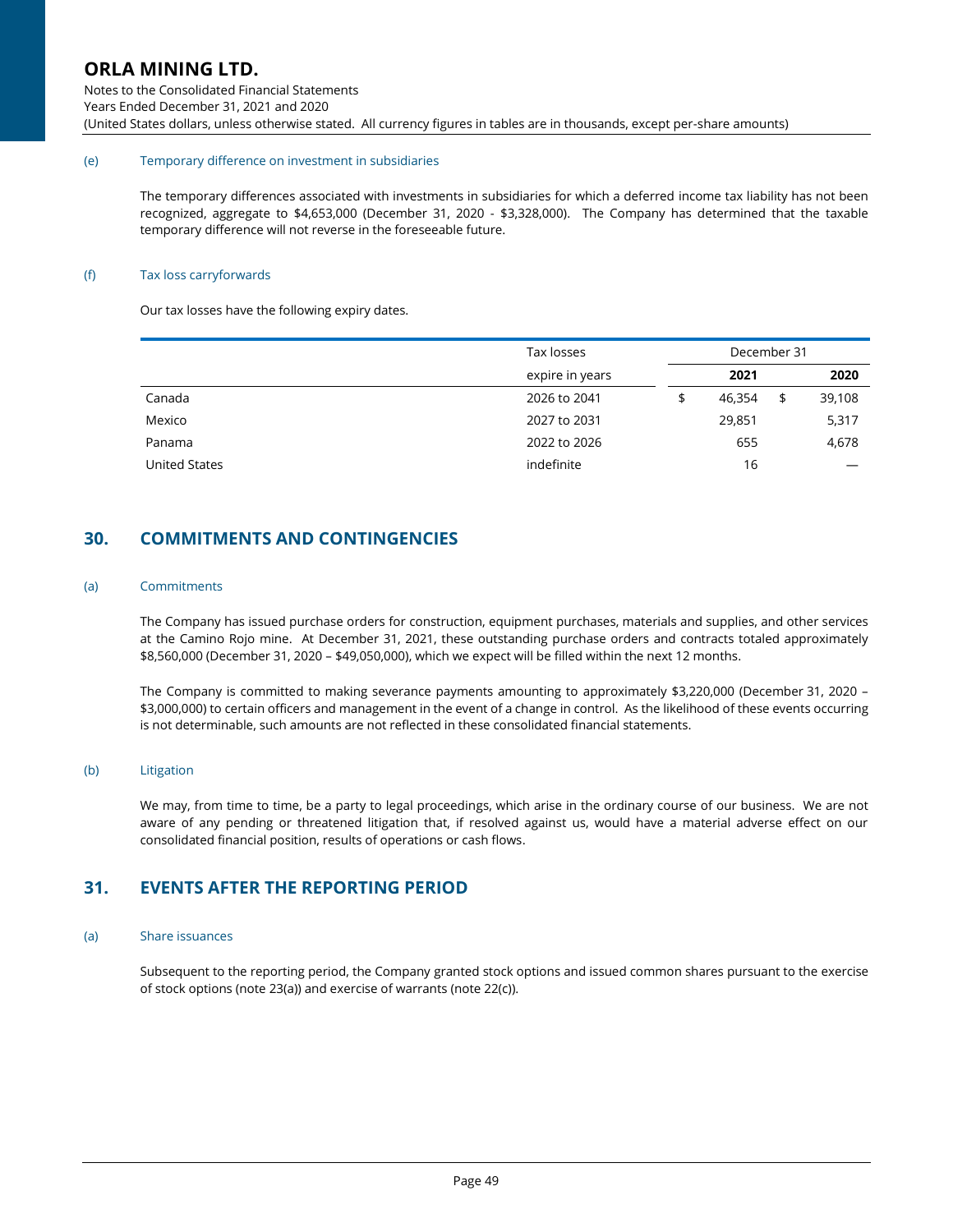#### (e) Temporary difference on investment in subsidiaries

The temporary differences associated with investments in subsidiaries for which a deferred income tax liability has not been recognized, aggregate to $4,653,000 (December 31, 2020 - $3,328,000). The Company has determined that the taxable temporary difference will not reverse in the foreseeable future.

#### (f) Tax loss carryforwards

Our tax losses have the following expiry dates.

| | Tax losses expire in years | December 31 2021 | 2020 |
|---|---|---|---|
| Canada | 2026 to 2041 | $ 46,354 | $ 39,108 |
| Mexico | 2027 to 2031 | 29,851 | 5,317 |
| Panama | 2022 to 2026 | 655 | 4,678 |
| United States | indefinite | 16 | — |

## 30. COMMITMENTS AND CONTINGENCIES

#### (a) Commitments

The Company has issued purchase orders for construction, equipment purchases, materials and supplies, and other services at the Camino Rojo mine. At December 31, 2021, these outstanding purchase orders and contracts totaled approximately $8,560,000 (December 31, 2020 – $49,050,000), which we expect will be filled within the next 12 months.

The Company is committed to making severance payments amounting to approximately $3,220,000 (December 31, 2020 – $3,000,000) to certain officers and management in the event of a change in control. As the likelihood of these events occurring is not determinable, such amounts are not reflected in these consolidated financial statements.

#### (b) Litigation

We may, from time to time, be a party to legal proceedings, which arise in the ordinary course of our business. We are not aware of any pending or threatened litigation that, if resolved against us, would have a material adverse effect on our consolidated financial position, results of operations or cash flows.

## 31. EVENTS AFTER THE REPORTING PERIOD

#### (a) Share issuances

Subsequent to the reporting period, the Company granted stock options and issued common shares pursuant to the exercise of stock options (note 23(a)) and exercise of warrants (note 22(c)).